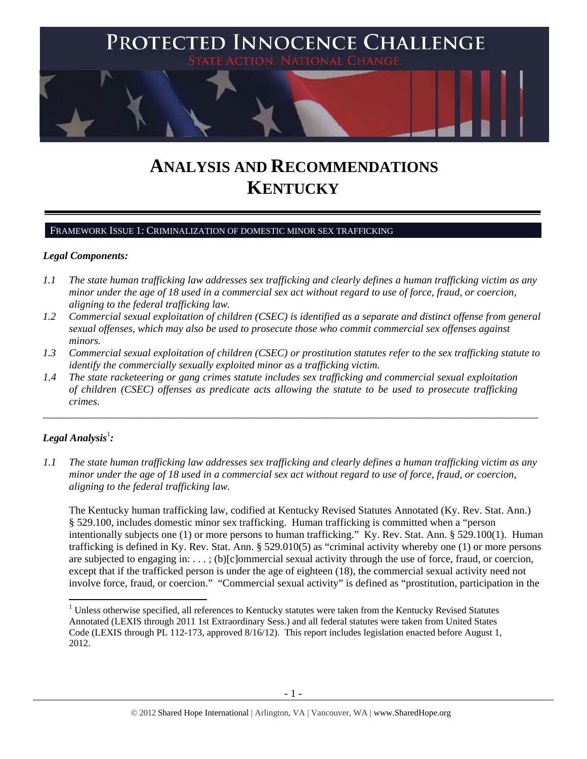# PROTECTED INNOCENCE CHALLENGE

STATE ACTION. NATIONAL CHANGE.

# ANALYSIS AND RECOMMENDATIONS
# KENTUCKY

## FRAMEWORK ISSUE 1: CRIMINALIZATION OF DOMESTIC MINOR SEX TRAFFICKING

***Legal Components:***

*1.1 The state human trafficking law addresses sex trafficking and clearly defines a human trafficking victim as any minor under the age of 18 used in a commercial sex act without regard to use of force, fraud, or coercion, aligning to the federal trafficking law.*

*1.2 Commercial sexual exploitation of children (CSEC) is identified as a separate and distinct offense from general sexual offenses, which may also be used to prosecute those who commit commercial sex offenses against minors.*

*1.3 Commercial sexual exploitation of children (CSEC) or prostitution statutes refer to the sex trafficking statute to identify the commercially sexually exploited minor as a trafficking victim.*

*1.4 The state racketeering or gang crimes statute includes sex trafficking and commercial sexual exploitation of children (CSEC) offenses as predicate acts allowing the statute to be used to prosecute trafficking crimes.*

---

***Legal Analysis*[1]*:***

*1.1 The state human trafficking law addresses sex trafficking and clearly defines a human trafficking victim as any minor under the age of 18 used in a commercial sex act without regard to use of force, fraud, or coercion, aligning to the federal trafficking law.*

The Kentucky human trafficking law, codified at Kentucky Revised Statutes Annotated (Ky. Rev. Stat. Ann.) § 529.100, includes domestic minor sex trafficking. Human trafficking is committed when a "person intentionally subjects one (1) or more persons to human trafficking." Ky. Rev. Stat. Ann. § 529.100(1). Human trafficking is defined in Ky. Rev. Stat. Ann. § 529.010(5) as "criminal activity whereby one (1) or more persons are subjected to engaging in: . . . ; (b)[c]ommercial sexual activity through the use of force, fraud, or coercion, except that if the trafficked person is under the age of eighteen (18), the commercial sexual activity need not involve force, fraud, or coercion." "Commercial sexual activity" is defined as "prostitution, participation in the

[1] Unless otherwise specified, all references to Kentucky statutes were taken from the Kentucky Revised Statutes Annotated (LEXIS through 2011 1st Extraordinary Sess.) and all federal statutes were taken from United States Code (LEXIS through PL 112-173, approved 8/16/12). This report includes legislation enacted before August 1, 2012.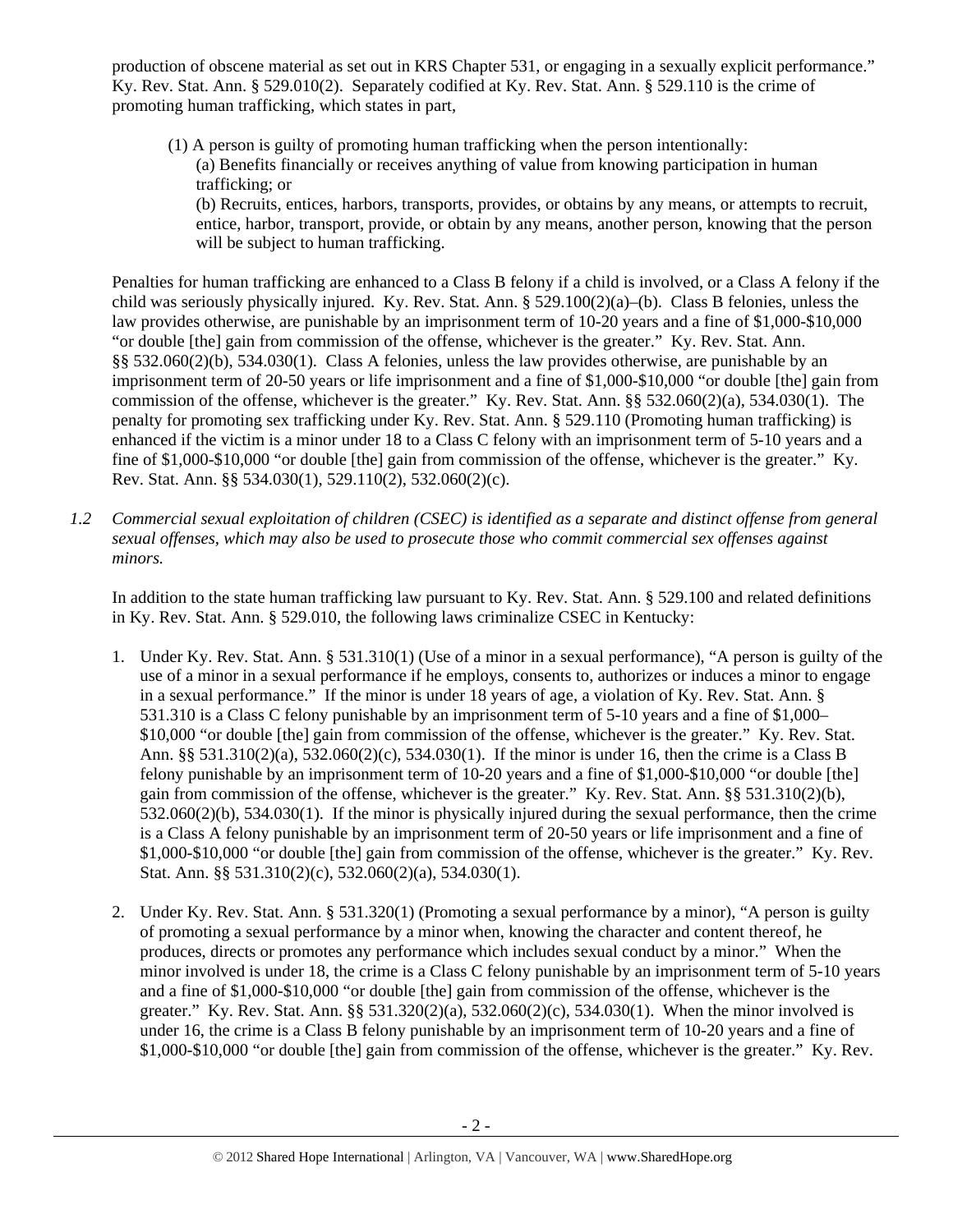production of obscene material as set out in KRS Chapter 531, or engaging in a sexually explicit performance." Ky. Rev. Stat. Ann. § 529.010(2). Separately codified at Ky. Rev. Stat. Ann. § 529.110 is the crime of promoting human trafficking, which states in part,

> (1) A person is guilty of promoting human trafficking when the person intentionally:
> (a) Benefits financially or receives anything of value from knowing participation in human trafficking; or
> (b) Recruits, entices, harbors, transports, provides, or obtains by any means, or attempts to recruit, entice, harbor, transport, provide, or obtain by any means, another person, knowing that the person will be subject to human trafficking.

Penalties for human trafficking are enhanced to a Class B felony if a child is involved, or a Class A felony if the child was seriously physically injured. Ky. Rev. Stat. Ann. § 529.100(2)(a)–(b). Class B felonies, unless the law provides otherwise, are punishable by an imprisonment term of 10-20 years and a fine of $1,000-$10,000 "or double [the] gain from commission of the offense, whichever is the greater." Ky. Rev. Stat. Ann. §§ 532.060(2)(b), 534.030(1). Class A felonies, unless the law provides otherwise, are punishable by an imprisonment term of 20-50 years or life imprisonment and a fine of $1,000-$10,000 "or double [the] gain from commission of the offense, whichever is the greater." Ky. Rev. Stat. Ann. §§ 532.060(2)(a), 534.030(1). The penalty for promoting sex trafficking under Ky. Rev. Stat. Ann. § 529.110 (Promoting human trafficking) is enhanced if the victim is a minor under 18 to a Class C felony with an imprisonment term of 5-10 years and a fine of $1,000-$10,000 "or double [the] gain from commission of the offense, whichever is the greater." Ky. Rev. Stat. Ann. §§ 534.030(1), 529.110(2), 532.060(2)(c).

*1.2 Commercial sexual exploitation of children (CSEC) is identified as a separate and distinct offense from general sexual offenses, which may also be used to prosecute those who commit commercial sex offenses against minors.*

In addition to the state human trafficking law pursuant to Ky. Rev. Stat. Ann. § 529.100 and related definitions in Ky. Rev. Stat. Ann. § 529.010, the following laws criminalize CSEC in Kentucky:

1. Under Ky. Rev. Stat. Ann. § 531.310(1) (Use of a minor in a sexual performance), "A person is guilty of the use of a minor in a sexual performance if he employs, consents to, authorizes or induces a minor to engage in a sexual performance." If the minor is under 18 years of age, a violation of Ky. Rev. Stat. Ann. § 531.310 is a Class C felony punishable by an imprisonment term of 5-10 years and a fine of $1,000–$10,000 "or double [the] gain from commission of the offense, whichever is the greater." Ky. Rev. Stat. Ann. §§ 531.310(2)(a), 532.060(2)(c), 534.030(1). If the minor is under 16, then the crime is a Class B felony punishable by an imprisonment term of 10-20 years and a fine of $1,000-$10,000 "or double [the] gain from commission of the offense, whichever is the greater." Ky. Rev. Stat. Ann. §§ 531.310(2)(b), 532.060(2)(b), 534.030(1). If the minor is physically injured during the sexual performance, then the crime is a Class A felony punishable by an imprisonment term of 20-50 years or life imprisonment and a fine of $1,000-$10,000 "or double [the] gain from commission of the offense, whichever is the greater." Ky. Rev. Stat. Ann. §§ 531.310(2)(c), 532.060(2)(a), 534.030(1).

2. Under Ky. Rev. Stat. Ann. § 531.320(1) (Promoting a sexual performance by a minor), "A person is guilty of promoting a sexual performance by a minor when, knowing the character and content thereof, he produces, directs or promotes any performance which includes sexual conduct by a minor." When the minor involved is under 18, the crime is a Class C felony punishable by an imprisonment term of 5-10 years and a fine of $1,000-$10,000 "or double [the] gain from commission of the offense, whichever is the greater." Ky. Rev. Stat. Ann. §§ 531.320(2)(a), 532.060(2)(c), 534.030(1). When the minor involved is under 16, the crime is a Class B felony punishable by an imprisonment term of 10-20 years and a fine of $1,000-$10,000 "or double [the] gain from commission of the offense, whichever is the greater." Ky. Rev.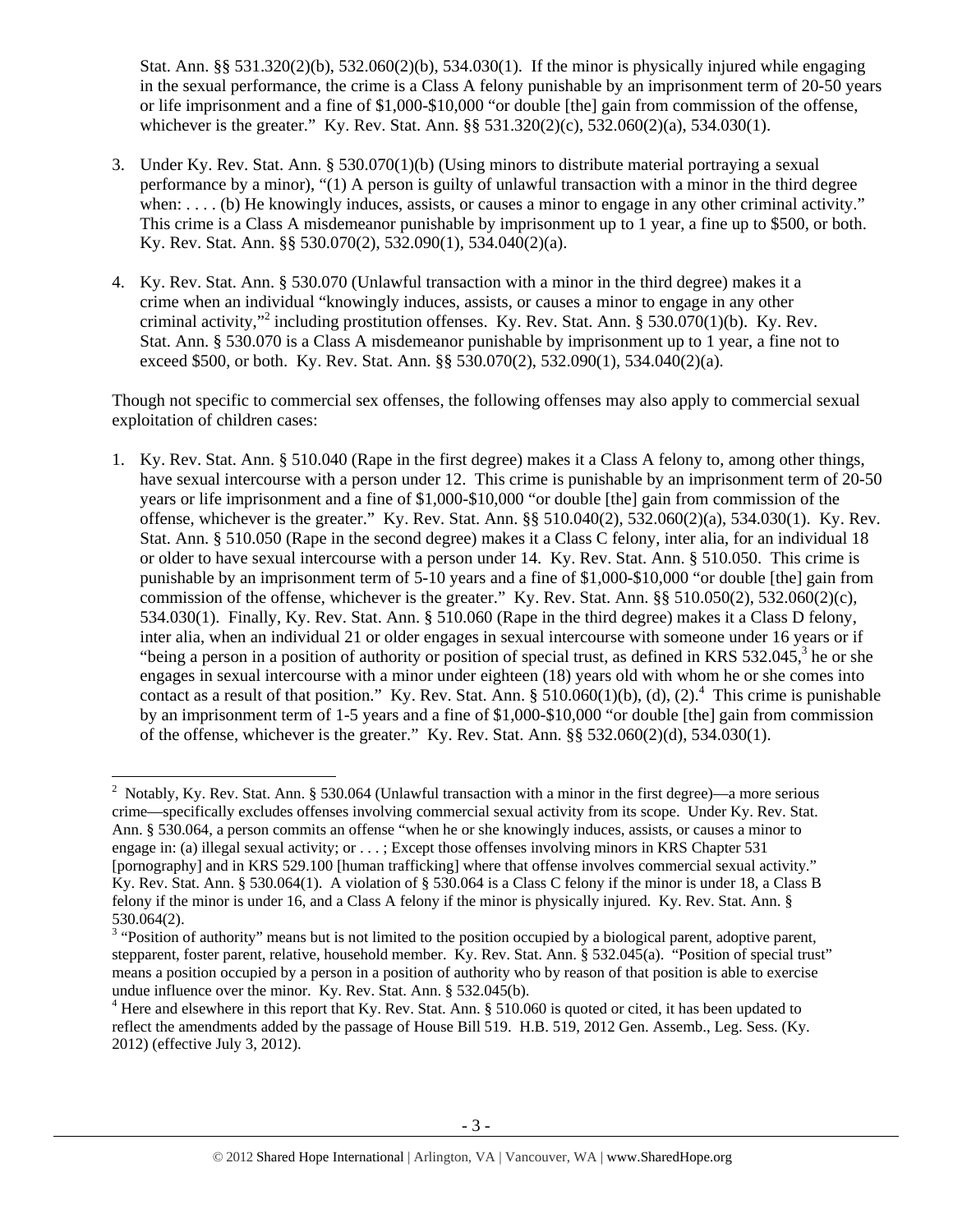Stat. Ann. §§ 531.320(2)(b), 532.060(2)(b), 534.030(1). If the minor is physically injured while engaging in the sexual performance, the crime is a Class A felony punishable by an imprisonment term of 20-50 years or life imprisonment and a fine of $1,000-$10,000 "or double [the] gain from commission of the offense, whichever is the greater." Ky. Rev. Stat. Ann. §§ 531.320(2)(c), 532.060(2)(a), 534.030(1).

3. Under Ky. Rev. Stat. Ann. § 530.070(1)(b) (Using minors to distribute material portraying a sexual performance by a minor), "(1) A person is guilty of unlawful transaction with a minor in the third degree when: . . . . (b) He knowingly induces, assists, or causes a minor to engage in any other criminal activity." This crime is a Class A misdemeanor punishable by imprisonment up to 1 year, a fine up to $500, or both. Ky. Rev. Stat. Ann. §§ 530.070(2), 532.090(1), 534.040(2)(a).

4. Ky. Rev. Stat. Ann. § 530.070 (Unlawful transaction with a minor in the third degree) makes it a crime when an individual "knowingly induces, assists, or causes a minor to engage in any other criminal activity,"[2] including prostitution offenses. Ky. Rev. Stat. Ann. § 530.070(1)(b). Ky. Rev. Stat. Ann. § 530.070 is a Class A misdemeanor punishable by imprisonment up to 1 year, a fine not to exceed $500, or both. Ky. Rev. Stat. Ann. §§ 530.070(2), 532.090(1), 534.040(2)(a).

Though not specific to commercial sex offenses, the following offenses may also apply to commercial sexual exploitation of children cases:

1. Ky. Rev. Stat. Ann. § 510.040 (Rape in the first degree) makes it a Class A felony to, among other things, have sexual intercourse with a person under 12. This crime is punishable by an imprisonment term of 20-50 years or life imprisonment and a fine of $1,000-$10,000 "or double [the] gain from commission of the offense, whichever is the greater." Ky. Rev. Stat. Ann. §§ 510.040(2), 532.060(2)(a), 534.030(1). Ky. Rev. Stat. Ann. § 510.050 (Rape in the second degree) makes it a Class C felony, inter alia, for an individual 18 or older to have sexual intercourse with a person under 14. Ky. Rev. Stat. Ann. § 510.050. This crime is punishable by an imprisonment term of 5-10 years and a fine of $1,000-$10,000 "or double [the] gain from commission of the offense, whichever is the greater." Ky. Rev. Stat. Ann. §§ 510.050(2), 532.060(2)(c), 534.030(1). Finally, Ky. Rev. Stat. Ann. § 510.060 (Rape in the third degree) makes it a Class D felony, inter alia, when an individual 21 or older engages in sexual intercourse with someone under 16 years or if "being a person in a position of authority or position of special trust, as defined in KRS 532.045,[3] he or she engages in sexual intercourse with a minor under eighteen (18) years old with whom he or she comes into contact as a result of that position." Ky. Rev. Stat. Ann. § 510.060(1)(b), (d), (2).[4] This crime is punishable by an imprisonment term of 1-5 years and a fine of $1,000-$10,000 "or double [the] gain from commission of the offense, whichever is the greater." Ky. Rev. Stat. Ann. §§ 532.060(2)(d), 534.030(1).

---

[2] Notably, Ky. Rev. Stat. Ann. § 530.064 (Unlawful transaction with a minor in the first degree)—a more serious crime—specifically excludes offenses involving commercial sexual activity from its scope. Under Ky. Rev. Stat. Ann. § 530.064, a person commits an offense "when he or she knowingly induces, assists, or causes a minor to engage in: (a) illegal sexual activity; or . . . ; Except those offenses involving minors in KRS Chapter 531 [pornography] and in KRS 529.100 [human trafficking] where that offense involves commercial sexual activity." Ky. Rev. Stat. Ann. § 530.064(1). A violation of § 530.064 is a Class C felony if the minor is under 18, a Class B felony if the minor is under 16, and a Class A felony if the minor is physically injured. Ky. Rev. Stat. Ann. § 530.064(2).

[3] "Position of authority" means but is not limited to the position occupied by a biological parent, adoptive parent, stepparent, foster parent, relative, household member. Ky. Rev. Stat. Ann. § 532.045(a). "Position of special trust" means a position occupied by a person in a position of authority who by reason of that position is able to exercise undue influence over the minor. Ky. Rev. Stat. Ann. § 532.045(b).

[4] Here and elsewhere in this report that Ky. Rev. Stat. Ann. § 510.060 is quoted or cited, it has been updated to reflect the amendments added by the passage of House Bill 519. H.B. 519, 2012 Gen. Assemb., Leg. Sess. (Ky. 2012) (effective July 3, 2012).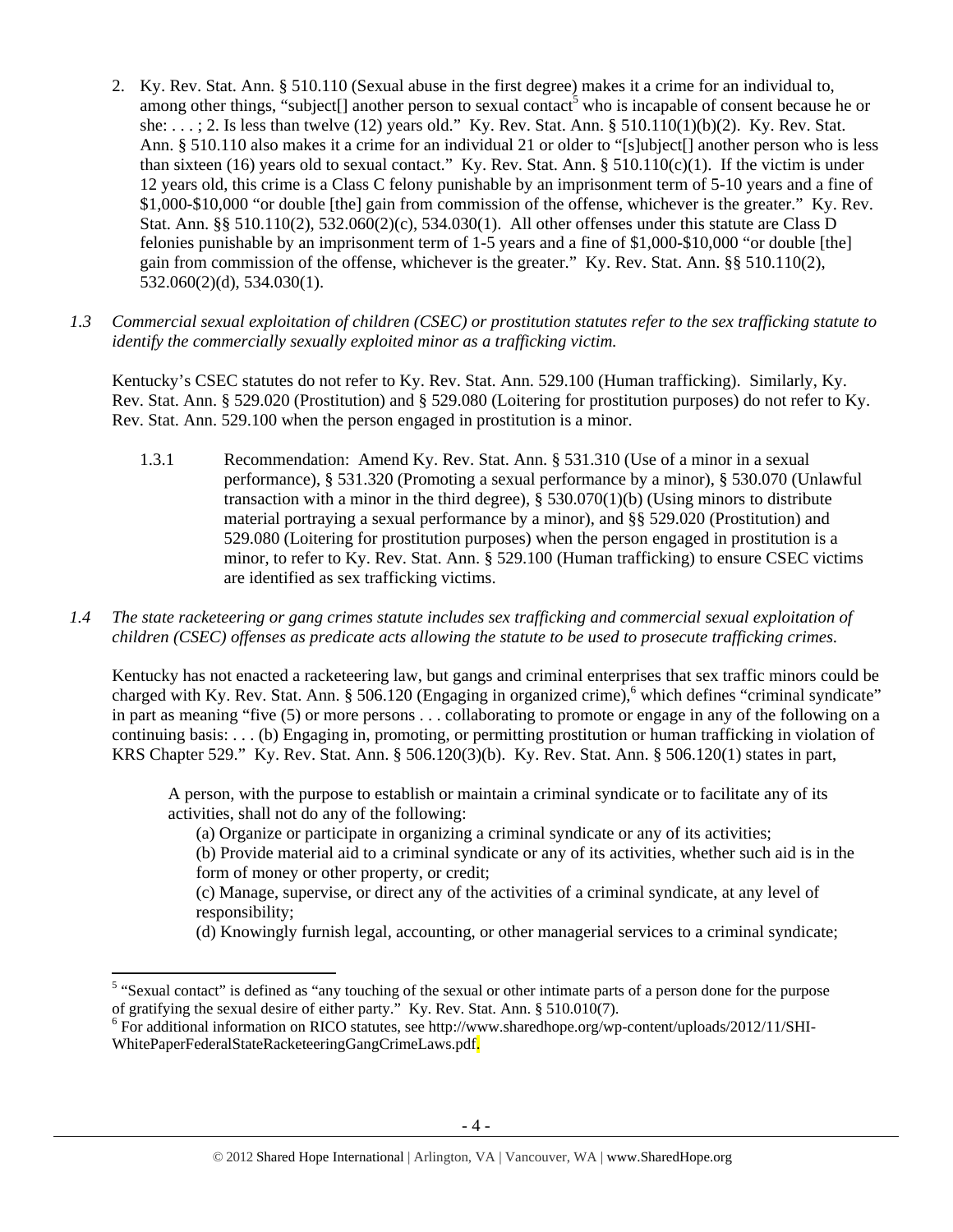2. Ky. Rev. Stat. Ann. § 510.110 (Sexual abuse in the first degree) makes it a crime for an individual to, among other things, "subject[] another person to sexual contact[5] who is incapable of consent because he or she: . . . ; 2. Is less than twelve (12) years old." Ky. Rev. Stat. Ann. § 510.110(1)(b)(2). Ky. Rev. Stat. Ann. § 510.110 also makes it a crime for an individual 21 or older to "[s]ubject[] another person who is less than sixteen (16) years old to sexual contact." Ky. Rev. Stat. Ann. § 510.110(c)(1). If the victim is under 12 years old, this crime is a Class C felony punishable by an imprisonment term of 5-10 years and a fine of $1,000-$10,000 "or double [the] gain from commission of the offense, whichever is the greater." Ky. Rev. Stat. Ann. §§ 510.110(2), 532.060(2)(c), 534.030(1). All other offenses under this statute are Class D felonies punishable by an imprisonment term of 1-5 years and a fine of $1,000-$10,000 "or double [the] gain from commission of the offense, whichever is the greater." Ky. Rev. Stat. Ann. §§ 510.110(2), 532.060(2)(d), 534.030(1).

*1.3 Commercial sexual exploitation of children (CSEC) or prostitution statutes refer to the sex trafficking statute to identify the commercially sexually exploited minor as a trafficking victim.*

Kentucky's CSEC statutes do not refer to Ky. Rev. Stat. Ann. 529.100 (Human trafficking). Similarly, Ky. Rev. Stat. Ann. § 529.020 (Prostitution) and § 529.080 (Loitering for prostitution purposes) do not refer to Ky. Rev. Stat. Ann. 529.100 when the person engaged in prostitution is a minor.

1.3.1 Recommendation: Amend Ky. Rev. Stat. Ann. § 531.310 (Use of a minor in a sexual performance), § 531.320 (Promoting a sexual performance by a minor), § 530.070 (Unlawful transaction with a minor in the third degree), § 530.070(1)(b) (Using minors to distribute material portraying a sexual performance by a minor), and §§ 529.020 (Prostitution) and 529.080 (Loitering for prostitution purposes) when the person engaged in prostitution is a minor, to refer to Ky. Rev. Stat. Ann. § 529.100 (Human trafficking) to ensure CSEC victims are identified as sex trafficking victims.

*1.4 The state racketeering or gang crimes statute includes sex trafficking and commercial sexual exploitation of children (CSEC) offenses as predicate acts allowing the statute to be used to prosecute trafficking crimes.*

Kentucky has not enacted a racketeering law, but gangs and criminal enterprises that sex traffic minors could be charged with Ky. Rev. Stat. Ann. § 506.120 (Engaging in organized crime),[6] which defines "criminal syndicate" in part as meaning "five (5) or more persons . . . collaborating to promote or engage in any of the following on a continuing basis: . . . (b) Engaging in, promoting, or permitting prostitution or human trafficking in violation of KRS Chapter 529." Ky. Rev. Stat. Ann. § 506.120(3)(b). Ky. Rev. Stat. Ann. § 506.120(1) states in part,

> A person, with the purpose to establish or maintain a criminal syndicate or to facilitate any of its activities, shall not do any of the following:
> (a) Organize or participate in organizing a criminal syndicate or any of its activities;
> (b) Provide material aid to a criminal syndicate or any of its activities, whether such aid is in the form of money or other property, or credit;
> (c) Manage, supervise, or direct any of the activities of a criminal syndicate, at any level of responsibility;
> (d) Knowingly furnish legal, accounting, or other managerial services to a criminal syndicate;

[5] "Sexual contact" is defined as "any touching of the sexual or other intimate parts of a person done for the purpose of gratifying the sexual desire of either party." Ky. Rev. Stat. Ann. § 510.010(7).

[6] For additional information on RICO statutes, see http://www.sharedhope.org/wp-content/uploads/2012/11/SHI-WhitePaperFederalStateRacketeeringGangCrimeLaws.pdf.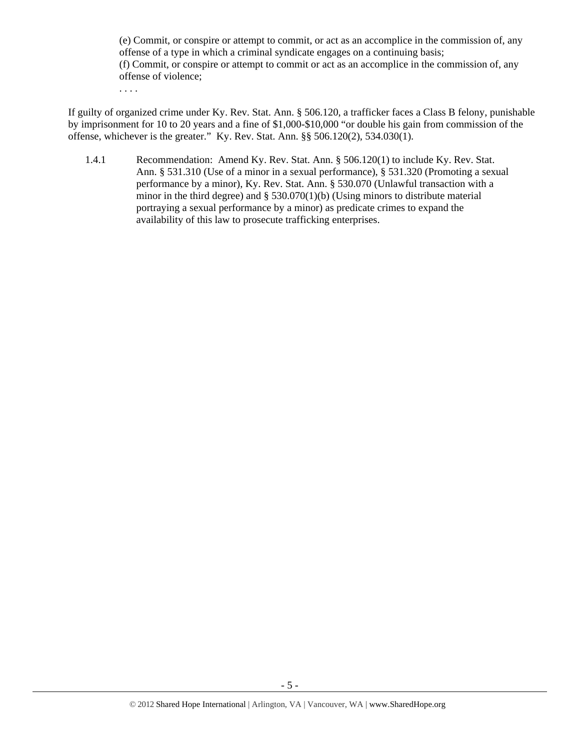(e) Commit, or conspire or attempt to commit, or act as an accomplice in the commission of, any offense of a type in which a criminal syndicate engages on a continuing basis;
(f) Commit, or conspire or attempt to commit or act as an accomplice in the commission of, any offense of violence;
. . . .

If guilty of organized crime under Ky. Rev. Stat. Ann. § 506.120, a trafficker faces a Class B felony, punishable by imprisonment for 10 to 20 years and a fine of $1,000-$10,000 "or double his gain from commission of the offense, whichever is the greater." Ky. Rev. Stat. Ann. §§ 506.120(2), 534.030(1).

1.4.1 Recommendation: Amend Ky. Rev. Stat. Ann. § 506.120(1) to include Ky. Rev. Stat. Ann. § 531.310 (Use of a minor in a sexual performance), § 531.320 (Promoting a sexual performance by a minor), Ky. Rev. Stat. Ann. § 530.070 (Unlawful transaction with a minor in the third degree) and § 530.070(1)(b) (Using minors to distribute material portraying a sexual performance by a minor) as predicate crimes to expand the availability of this law to prosecute trafficking enterprises.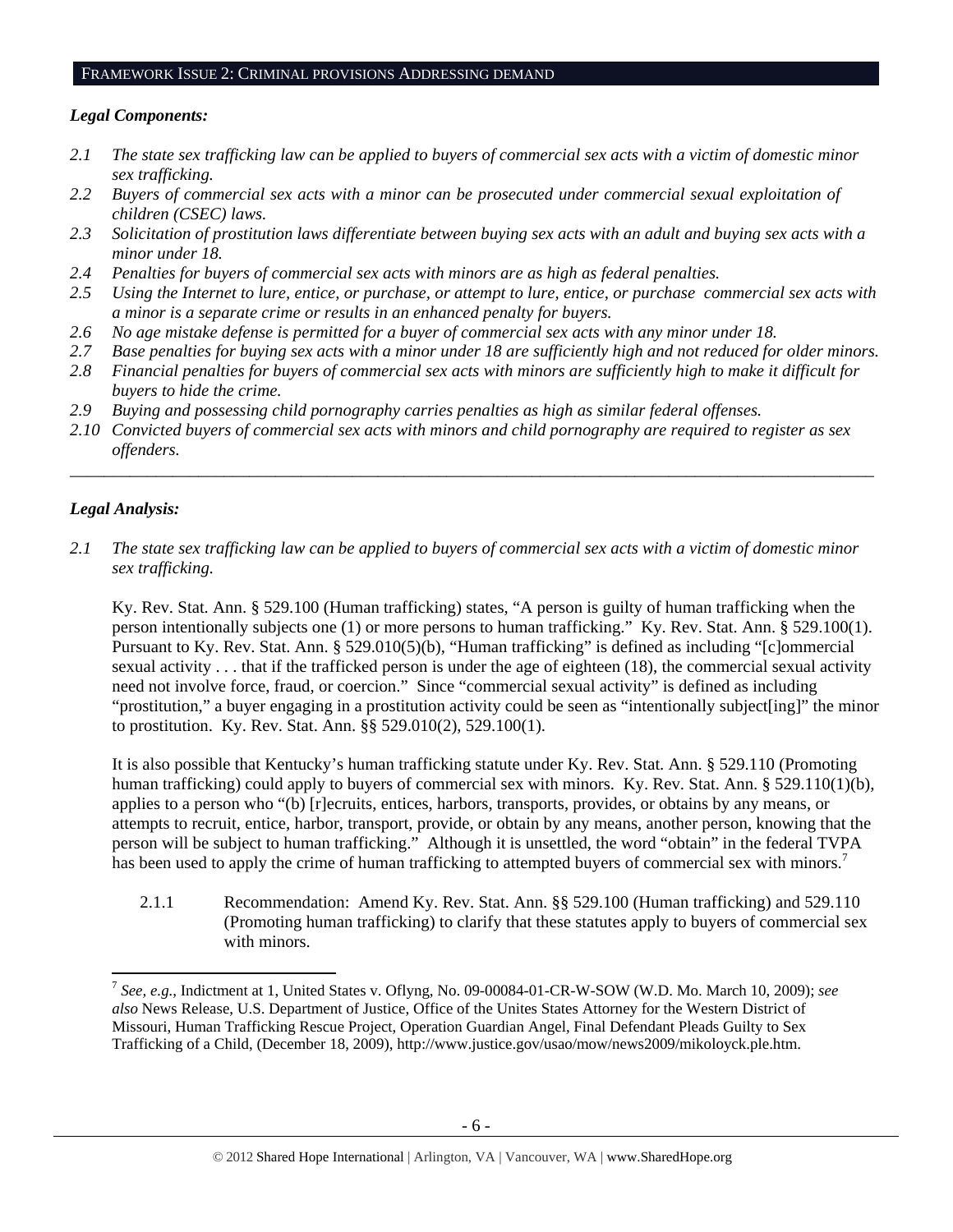## FRAMEWORK ISSUE 2: CRIMINAL PROVISIONS ADDRESSING DEMAND

***Legal Components:***

*2.1 The state sex trafficking law can be applied to buyers of commercial sex acts with a victim of domestic minor sex trafficking.*

*2.2 Buyers of commercial sex acts with a minor can be prosecuted under commercial sexual exploitation of children (CSEC) laws.*

*2.3 Solicitation of prostitution laws differentiate between buying sex acts with an adult and buying sex acts with a minor under 18.*

*2.4 Penalties for buyers of commercial sex acts with minors are as high as federal penalties.*

*2.5 Using the Internet to lure, entice, or purchase, or attempt to lure, entice, or purchase commercial sex acts with a minor is a separate crime or results in an enhanced penalty for buyers.*

*2.6 No age mistake defense is permitted for a buyer of commercial sex acts with any minor under 18.*

*2.7 Base penalties for buying sex acts with a minor under 18 are sufficiently high and not reduced for older minors.*

*2.8 Financial penalties for buyers of commercial sex acts with minors are sufficiently high to make it difficult for buyers to hide the crime.*

*2.9 Buying and possessing child pornography carries penalties as high as similar federal offenses.*

*2.10 Convicted buyers of commercial sex acts with minors and child pornography are required to register as sex offenders.*

---

***Legal Analysis:***

*2.1 The state sex trafficking law can be applied to buyers of commercial sex acts with a victim of domestic minor sex trafficking.*

Ky. Rev. Stat. Ann. § 529.100 (Human trafficking) states, "A person is guilty of human trafficking when the person intentionally subjects one (1) or more persons to human trafficking." Ky. Rev. Stat. Ann. § 529.100(1). Pursuant to Ky. Rev. Stat. Ann. § 529.010(5)(b), "Human trafficking" is defined as including "[c]ommercial sexual activity . . . that if the trafficked person is under the age of eighteen (18), the commercial sexual activity need not involve force, fraud, or coercion." Since "commercial sexual activity" is defined as including "prostitution," a buyer engaging in a prostitution activity could be seen as "intentionally subject[ing]" the minor to prostitution. Ky. Rev. Stat. Ann. §§ 529.010(2), 529.100(1).

It is also possible that Kentucky's human trafficking statute under Ky. Rev. Stat. Ann. § 529.110 (Promoting human trafficking) could apply to buyers of commercial sex with minors. Ky. Rev. Stat. Ann. § 529.110(1)(b), applies to a person who "(b) [r]ecruits, entices, harbors, transports, provides, or obtains by any means, or attempts to recruit, entice, harbor, transport, provide, or obtain by any means, another person, knowing that the person will be subject to human trafficking." Although it is unsettled, the word "obtain" in the federal TVPA has been used to apply the crime of human trafficking to attempted buyers of commercial sex with minors.[7]

2.1.1 Recommendation: Amend Ky. Rev. Stat. Ann. §§ 529.100 (Human trafficking) and 529.110 (Promoting human trafficking) to clarify that these statutes apply to buyers of commercial sex with minors.

---

[7] *See, e.g.*, Indictment at 1, United States v. Oflyng, No. 09-00084-01-CR-W-SOW (W.D. Mo. March 10, 2009); *see also* News Release, U.S. Department of Justice, Office of the Unites States Attorney for the Western District of Missouri, Human Trafficking Rescue Project, Operation Guardian Angel, Final Defendant Pleads Guilty to Sex Trafficking of a Child, (December 18, 2009), http://www.justice.gov/usao/mow/news2009/mikoloyck.ple.htm.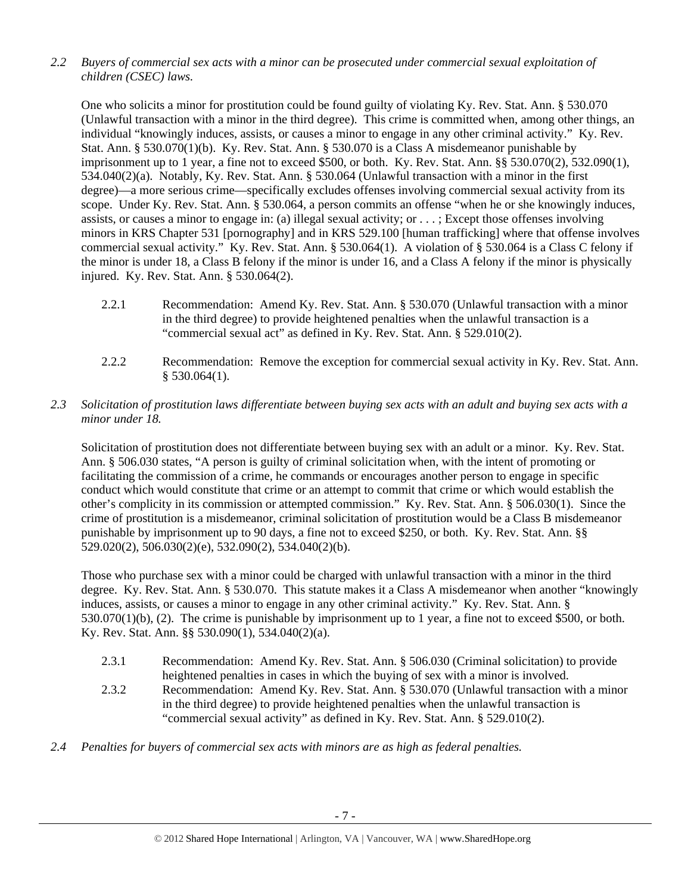*2.2 Buyers of commercial sex acts with a minor can be prosecuted under commercial sexual exploitation of children (CSEC) laws.*

One who solicits a minor for prostitution could be found guilty of violating Ky. Rev. Stat. Ann. § 530.070 (Unlawful transaction with a minor in the third degree). This crime is committed when, among other things, an individual "knowingly induces, assists, or causes a minor to engage in any other criminal activity." Ky. Rev. Stat. Ann. § 530.070(1)(b). Ky. Rev. Stat. Ann. § 530.070 is a Class A misdemeanor punishable by imprisonment up to 1 year, a fine not to exceed $500, or both. Ky. Rev. Stat. Ann. §§ 530.070(2), 532.090(1), 534.040(2)(a). Notably, Ky. Rev. Stat. Ann. § 530.064 (Unlawful transaction with a minor in the first degree)—a more serious crime—specifically excludes offenses involving commercial sexual activity from its scope. Under Ky. Rev. Stat. Ann. § 530.064, a person commits an offense "when he or she knowingly induces, assists, or causes a minor to engage in: (a) illegal sexual activity; or . . . ; Except those offenses involving minors in KRS Chapter 531 [pornography] and in KRS 529.100 [human trafficking] where that offense involves commercial sexual activity." Ky. Rev. Stat. Ann. § 530.064(1). A violation of § 530.064 is a Class C felony if the minor is under 18, a Class B felony if the minor is under 16, and a Class A felony if the minor is physically injured. Ky. Rev. Stat. Ann. § 530.064(2).

2.2.1 Recommendation: Amend Ky. Rev. Stat. Ann. § 530.070 (Unlawful transaction with a minor in the third degree) to provide heightened penalties when the unlawful transaction is a "commercial sexual act" as defined in Ky. Rev. Stat. Ann. § 529.010(2).

2.2.2 Recommendation: Remove the exception for commercial sexual activity in Ky. Rev. Stat. Ann. § 530.064(1).

*2.3 Solicitation of prostitution laws differentiate between buying sex acts with an adult and buying sex acts with a minor under 18.*

Solicitation of prostitution does not differentiate between buying sex with an adult or a minor. Ky. Rev. Stat. Ann. § 506.030 states, "A person is guilty of criminal solicitation when, with the intent of promoting or facilitating the commission of a crime, he commands or encourages another person to engage in specific conduct which would constitute that crime or an attempt to commit that crime or which would establish the other's complicity in its commission or attempted commission." Ky. Rev. Stat. Ann. § 506.030(1). Since the crime of prostitution is a misdemeanor, criminal solicitation of prostitution would be a Class B misdemeanor punishable by imprisonment up to 90 days, a fine not to exceed $250, or both. Ky. Rev. Stat. Ann. §§ 529.020(2), 506.030(2)(e), 532.090(2), 534.040(2)(b).

Those who purchase sex with a minor could be charged with unlawful transaction with a minor in the third degree. Ky. Rev. Stat. Ann. § 530.070. This statute makes it a Class A misdemeanor when another "knowingly induces, assists, or causes a minor to engage in any other criminal activity." Ky. Rev. Stat. Ann. § 530.070(1)(b), (2). The crime is punishable by imprisonment up to 1 year, a fine not to exceed $500, or both. Ky. Rev. Stat. Ann. §§ 530.090(1), 534.040(2)(a).

2.3.1 Recommendation: Amend Ky. Rev. Stat. Ann. § 506.030 (Criminal solicitation) to provide heightened penalties in cases in which the buying of sex with a minor is involved.

2.3.2 Recommendation: Amend Ky. Rev. Stat. Ann. § 530.070 (Unlawful transaction with a minor in the third degree) to provide heightened penalties when the unlawful transaction is "commercial sexual activity" as defined in Ky. Rev. Stat. Ann. § 529.010(2).

*2.4 Penalties for buyers of commercial sex acts with minors are as high as federal penalties.*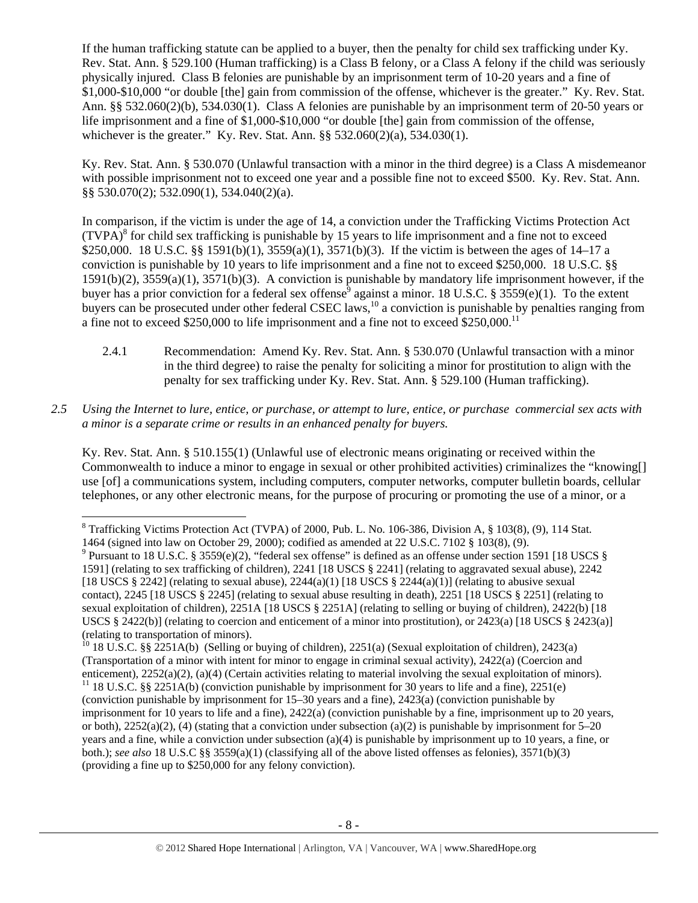If the human trafficking statute can be applied to a buyer, then the penalty for child sex trafficking under Ky. Rev. Stat. Ann. § 529.100 (Human trafficking) is a Class B felony, or a Class A felony if the child was seriously physically injured. Class B felonies are punishable by an imprisonment term of 10-20 years and a fine of $1,000-$10,000 "or double [the] gain from commission of the offense, whichever is the greater." Ky. Rev. Stat. Ann. §§ 532.060(2)(b), 534.030(1). Class A felonies are punishable by an imprisonment term of 20-50 years or life imprisonment and a fine of $1,000-$10,000 "or double [the] gain from commission of the offense, whichever is the greater." Ky. Rev. Stat. Ann. §§ 532.060(2)(a), 534.030(1).

Ky. Rev. Stat. Ann. § 530.070 (Unlawful transaction with a minor in the third degree) is a Class A misdemeanor with possible imprisonment not to exceed one year and a possible fine not to exceed $500. Ky. Rev. Stat. Ann. §§ 530.070(2); 532.090(1), 534.040(2)(a).

In comparison, if the victim is under the age of 14, a conviction under the Trafficking Victims Protection Act (TVPA)[8] for child sex trafficking is punishable by 15 years to life imprisonment and a fine not to exceed $250,000. 18 U.S.C. §§ 1591(b)(1), 3559(a)(1), 3571(b)(3). If the victim is between the ages of 14–17 a conviction is punishable by 10 years to life imprisonment and a fine not to exceed $250,000. 18 U.S.C. §§ 1591(b)(2), 3559(a)(1), 3571(b)(3). A conviction is punishable by mandatory life imprisonment however, if the buyer has a prior conviction for a federal sex offense[9] against a minor. 18 U.S.C. § 3559(e)(1). To the extent buyers can be prosecuted under other federal CSEC laws,[10] a conviction is punishable by penalties ranging from a fine not to exceed $250,000 to life imprisonment and a fine not to exceed $250,000.[11]

2.4.1 Recommendation: Amend Ky. Rev. Stat. Ann. § 530.070 (Unlawful transaction with a minor in the third degree) to raise the penalty for soliciting a minor for prostitution to align with the penalty for sex trafficking under Ky. Rev. Stat. Ann. § 529.100 (Human trafficking).

*2.5 Using the Internet to lure, entice, or purchase, or attempt to lure, entice, or purchase commercial sex acts with a minor is a separate crime or results in an enhanced penalty for buyers.*

Ky. Rev. Stat. Ann. § 510.155(1) (Unlawful use of electronic means originating or received within the Commonwealth to induce a minor to engage in sexual or other prohibited activities) criminalizes the "knowing[] use [of] a communications system, including computers, computer networks, computer bulletin boards, cellular telephones, or any other electronic means, for the purpose of procuring or promoting the use of a minor, or a

---

[8] Trafficking Victims Protection Act (TVPA) of 2000, Pub. L. No. 106-386, Division A, § 103(8), (9), 114 Stat. 1464 (signed into law on October 29, 2000); codified as amended at 22 U.S.C. 7102 § 103(8), (9).

[9] Pursuant to 18 U.S.C. § 3559(e)(2), "federal sex offense" is defined as an offense under section 1591 [18 USCS § 1591] (relating to sex trafficking of children), 2241 [18 USCS § 2241] (relating to aggravated sexual abuse), 2242 [18 USCS § 2242] (relating to sexual abuse), 2244(a)(1) [18 USCS § 2244(a)(1)] (relating to abusive sexual contact), 2245 [18 USCS § 2245] (relating to sexual abuse resulting in death), 2251 [18 USCS § 2251] (relating to sexual exploitation of children), 2251A [18 USCS § 2251A] (relating to selling or buying of children), 2422(b) [18 USCS § 2422(b)] (relating to coercion and enticement of a minor into prostitution), or 2423(a) [18 USCS § 2423(a)] (relating to transportation of minors).

[10] 18 U.S.C. §§ 2251A(b) (Selling or buying of children), 2251(a) (Sexual exploitation of children), 2423(a) (Transportation of a minor with intent for minor to engage in criminal sexual activity), 2422(a) (Coercion and enticement), 2252(a)(2), (a)(4) (Certain activities relating to material involving the sexual exploitation of minors).

[11] 18 U.S.C. §§ 2251A(b) (conviction punishable by imprisonment for 30 years to life and a fine), 2251(e) (conviction punishable by imprisonment for 15–30 years and a fine), 2423(a) (conviction punishable by imprisonment for 10 years to life and a fine), 2422(a) (conviction punishable by a fine, imprisonment up to 20 years, or both), 2252(a)(2), (4) (stating that a conviction under subsection (a)(2) is punishable by imprisonment for 5–20 years and a fine, while a conviction under subsection (a)(4) is punishable by imprisonment up to 10 years, a fine, or both.); *see also* 18 U.S.C §§ 3559(a)(1) (classifying all of the above listed offenses as felonies), 3571(b)(3) (providing a fine up to $250,000 for any felony conviction).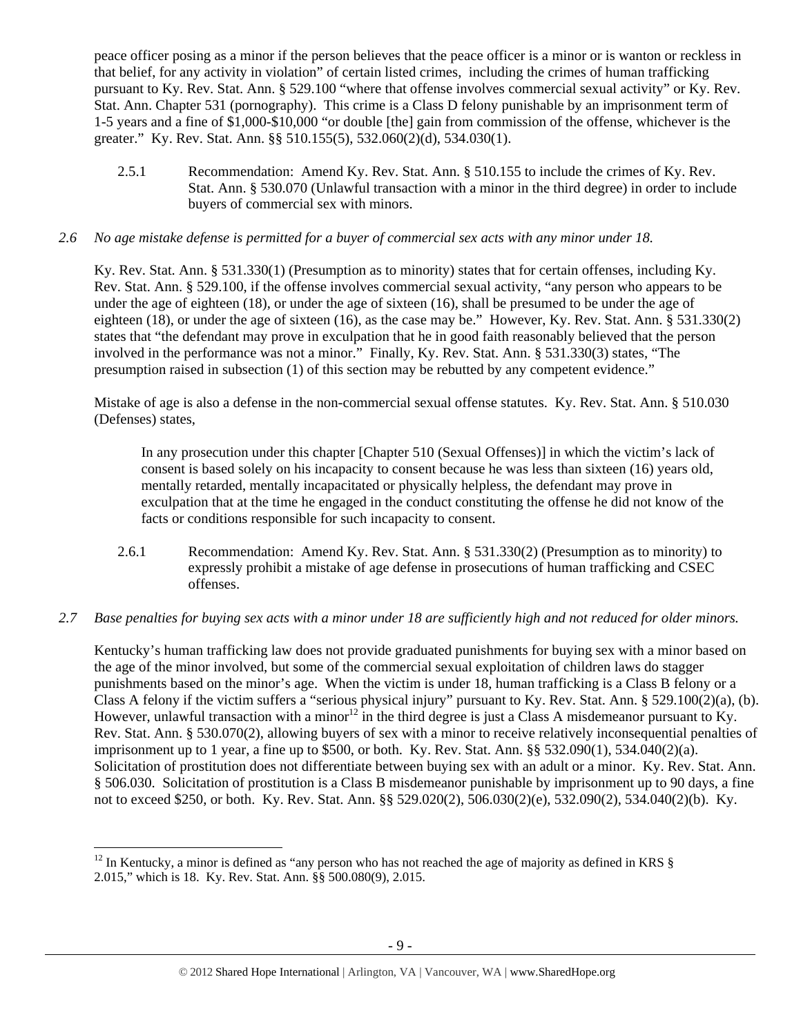peace officer posing as a minor if the person believes that the peace officer is a minor or is wanton or reckless in that belief, for any activity in violation" of certain listed crimes, including the crimes of human trafficking pursuant to Ky. Rev. Stat. Ann. § 529.100 "where that offense involves commercial sexual activity" or Ky. Rev. Stat. Ann. Chapter 531 (pornography). This crime is a Class D felony punishable by an imprisonment term of 1-5 years and a fine of $1,000-$10,000 "or double [the] gain from commission of the offense, whichever is the greater." Ky. Rev. Stat. Ann. §§ 510.155(5), 532.060(2)(d), 534.030(1).

2.5.1 Recommendation: Amend Ky. Rev. Stat. Ann. § 510.155 to include the crimes of Ky. Rev. Stat. Ann. § 530.070 (Unlawful transaction with a minor in the third degree) in order to include buyers of commercial sex with minors.

*2.6 No age mistake defense is permitted for a buyer of commercial sex acts with any minor under 18.*

Ky. Rev. Stat. Ann. § 531.330(1) (Presumption as to minority) states that for certain offenses, including Ky. Rev. Stat. Ann. § 529.100, if the offense involves commercial sexual activity, "any person who appears to be under the age of eighteen (18), or under the age of sixteen (16), shall be presumed to be under the age of eighteen (18), or under the age of sixteen (16), as the case may be." However, Ky. Rev. Stat. Ann. § 531.330(2) states that "the defendant may prove in exculpation that he in good faith reasonably believed that the person involved in the performance was not a minor." Finally, Ky. Rev. Stat. Ann. § 531.330(3) states, "The presumption raised in subsection (1) of this section may be rebutted by any competent evidence."

Mistake of age is also a defense in the non-commercial sexual offense statutes. Ky. Rev. Stat. Ann. § 510.030 (Defenses) states,

> In any prosecution under this chapter [Chapter 510 (Sexual Offenses)] in which the victim's lack of consent is based solely on his incapacity to consent because he was less than sixteen (16) years old, mentally retarded, mentally incapacitated or physically helpless, the defendant may prove in exculpation that at the time he engaged in the conduct constituting the offense he did not know of the facts or conditions responsible for such incapacity to consent.

2.6.1 Recommendation: Amend Ky. Rev. Stat. Ann. § 531.330(2) (Presumption as to minority) to expressly prohibit a mistake of age defense in prosecutions of human trafficking and CSEC offenses.

*2.7 Base penalties for buying sex acts with a minor under 18 are sufficiently high and not reduced for older minors.*

Kentucky's human trafficking law does not provide graduated punishments for buying sex with a minor based on the age of the minor involved, but some of the commercial sexual exploitation of children laws do stagger punishments based on the minor's age. When the victim is under 18, human trafficking is a Class B felony or a Class A felony if the victim suffers a "serious physical injury" pursuant to Ky. Rev. Stat. Ann. § 529.100(2)(a), (b). However, unlawful transaction with a minor[12] in the third degree is just a Class A misdemeanor pursuant to Ky. Rev. Stat. Ann. § 530.070(2), allowing buyers of sex with a minor to receive relatively inconsequential penalties of imprisonment up to 1 year, a fine up to $500, or both. Ky. Rev. Stat. Ann. §§ 532.090(1), 534.040(2)(a). Solicitation of prostitution does not differentiate between buying sex with an adult or a minor. Ky. Rev. Stat. Ann. § 506.030. Solicitation of prostitution is a Class B misdemeanor punishable by imprisonment up to 90 days, a fine not to exceed $250, or both. Ky. Rev. Stat. Ann. §§ 529.020(2), 506.030(2)(e), 532.090(2), 534.040(2)(b). Ky.

[12] In Kentucky, a minor is defined as "any person who has not reached the age of majority as defined in KRS § 2.015," which is 18. Ky. Rev. Stat. Ann. §§ 500.080(9), 2.015.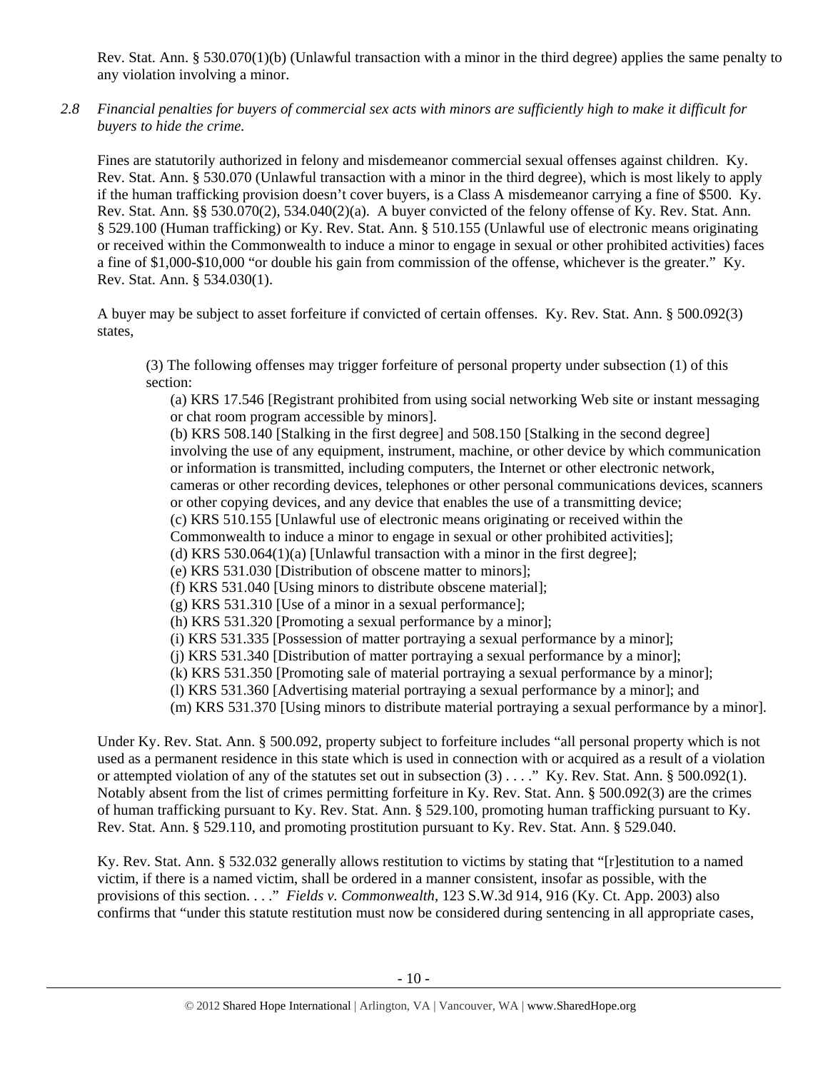Rev. Stat. Ann. § 530.070(1)(b) (Unlawful transaction with a minor in the third degree) applies the same penalty to any violation involving a minor.

*2.8 Financial penalties for buyers of commercial sex acts with minors are sufficiently high to make it difficult for buyers to hide the crime.*

Fines are statutorily authorized in felony and misdemeanor commercial sexual offenses against children. Ky. Rev. Stat. Ann. § 530.070 (Unlawful transaction with a minor in the third degree), which is most likely to apply if the human trafficking provision doesn't cover buyers, is a Class A misdemeanor carrying a fine of $500. Ky. Rev. Stat. Ann. §§ 530.070(2), 534.040(2)(a). A buyer convicted of the felony offense of Ky. Rev. Stat. Ann. § 529.100 (Human trafficking) or Ky. Rev. Stat. Ann. § 510.155 (Unlawful use of electronic means originating or received within the Commonwealth to induce a minor to engage in sexual or other prohibited activities) faces a fine of $1,000-$10,000 "or double his gain from commission of the offense, whichever is the greater." Ky. Rev. Stat. Ann. § 534.030(1).

A buyer may be subject to asset forfeiture if convicted of certain offenses. Ky. Rev. Stat. Ann. § 500.092(3) states,

> (3) The following offenses may trigger forfeiture of personal property under subsection (1) of this section:
> (a) KRS 17.546 [Registrant prohibited from using social networking Web site or instant messaging or chat room program accessible by minors].
> (b) KRS 508.140 [Stalking in the first degree] and 508.150 [Stalking in the second degree] involving the use of any equipment, instrument, machine, or other device by which communication or information is transmitted, including computers, the Internet or other electronic network, cameras or other recording devices, telephones or other personal communications devices, scanners or other copying devices, and any device that enables the use of a transmitting device;
> (c) KRS 510.155 [Unlawful use of electronic means originating or received within the Commonwealth to induce a minor to engage in sexual or other prohibited activities];
> (d) KRS 530.064(1)(a) [Unlawful transaction with a minor in the first degree];
> (e) KRS 531.030 [Distribution of obscene matter to minors];
> (f) KRS 531.040 [Using minors to distribute obscene material];
> (g) KRS 531.310 [Use of a minor in a sexual performance];
> (h) KRS 531.320 [Promoting a sexual performance by a minor];
> (i) KRS 531.335 [Possession of matter portraying a sexual performance by a minor];
> (j) KRS 531.340 [Distribution of matter portraying a sexual performance by a minor];
> (k) KRS 531.350 [Promoting sale of material portraying a sexual performance by a minor];
> (l) KRS 531.360 [Advertising material portraying a sexual performance by a minor]; and
> (m) KRS 531.370 [Using minors to distribute material portraying a sexual performance by a minor].

Under Ky. Rev. Stat. Ann. § 500.092, property subject to forfeiture includes "all personal property which is not used as a permanent residence in this state which is used in connection with or acquired as a result of a violation or attempted violation of any of the statutes set out in subsection (3) . . . ." Ky. Rev. Stat. Ann. § 500.092(1). Notably absent from the list of crimes permitting forfeiture in Ky. Rev. Stat. Ann. § 500.092(3) are the crimes of human trafficking pursuant to Ky. Rev. Stat. Ann. § 529.100, promoting human trafficking pursuant to Ky. Rev. Stat. Ann. § 529.110, and promoting prostitution pursuant to Ky. Rev. Stat. Ann. § 529.040.

Ky. Rev. Stat. Ann. § 532.032 generally allows restitution to victims by stating that "[r]estitution to a named victim, if there is a named victim, shall be ordered in a manner consistent, insofar as possible, with the provisions of this section. . . ." *Fields v. Commonwealth*, 123 S.W.3d 914, 916 (Ky. Ct. App. 2003) also confirms that "under this statute restitution must now be considered during sentencing in all appropriate cases,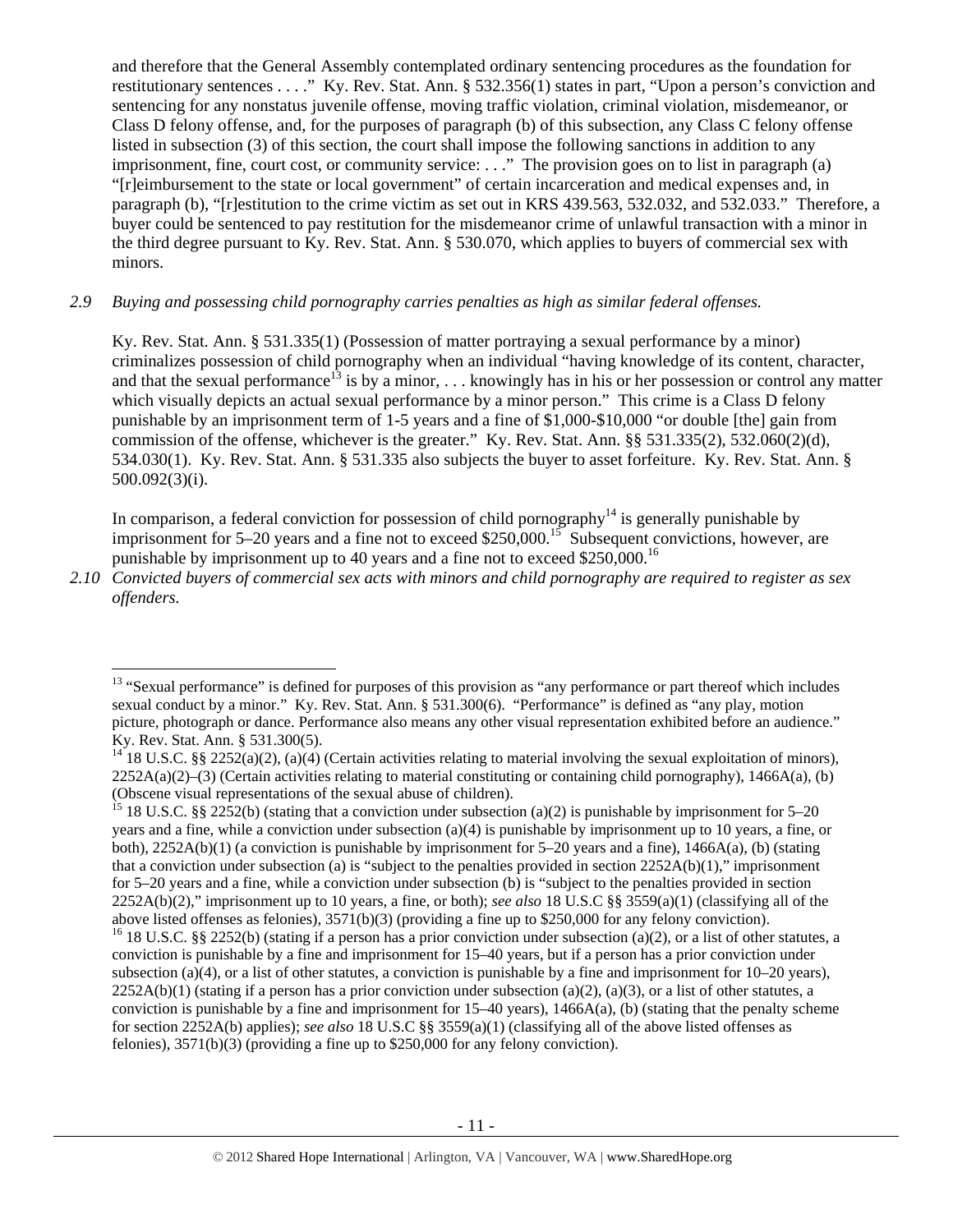and therefore that the General Assembly contemplated ordinary sentencing procedures as the foundation for restitutionary sentences . . . ." Ky. Rev. Stat. Ann. § 532.356(1) states in part, "Upon a person's conviction and sentencing for any nonstatus juvenile offense, moving traffic violation, criminal violation, misdemeanor, or Class D felony offense, and, for the purposes of paragraph (b) of this subsection, any Class C felony offense listed in subsection (3) of this section, the court shall impose the following sanctions in addition to any imprisonment, fine, court cost, or community service: . . ." The provision goes on to list in paragraph (a) "[r]eimbursement to the state or local government" of certain incarceration and medical expenses and, in paragraph (b), "[r]estitution to the crime victim as set out in KRS 439.563, 532.032, and 532.033." Therefore, a buyer could be sentenced to pay restitution for the misdemeanor crime of unlawful transaction with a minor in the third degree pursuant to Ky. Rev. Stat. Ann. § 530.070, which applies to buyers of commercial sex with minors.

*2.9 Buying and possessing child pornography carries penalties as high as similar federal offenses.*

Ky. Rev. Stat. Ann. § 531.335(1) (Possession of matter portraying a sexual performance by a minor) criminalizes possession of child pornography when an individual "having knowledge of its content, character, and that the sexual performance[13] is by a minor, . . . knowingly has in his or her possession or control any matter which visually depicts an actual sexual performance by a minor person." This crime is a Class D felony punishable by an imprisonment term of 1-5 years and a fine of $1,000-$10,000 "or double [the] gain from commission of the offense, whichever is the greater." Ky. Rev. Stat. Ann. §§ 531.335(2), 532.060(2)(d), 534.030(1). Ky. Rev. Stat. Ann. § 531.335 also subjects the buyer to asset forfeiture. Ky. Rev. Stat. Ann. § 500.092(3)(i).

In comparison, a federal conviction for possession of child pornography[14] is generally punishable by imprisonment for 5–20 years and a fine not to exceed $250,000.[15] Subsequent convictions, however, are punishable by imprisonment up to 40 years and a fine not to exceed $250,000.[16]

*2.10 Convicted buyers of commercial sex acts with minors and child pornography are required to register as sex offenders.*

---

[13] "Sexual performance" is defined for purposes of this provision as "any performance or part thereof which includes sexual conduct by a minor." Ky. Rev. Stat. Ann. § 531.300(6). "Performance" is defined as "any play, motion picture, photograph or dance. Performance also means any other visual representation exhibited before an audience." Ky. Rev. Stat. Ann. § 531.300(5).

[14] 18 U.S.C. §§ 2252(a)(2), (a)(4) (Certain activities relating to material involving the sexual exploitation of minors), 2252A(a)(2)–(3) (Certain activities relating to material constituting or containing child pornography), 1466A(a), (b) (Obscene visual representations of the sexual abuse of children).

[15] 18 U.S.C. §§ 2252(b) (stating that a conviction under subsection (a)(2) is punishable by imprisonment for 5–20 years and a fine, while a conviction under subsection (a)(4) is punishable by imprisonment up to 10 years, a fine, or both), 2252A(b)(1) (a conviction is punishable by imprisonment for 5–20 years and a fine), 1466A(a), (b) (stating that a conviction under subsection (a) is "subject to the penalties provided in section 2252A(b)(1)," imprisonment for 5–20 years and a fine, while a conviction under subsection (b) is "subject to the penalties provided in section 2252A(b)(2)," imprisonment up to 10 years, a fine, or both); *see also* 18 U.S.C §§ 3559(a)(1) (classifying all of the above listed offenses as felonies), 3571(b)(3) (providing a fine up to $250,000 for any felony conviction).

[16] 18 U.S.C. §§ 2252(b) (stating if a person has a prior conviction under subsection (a)(2), or a list of other statutes, a conviction is punishable by a fine and imprisonment for 15–40 years, but if a person has a prior conviction under subsection (a)(4), or a list of other statutes, a conviction is punishable by a fine and imprisonment for 10–20 years), 2252A(b)(1) (stating if a person has a prior conviction under subsection (a)(2), (a)(3), or a list of other statutes, a conviction is punishable by a fine and imprisonment for 15–40 years), 1466A(a), (b) (stating that the penalty scheme for section 2252A(b) applies); *see also* 18 U.S.C §§ 3559(a)(1) (classifying all of the above listed offenses as felonies), 3571(b)(3) (providing a fine up to $250,000 for any felony conviction).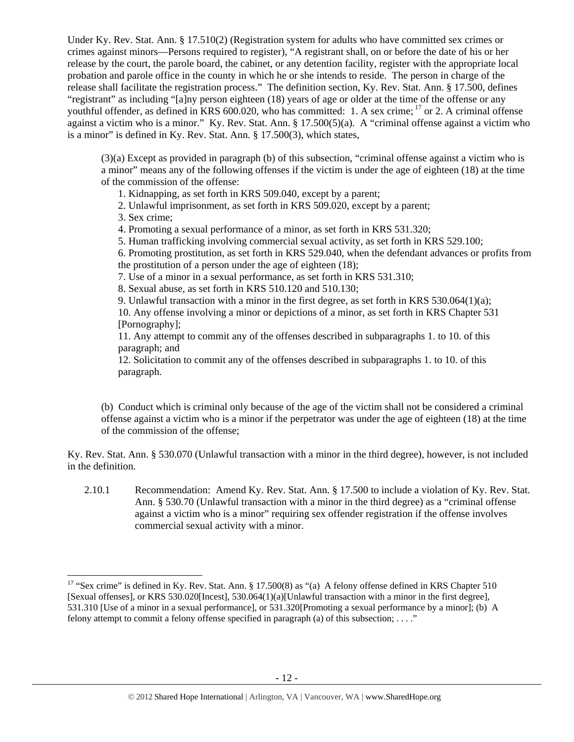Under Ky. Rev. Stat. Ann. § 17.510(2) (Registration system for adults who have committed sex crimes or crimes against minors—Persons required to register), "A registrant shall, on or before the date of his or her release by the court, the parole board, the cabinet, or any detention facility, register with the appropriate local probation and parole office in the county in which he or she intends to reside. The person in charge of the release shall facilitate the registration process." The definition section, Ky. Rev. Stat. Ann. § 17.500, defines "registrant" as including "[a]ny person eighteen (18) years of age or older at the time of the offense or any youthful offender, as defined in KRS 600.020, who has committed: 1. A sex crime; [17] or 2. A criminal offense against a victim who is a minor." Ky. Rev. Stat. Ann. § 17.500(5)(a). A "criminal offense against a victim who is a minor" is defined in Ky. Rev. Stat. Ann. § 17.500(3), which states,

> (3)(a) Except as provided in paragraph (b) of this subsection, "criminal offense against a victim who is a minor" means any of the following offenses if the victim is under the age of eighteen (18) at the time of the commission of the offense:
>
> 1. Kidnapping, as set forth in KRS 509.040, except by a parent;
> 2. Unlawful imprisonment, as set forth in KRS 509.020, except by a parent;
> 3. Sex crime;
> 4. Promoting a sexual performance of a minor, as set forth in KRS 531.320;
> 5. Human trafficking involving commercial sexual activity, as set forth in KRS 529.100;
> 6. Promoting prostitution, as set forth in KRS 529.040, when the defendant advances or profits from the prostitution of a person under the age of eighteen (18);
> 7. Use of a minor in a sexual performance, as set forth in KRS 531.310;
> 8. Sexual abuse, as set forth in KRS 510.120 and 510.130;
> 9. Unlawful transaction with a minor in the first degree, as set forth in KRS 530.064(1)(a);
> 10. Any offense involving a minor or depictions of a minor, as set forth in KRS Chapter 531 [Pornography];
> 11. Any attempt to commit any of the offenses described in subparagraphs 1. to 10. of this paragraph; and
> 12. Solicitation to commit any of the offenses described in subparagraphs 1. to 10. of this paragraph.
>
> (b) Conduct which is criminal only because of the age of the victim shall not be considered a criminal offense against a victim who is a minor if the perpetrator was under the age of eighteen (18) at the time of the commission of the offense;

Ky. Rev. Stat. Ann. § 530.070 (Unlawful transaction with a minor in the third degree), however, is not included in the definition.

2.10.1 Recommendation: Amend Ky. Rev. Stat. Ann. § 17.500 to include a violation of Ky. Rev. Stat. Ann. § 530.70 (Unlawful transaction with a minor in the third degree) as a "criminal offense against a victim who is a minor" requiring sex offender registration if the offense involves commercial sexual activity with a minor.

---

[17] "Sex crime" is defined in Ky. Rev. Stat. Ann. § 17.500(8) as "(a) A felony offense defined in KRS Chapter 510 [Sexual offenses], or KRS 530.020[Incest], 530.064(1)(a)[Unlawful transaction with a minor in the first degree], 531.310 [Use of a minor in a sexual performance], or 531.320[Promoting a sexual performance by a minor]; (b) A felony attempt to commit a felony offense specified in paragraph (a) of this subsection; . . . ."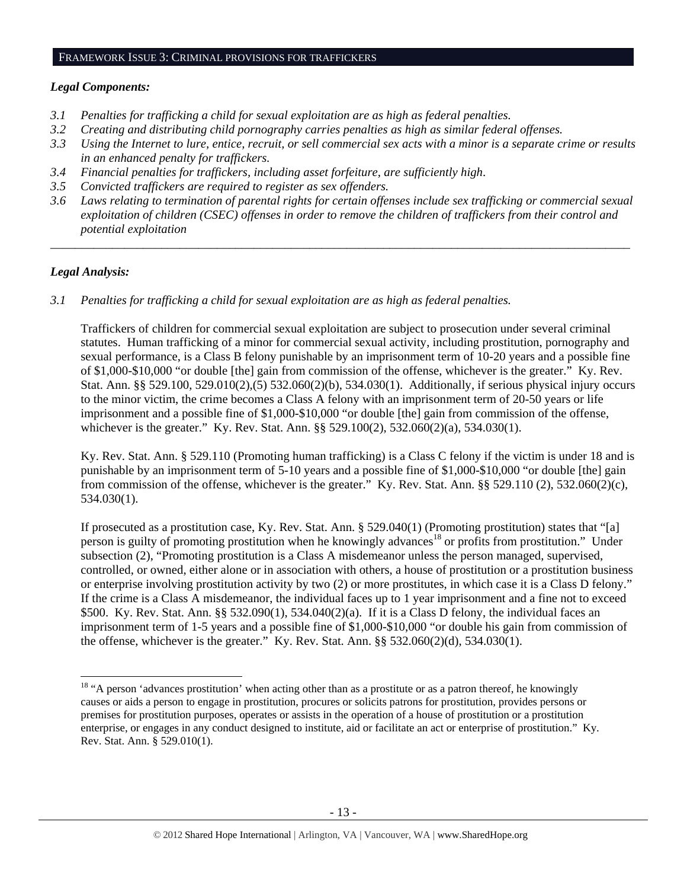## FRAMEWORK ISSUE 3: CRIMINAL PROVISIONS FOR TRAFFICKERS

***Legal Components:***

- *3.1 Penalties for trafficking a child for sexual exploitation are as high as federal penalties.*
- *3.2 Creating and distributing child pornography carries penalties as high as similar federal offenses.*
- *3.3 Using the Internet to lure, entice, recruit, or sell commercial sex acts with a minor is a separate crime or results in an enhanced penalty for traffickers.*
- *3.4 Financial penalties for traffickers, including asset forfeiture, are sufficiently high.*
- *3.5 Convicted traffickers are required to register as sex offenders.*
- *3.6 Laws relating to termination of parental rights for certain offenses include sex trafficking or commercial sexual exploitation of children (CSEC) offenses in order to remove the children of traffickers from their control and potential exploitation*

---

***Legal Analysis:***

*3.1 Penalties for trafficking a child for sexual exploitation are as high as federal penalties.*

Traffickers of children for commercial sexual exploitation are subject to prosecution under several criminal statutes. Human trafficking of a minor for commercial sexual activity, including prostitution, pornography and sexual performance, is a Class B felony punishable by an imprisonment term of 10-20 years and a possible fine of $1,000-$10,000 "or double [the] gain from commission of the offense, whichever is the greater." Ky. Rev. Stat. Ann. §§ 529.100, 529.010(2),(5) 532.060(2)(b), 534.030(1). Additionally, if serious physical injury occurs to the minor victim, the crime becomes a Class A felony with an imprisonment term of 20-50 years or life imprisonment and a possible fine of $1,000-$10,000 "or double [the] gain from commission of the offense, whichever is the greater." Ky. Rev. Stat. Ann. §§ 529.100(2), 532.060(2)(a), 534.030(1).

Ky. Rev. Stat. Ann. § 529.110 (Promoting human trafficking) is a Class C felony if the victim is under 18 and is punishable by an imprisonment term of 5-10 years and a possible fine of $1,000-$10,000 "or double [the] gain from commission of the offense, whichever is the greater." Ky. Rev. Stat. Ann. §§ 529.110 (2), 532.060(2)(c), 534.030(1).

If prosecuted as a prostitution case, Ky. Rev. Stat. Ann. § 529.040(1) (Promoting prostitution) states that "[a] person is guilty of promoting prostitution when he knowingly advances[18] or profits from prostitution." Under subsection (2), "Promoting prostitution is a Class A misdemeanor unless the person managed, supervised, controlled, or owned, either alone or in association with others, a house of prostitution or a prostitution business or enterprise involving prostitution activity by two (2) or more prostitutes, in which case it is a Class D felony." If the crime is a Class A misdemeanor, the individual faces up to 1 year imprisonment and a fine not to exceed $500. Ky. Rev. Stat. Ann. §§ 532.090(1), 534.040(2)(a). If it is a Class D felony, the individual faces an imprisonment term of 1-5 years and a possible fine of $1,000-$10,000 "or double his gain from commission of the offense, whichever is the greater." Ky. Rev. Stat. Ann. §§ 532.060(2)(d), 534.030(1).

---

[18] "A person 'advances prostitution' when acting other than as a prostitute or as a patron thereof, he knowingly causes or aids a person to engage in prostitution, procures or solicits patrons for prostitution, provides persons or premises for prostitution purposes, operates or assists in the operation of a house of prostitution or a prostitution enterprise, or engages in any conduct designed to institute, aid or facilitate an act or enterprise of prostitution." Ky. Rev. Stat. Ann. § 529.010(1).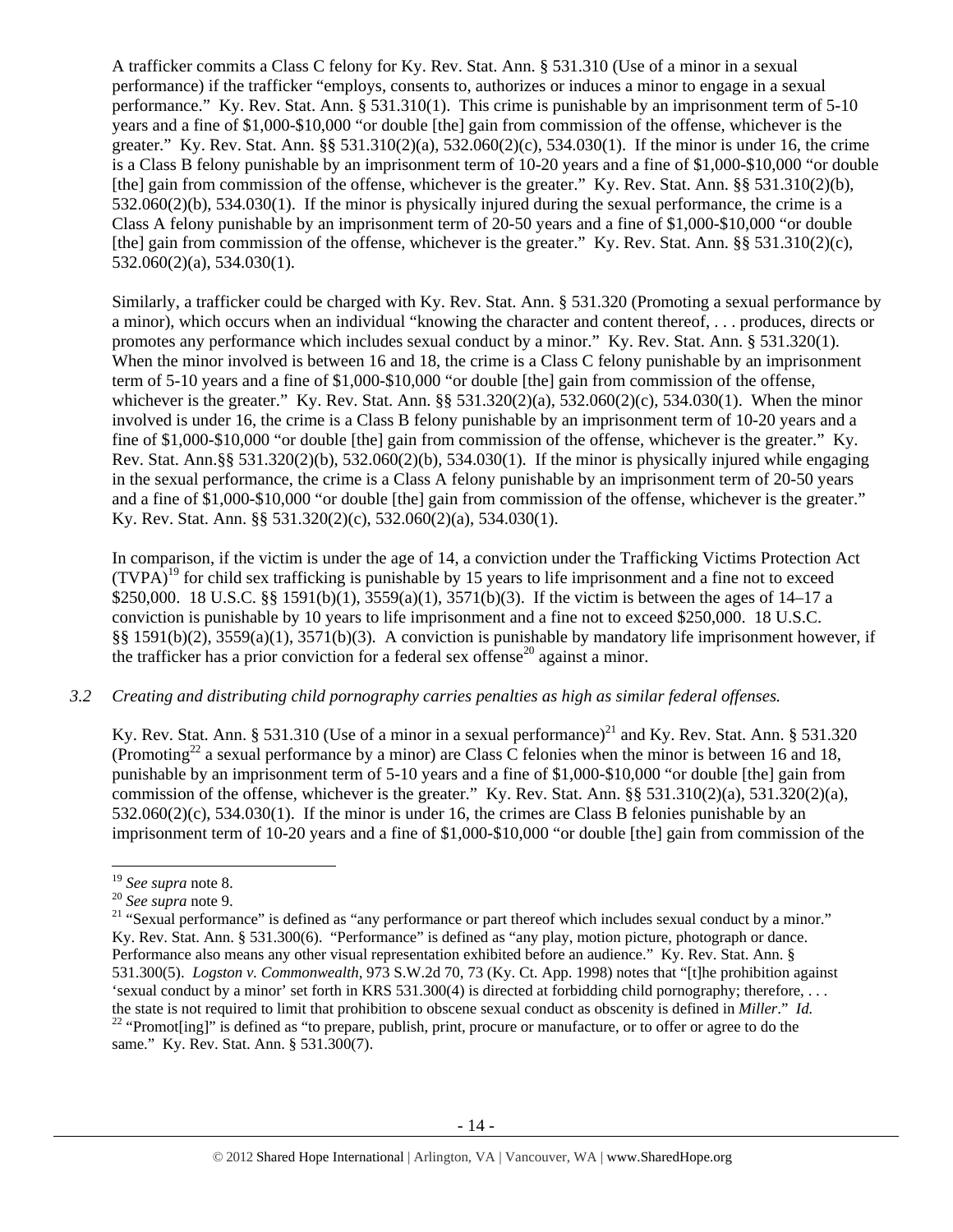A trafficker commits a Class C felony for Ky. Rev. Stat. Ann. § 531.310 (Use of a minor in a sexual performance) if the trafficker "employs, consents to, authorizes or induces a minor to engage in a sexual performance." Ky. Rev. Stat. Ann. § 531.310(1). This crime is punishable by an imprisonment term of 5-10 years and a fine of $1,000-$10,000 "or double [the] gain from commission of the offense, whichever is the greater." Ky. Rev. Stat. Ann. §§ 531.310(2)(a), 532.060(2)(c), 534.030(1). If the minor is under 16, the crime is a Class B felony punishable by an imprisonment term of 10-20 years and a fine of $1,000-$10,000 "or double [the] gain from commission of the offense, whichever is the greater." Ky. Rev. Stat. Ann. §§ 531.310(2)(b), 532.060(2)(b), 534.030(1). If the minor is physically injured during the sexual performance, the crime is a Class A felony punishable by an imprisonment term of 20-50 years and a fine of $1,000-$10,000 "or double [the] gain from commission of the offense, whichever is the greater." Ky. Rev. Stat. Ann. §§ 531.310(2)(c), 532.060(2)(a), 534.030(1).

Similarly, a trafficker could be charged with Ky. Rev. Stat. Ann. § 531.320 (Promoting a sexual performance by a minor), which occurs when an individual "knowing the character and content thereof, . . . produces, directs or promotes any performance which includes sexual conduct by a minor." Ky. Rev. Stat. Ann. § 531.320(1). When the minor involved is between 16 and 18, the crime is a Class C felony punishable by an imprisonment term of 5-10 years and a fine of $1,000-$10,000 "or double [the] gain from commission of the offense, whichever is the greater." Ky. Rev. Stat. Ann. §§ 531.320(2)(a), 532.060(2)(c), 534.030(1). When the minor involved is under 16, the crime is a Class B felony punishable by an imprisonment term of 10-20 years and a fine of $1,000-$10,000 "or double [the] gain from commission of the offense, whichever is the greater." Ky. Rev. Stat. Ann.§§ 531.320(2)(b), 532.060(2)(b), 534.030(1). If the minor is physically injured while engaging in the sexual performance, the crime is a Class A felony punishable by an imprisonment term of 20-50 years and a fine of $1,000-$10,000 "or double [the] gain from commission of the offense, whichever is the greater." Ky. Rev. Stat. Ann. §§ 531.320(2)(c), 532.060(2)(a), 534.030(1).

In comparison, if the victim is under the age of 14, a conviction under the Trafficking Victims Protection Act (TVPA)[19] for child sex trafficking is punishable by 15 years to life imprisonment and a fine not to exceed $250,000. 18 U.S.C. §§ 1591(b)(1), 3559(a)(1), 3571(b)(3). If the victim is between the ages of 14–17 a conviction is punishable by 10 years to life imprisonment and a fine not to exceed $250,000. 18 U.S.C. §§ 1591(b)(2), 3559(a)(1), 3571(b)(3). A conviction is punishable by mandatory life imprisonment however, if the trafficker has a prior conviction for a federal sex offense[20] against a minor.

### *3.2 Creating and distributing child pornography carries penalties as high as similar federal offenses.*

Ky. Rev. Stat. Ann. § 531.310 (Use of a minor in a sexual performance)[21] and Ky. Rev. Stat. Ann. § 531.320 (Promoting[22] a sexual performance by a minor) are Class C felonies when the minor is between 16 and 18, punishable by an imprisonment term of 5-10 years and a fine of $1,000-$10,000 "or double [the] gain from commission of the offense, whichever is the greater." Ky. Rev. Stat. Ann. §§ 531.310(2)(a), 531.320(2)(a), 532.060(2)(c), 534.030(1). If the minor is under 16, the crimes are Class B felonies punishable by an imprisonment term of 10-20 years and a fine of $1,000-$10,000 "or double [the] gain from commission of the

---

[19] *See supra* note 8.

[20] *See supra* note 9.

[21] "Sexual performance" is defined as "any performance or part thereof which includes sexual conduct by a minor." Ky. Rev. Stat. Ann. § 531.300(6). "Performance" is defined as "any play, motion picture, photograph or dance. Performance also means any other visual representation exhibited before an audience." Ky. Rev. Stat. Ann. § 531.300(5). *Logston v. Commonwealth*, 973 S.W.2d 70, 73 (Ky. Ct. App. 1998) notes that "[t]he prohibition against 'sexual conduct by a minor' set forth in KRS 531.300(4) is directed at forbidding child pornography; therefore, . . . the state is not required to limit that prohibition to obscene sexual conduct as obscenity is defined in *Miller*." *Id.*

[22] "Promot[ing]" is defined as "to prepare, publish, print, procure or manufacture, or to offer or agree to do the same." Ky. Rev. Stat. Ann. § 531.300(7).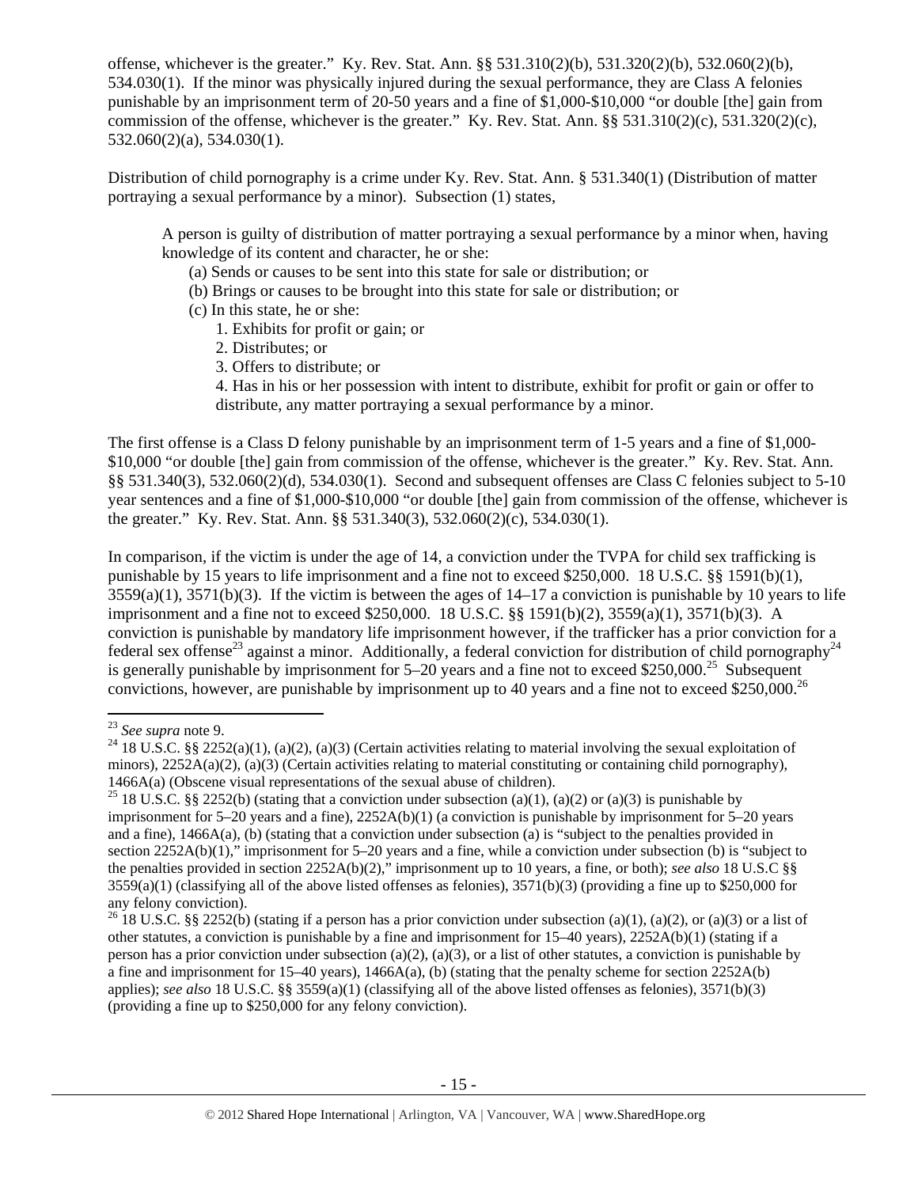offense, whichever is the greater." Ky. Rev. Stat. Ann. §§ 531.310(2)(b), 531.320(2)(b), 532.060(2)(b), 534.030(1). If the minor was physically injured during the sexual performance, they are Class A felonies punishable by an imprisonment term of 20-50 years and a fine of $1,000-$10,000 "or double [the] gain from commission of the offense, whichever is the greater." Ky. Rev. Stat. Ann. §§ 531.310(2)(c), 531.320(2)(c), 532.060(2)(a), 534.030(1).

Distribution of child pornography is a crime under Ky. Rev. Stat. Ann. § 531.340(1) (Distribution of matter portraying a sexual performance by a minor). Subsection (1) states,

> A person is guilty of distribution of matter portraying a sexual performance by a minor when, having knowledge of its content and character, he or she:
> (a) Sends or causes to be sent into this state for sale or distribution; or
> (b) Brings or causes to be brought into this state for sale or distribution; or
> (c) In this state, he or she:
> 1. Exhibits for profit or gain; or
> 2. Distributes; or
> 3. Offers to distribute; or
> 4. Has in his or her possession with intent to distribute, exhibit for profit or gain or offer to distribute, any matter portraying a sexual performance by a minor.

The first offense is a Class D felony punishable by an imprisonment term of 1-5 years and a fine of $1,000-$10,000 "or double [the] gain from commission of the offense, whichever is the greater." Ky. Rev. Stat. Ann. §§ 531.340(3), 532.060(2)(d), 534.030(1). Second and subsequent offenses are Class C felonies subject to 5-10 year sentences and a fine of $1,000-$10,000 "or double [the] gain from commission of the offense, whichever is the greater." Ky. Rev. Stat. Ann. §§ 531.340(3), 532.060(2)(c), 534.030(1).

In comparison, if the victim is under the age of 14, a conviction under the TVPA for child sex trafficking is punishable by 15 years to life imprisonment and a fine not to exceed $250,000. 18 U.S.C. §§ 1591(b)(1), 3559(a)(1), 3571(b)(3). If the victim is between the ages of 14–17 a conviction is punishable by 10 years to life imprisonment and a fine not to exceed $250,000. 18 U.S.C. §§ 1591(b)(2), 3559(a)(1), 3571(b)(3). A conviction is punishable by mandatory life imprisonment however, if the trafficker has a prior conviction for a federal sex offense[23] against a minor. Additionally, a federal conviction for distribution of child pornography[24] is generally punishable by imprisonment for 5–20 years and a fine not to exceed $250,000.[25] Subsequent convictions, however, are punishable by imprisonment up to 40 years and a fine not to exceed $250,000.[26]

---

[23] *See supra* note 9.

[24] 18 U.S.C. §§ 2252(a)(1), (a)(2), (a)(3) (Certain activities relating to material involving the sexual exploitation of minors), 2252A(a)(2), (a)(3) (Certain activities relating to material constituting or containing child pornography), 1466A(a) (Obscene visual representations of the sexual abuse of children).

[25] 18 U.S.C. §§ 2252(b) (stating that a conviction under subsection (a)(1), (a)(2) or (a)(3) is punishable by imprisonment for 5–20 years and a fine), 2252A(b)(1) (a conviction is punishable by imprisonment for 5–20 years and a fine), 1466A(a), (b) (stating that a conviction under subsection (a) is "subject to the penalties provided in section 2252A(b)(1)," imprisonment for 5–20 years and a fine, while a conviction under subsection (b) is "subject to the penalties provided in section 2252A(b)(2)," imprisonment up to 10 years, a fine, or both); *see also* 18 U.S.C §§ 3559(a)(1) (classifying all of the above listed offenses as felonies), 3571(b)(3) (providing a fine up to $250,000 for any felony conviction).

[26] 18 U.S.C. §§ 2252(b) (stating if a person has a prior conviction under subsection (a)(1), (a)(2), or (a)(3) or a list of other statutes, a conviction is punishable by a fine and imprisonment for 15–40 years), 2252A(b)(1) (stating if a person has a prior conviction under subsection (a)(2), (a)(3), or a list of other statutes, a conviction is punishable by a fine and imprisonment for 15–40 years), 1466A(a), (b) (stating that the penalty scheme for section 2252A(b) applies); *see also* 18 U.S.C. §§ 3559(a)(1) (classifying all of the above listed offenses as felonies), 3571(b)(3) (providing a fine up to $250,000 for any felony conviction).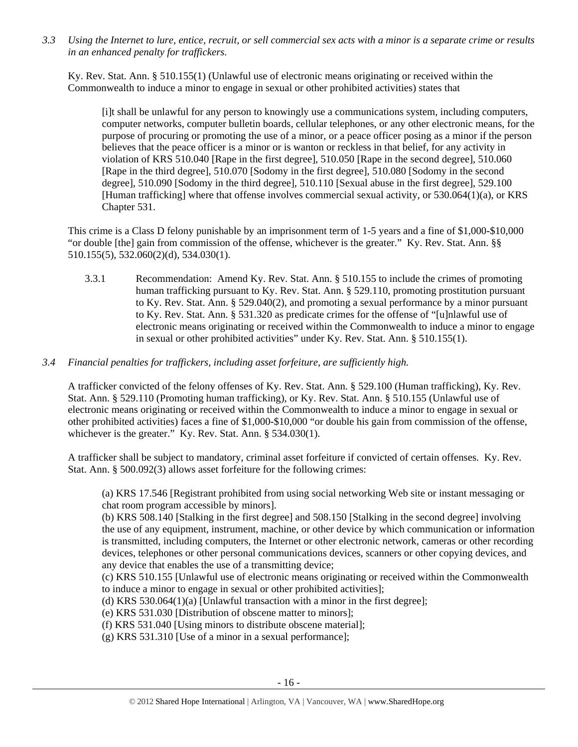*3.3 Using the Internet to lure, entice, recruit, or sell commercial sex acts with a minor is a separate crime or results in an enhanced penalty for traffickers.*

Ky. Rev. Stat. Ann. § 510.155(1) (Unlawful use of electronic means originating or received within the Commonwealth to induce a minor to engage in sexual or other prohibited activities) states that

> [i]t shall be unlawful for any person to knowingly use a communications system, including computers, computer networks, computer bulletin boards, cellular telephones, or any other electronic means, for the purpose of procuring or promoting the use of a minor, or a peace officer posing as a minor if the person believes that the peace officer is a minor or is wanton or reckless in that belief, for any activity in violation of KRS 510.040 [Rape in the first degree], 510.050 [Rape in the second degree], 510.060 [Rape in the third degree], 510.070 [Sodomy in the first degree], 510.080 [Sodomy in the second degree], 510.090 [Sodomy in the third degree], 510.110 [Sexual abuse in the first degree], 529.100 [Human trafficking] where that offense involves commercial sexual activity, or 530.064(1)(a), or KRS Chapter 531.

This crime is a Class D felony punishable by an imprisonment term of 1-5 years and a fine of $1,000-$10,000 "or double [the] gain from commission of the offense, whichever is the greater." Ky. Rev. Stat. Ann. §§ 510.155(5), 532.060(2)(d), 534.030(1).

3.3.1 Recommendation: Amend Ky. Rev. Stat. Ann. § 510.155 to include the crimes of promoting human trafficking pursuant to Ky. Rev. Stat. Ann. § 529.110, promoting prostitution pursuant to Ky. Rev. Stat. Ann. § 529.040(2), and promoting a sexual performance by a minor pursuant to Ky. Rev. Stat. Ann. § 531.320 as predicate crimes for the offense of "[u]nlawful use of electronic means originating or received within the Commonwealth to induce a minor to engage in sexual or other prohibited activities" under Ky. Rev. Stat. Ann. § 510.155(1).

*3.4 Financial penalties for traffickers, including asset forfeiture, are sufficiently high.*

A trafficker convicted of the felony offenses of Ky. Rev. Stat. Ann. § 529.100 (Human trafficking), Ky. Rev. Stat. Ann. § 529.110 (Promoting human trafficking), or Ky. Rev. Stat. Ann. § 510.155 (Unlawful use of electronic means originating or received within the Commonwealth to induce a minor to engage in sexual or other prohibited activities) faces a fine of $1,000-$10,000 "or double his gain from commission of the offense, whichever is the greater." Ky. Rev. Stat. Ann. § 534.030(1).

A trafficker shall be subject to mandatory, criminal asset forfeiture if convicted of certain offenses. Ky. Rev. Stat. Ann. § 500.092(3) allows asset forfeiture for the following crimes:

> (a) KRS 17.546 [Registrant prohibited from using social networking Web site or instant messaging or chat room program accessible by minors].
> (b) KRS 508.140 [Stalking in the first degree] and 508.150 [Stalking in the second degree] involving the use of any equipment, instrument, machine, or other device by which communication or information is transmitted, including computers, the Internet or other electronic network, cameras or other recording devices, telephones or other personal communications devices, scanners or other copying devices, and any device that enables the use of a transmitting device;
> (c) KRS 510.155 [Unlawful use of electronic means originating or received within the Commonwealth to induce a minor to engage in sexual or other prohibited activities];
> (d) KRS 530.064(1)(a) [Unlawful transaction with a minor in the first degree];
> (e) KRS 531.030 [Distribution of obscene matter to minors];
> (f) KRS 531.040 [Using minors to distribute obscene material];
> (g) KRS 531.310 [Use of a minor in a sexual performance];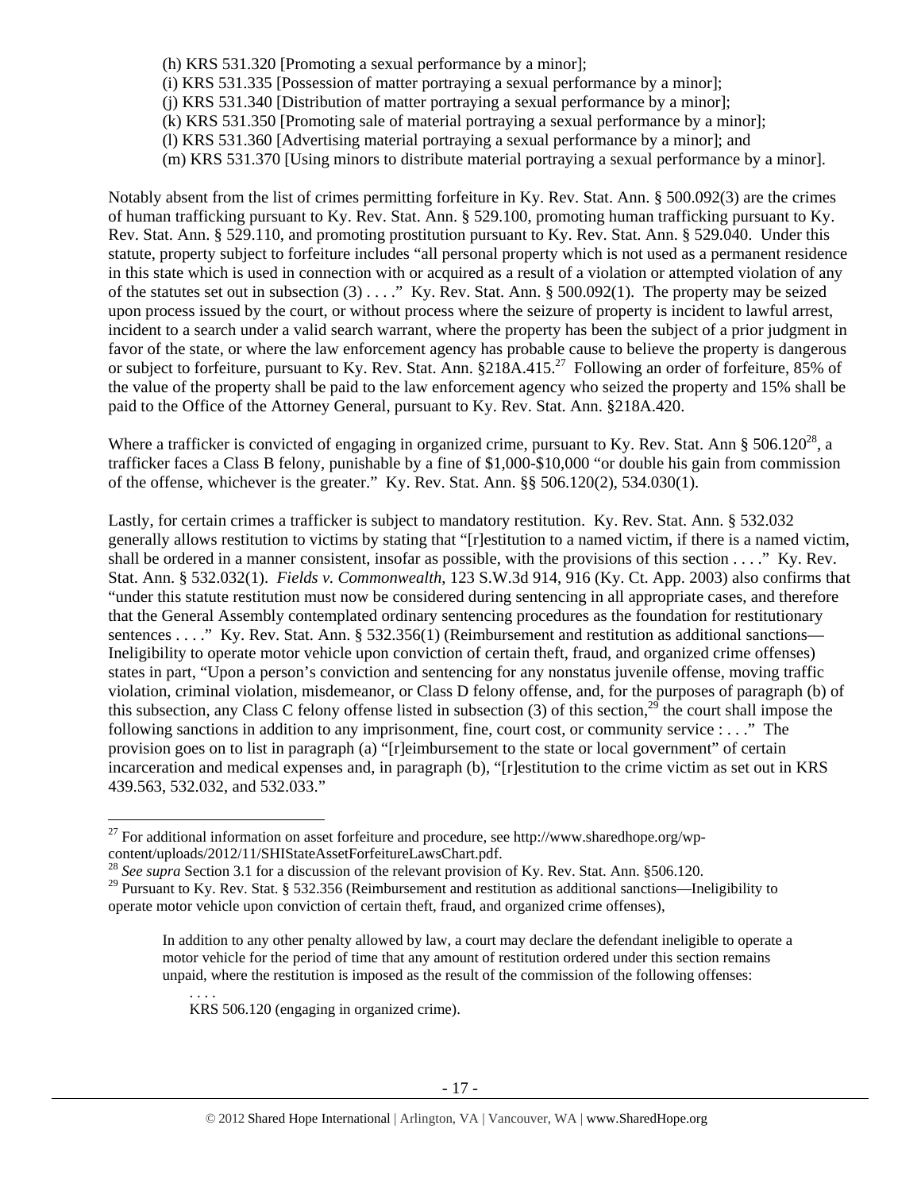(h) KRS 531.320 [Promoting a sexual performance by a minor];
(i) KRS 531.335 [Possession of matter portraying a sexual performance by a minor];
(j) KRS 531.340 [Distribution of matter portraying a sexual performance by a minor];
(k) KRS 531.350 [Promoting sale of material portraying a sexual performance by a minor];
(l) KRS 531.360 [Advertising material portraying a sexual performance by a minor]; and
(m) KRS 531.370 [Using minors to distribute material portraying a sexual performance by a minor].

Notably absent from the list of crimes permitting forfeiture in Ky. Rev. Stat. Ann. § 500.092(3) are the crimes of human trafficking pursuant to Ky. Rev. Stat. Ann. § 529.100, promoting human trafficking pursuant to Ky. Rev. Stat. Ann. § 529.110, and promoting prostitution pursuant to Ky. Rev. Stat. Ann. § 529.040. Under this statute, property subject to forfeiture includes "all personal property which is not used as a permanent residence in this state which is used in connection with or acquired as a result of a violation or attempted violation of any of the statutes set out in subsection (3) . . . ." Ky. Rev. Stat. Ann. § 500.092(1). The property may be seized upon process issued by the court, or without process where the seizure of property is incident to lawful arrest, incident to a search under a valid search warrant, where the property has been the subject of a prior judgment in favor of the state, or where the law enforcement agency has probable cause to believe the property is dangerous or subject to forfeiture, pursuant to Ky. Rev. Stat. Ann. §218A.415.[27] Following an order of forfeiture, 85% of the value of the property shall be paid to the law enforcement agency who seized the property and 15% shall be paid to the Office of the Attorney General, pursuant to Ky. Rev. Stat. Ann. §218A.420.

Where a trafficker is convicted of engaging in organized crime, pursuant to Ky. Rev. Stat. Ann § 506.120[28], a trafficker faces a Class B felony, punishable by a fine of $1,000-$10,000 "or double his gain from commission of the offense, whichever is the greater." Ky. Rev. Stat. Ann. §§ 506.120(2), 534.030(1).

Lastly, for certain crimes a trafficker is subject to mandatory restitution. Ky. Rev. Stat. Ann. § 532.032 generally allows restitution to victims by stating that "[r]estitution to a named victim, if there is a named victim, shall be ordered in a manner consistent, insofar as possible, with the provisions of this section . . . ." Ky. Rev. Stat. Ann. § 532.032(1). *Fields v. Commonwealth*, 123 S.W.3d 914, 916 (Ky. Ct. App. 2003) also confirms that "under this statute restitution must now be considered during sentencing in all appropriate cases, and therefore that the General Assembly contemplated ordinary sentencing procedures as the foundation for restitutionary sentences . . . ." Ky. Rev. Stat. Ann. § 532.356(1) (Reimbursement and restitution as additional sanctions—Ineligibility to operate motor vehicle upon conviction of certain theft, fraud, and organized crime offenses) states in part, "Upon a person's conviction and sentencing for any nonstatus juvenile offense, moving traffic violation, criminal violation, misdemeanor, or Class D felony offense, and, for the purposes of paragraph (b) of this subsection, any Class C felony offense listed in subsection (3) of this section,[29] the court shall impose the following sanctions in addition to any imprisonment, fine, court cost, or community service : . . ." The provision goes on to list in paragraph (a) "[r]eimbursement to the state or local government" of certain incarceration and medical expenses and, in paragraph (b), "[r]estitution to the crime victim as set out in KRS 439.563, 532.032, and 532.033."

---

[27] For additional information on asset forfeiture and procedure, see http://www.sharedhope.org/wp-content/uploads/2012/11/SHIStateAssetForfeitureLawsChart.pdf.

[28] *See supra* Section 3.1 for a discussion of the relevant provision of Ky. Rev. Stat. Ann. §506.120.

[29] Pursuant to Ky. Rev. Stat. § 532.356 (Reimbursement and restitution as additional sanctions—Ineligibility to operate motor vehicle upon conviction of certain theft, fraud, and organized crime offenses),

> In addition to any other penalty allowed by law, a court may declare the defendant ineligible to operate a motor vehicle for the period of time that any amount of restitution ordered under this section remains unpaid, where the restitution is imposed as the result of the commission of the following offenses:
>
> . . . .
>
> KRS 506.120 (engaging in organized crime).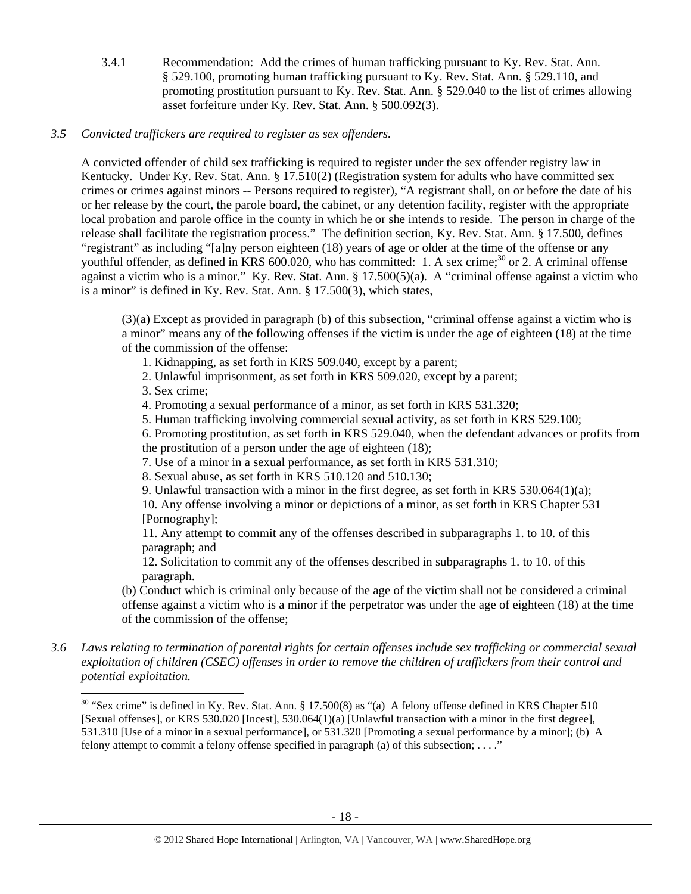3.4.1 Recommendation: Add the crimes of human trafficking pursuant to Ky. Rev. Stat. Ann. § 529.100, promoting human trafficking pursuant to Ky. Rev. Stat. Ann. § 529.110, and promoting prostitution pursuant to Ky. Rev. Stat. Ann. § 529.040 to the list of crimes allowing asset forfeiture under Ky. Rev. Stat. Ann. § 500.092(3).

*3.5 Convicted traffickers are required to register as sex offenders.*

A convicted offender of child sex trafficking is required to register under the sex offender registry law in Kentucky. Under Ky. Rev. Stat. Ann. § 17.510(2) (Registration system for adults who have committed sex crimes or crimes against minors -- Persons required to register), "A registrant shall, on or before the date of his or her release by the court, the parole board, the cabinet, or any detention facility, register with the appropriate local probation and parole office in the county in which he or she intends to reside. The person in charge of the release shall facilitate the registration process." The definition section, Ky. Rev. Stat. Ann. § 17.500, defines "registrant" as including "[a]ny person eighteen (18) years of age or older at the time of the offense or any youthful offender, as defined in KRS 600.020, who has committed: 1. A sex crime;[30] or 2. A criminal offense against a victim who is a minor." Ky. Rev. Stat. Ann. § 17.500(5)(a). A "criminal offense against a victim who is a minor" is defined in Ky. Rev. Stat. Ann. § 17.500(3), which states,

> (3)(a) Except as provided in paragraph (b) of this subsection, "criminal offense against a victim who is a minor" means any of the following offenses if the victim is under the age of eighteen (18) at the time of the commission of the offense:
>
> 1. Kidnapping, as set forth in KRS 509.040, except by a parent;
> 2. Unlawful imprisonment, as set forth in KRS 509.020, except by a parent;
> 3. Sex crime;
> 4. Promoting a sexual performance of a minor, as set forth in KRS 531.320;
> 5. Human trafficking involving commercial sexual activity, as set forth in KRS 529.100;
> 6. Promoting prostitution, as set forth in KRS 529.040, when the defendant advances or profits from the prostitution of a person under the age of eighteen (18);
> 7. Use of a minor in a sexual performance, as set forth in KRS 531.310;
> 8. Sexual abuse, as set forth in KRS 510.120 and 510.130;
> 9. Unlawful transaction with a minor in the first degree, as set forth in KRS 530.064(1)(a);
> 10. Any offense involving a minor or depictions of a minor, as set forth in KRS Chapter 531 [Pornography];
> 11. Any attempt to commit any of the offenses described in subparagraphs 1. to 10. of this paragraph; and
> 12. Solicitation to commit any of the offenses described in subparagraphs 1. to 10. of this paragraph.
>
> (b) Conduct which is criminal only because of the age of the victim shall not be considered a criminal offense against a victim who is a minor if the perpetrator was under the age of eighteen (18) at the time of the commission of the offense;

*3.6 Laws relating to termination of parental rights for certain offenses include sex trafficking or commercial sexual exploitation of children (CSEC) offenses in order to remove the children of traffickers from their control and potential exploitation.*

---

[30] "Sex crime" is defined in Ky. Rev. Stat. Ann. § 17.500(8) as "(a) A felony offense defined in KRS Chapter 510 [Sexual offenses], or KRS 530.020 [Incest], 530.064(1)(a) [Unlawful transaction with a minor in the first degree], 531.310 [Use of a minor in a sexual performance], or 531.320 [Promoting a sexual performance by a minor]; (b) A felony attempt to commit a felony offense specified in paragraph (a) of this subsection; . . . ."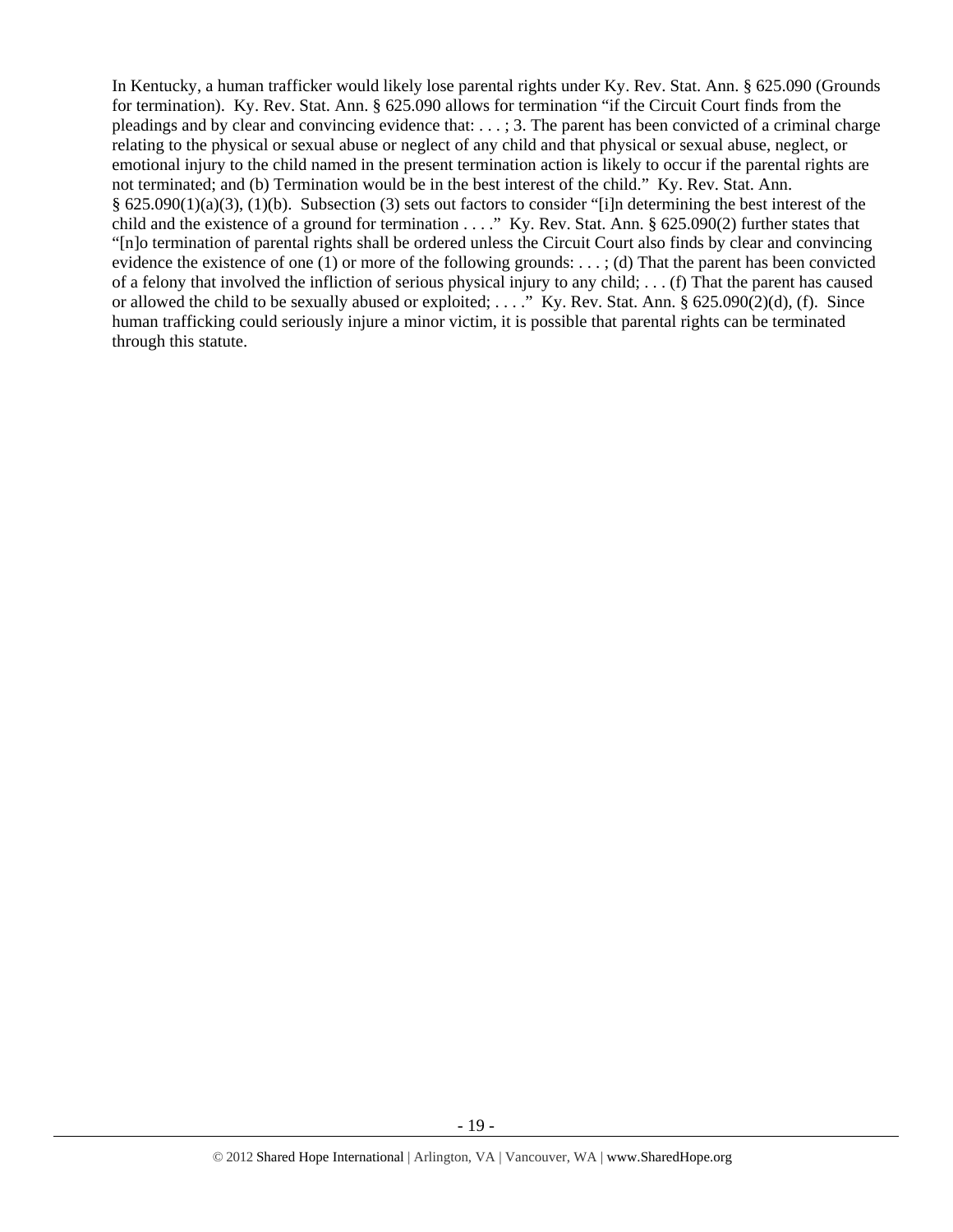In Kentucky, a human trafficker would likely lose parental rights under Ky. Rev. Stat. Ann. § 625.090 (Grounds for termination). Ky. Rev. Stat. Ann. § 625.090 allows for termination "if the Circuit Court finds from the pleadings and by clear and convincing evidence that: . . . ; 3. The parent has been convicted of a criminal charge relating to the physical or sexual abuse or neglect of any child and that physical or sexual abuse, neglect, or emotional injury to the child named in the present termination action is likely to occur if the parental rights are not terminated; and (b) Termination would be in the best interest of the child." Ky. Rev. Stat. Ann. § 625.090(1)(a)(3), (1)(b). Subsection (3) sets out factors to consider "[i]n determining the best interest of the child and the existence of a ground for termination . . . ." Ky. Rev. Stat. Ann. § 625.090(2) further states that "[n]o termination of parental rights shall be ordered unless the Circuit Court also finds by clear and convincing evidence the existence of one (1) or more of the following grounds: . . . ; (d) That the parent has been convicted of a felony that involved the infliction of serious physical injury to any child; . . . (f) That the parent has caused or allowed the child to be sexually abused or exploited; . . . ." Ky. Rev. Stat. Ann. § 625.090(2)(d), (f). Since human trafficking could seriously injure a minor victim, it is possible that parental rights can be terminated through this statute.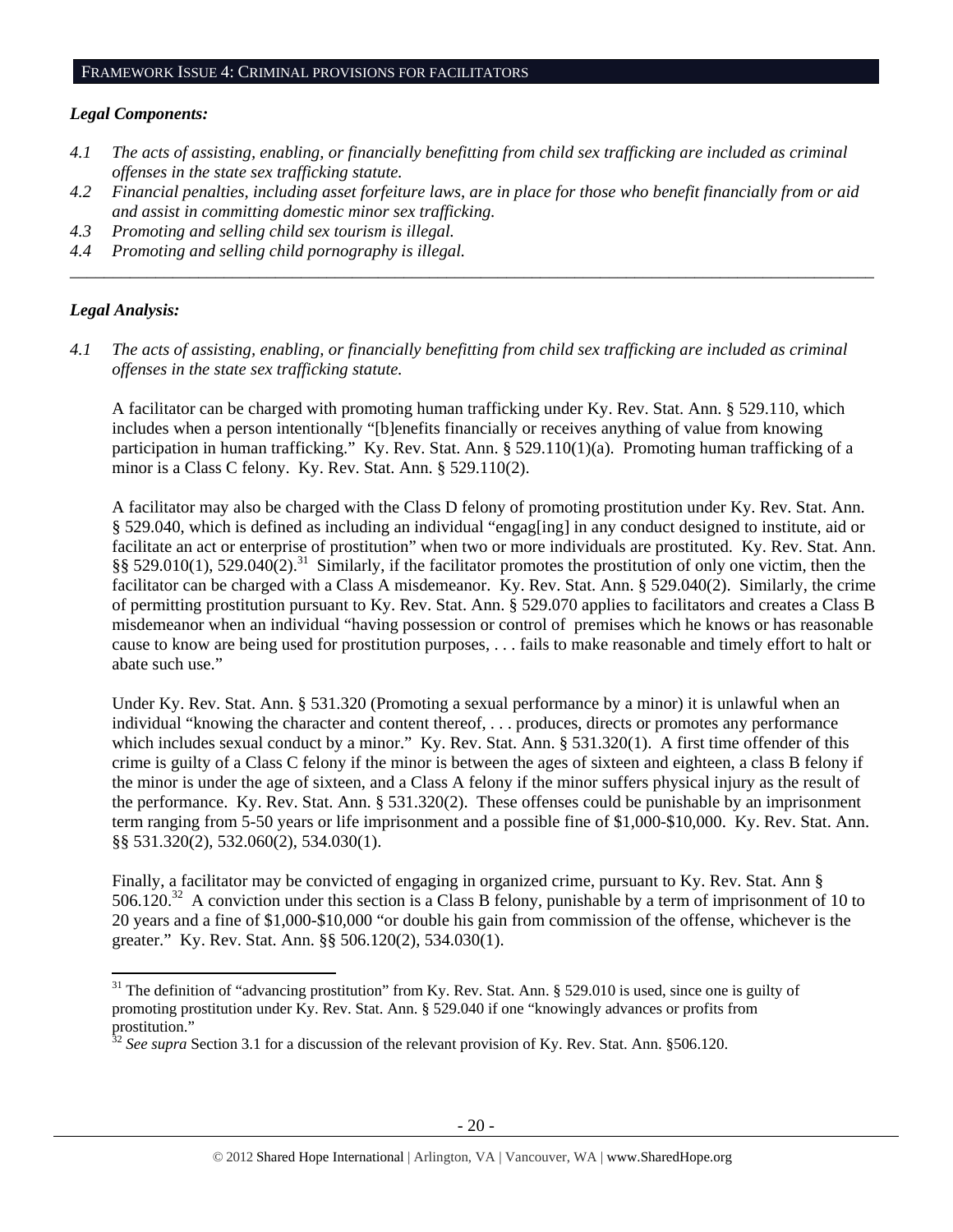## FRAMEWORK ISSUE 4: CRIMINAL PROVISIONS FOR FACILITATORS

***Legal Components:***

*4.1 The acts of assisting, enabling, or financially benefitting from child sex trafficking are included as criminal offenses in the state sex trafficking statute.*

*4.2 Financial penalties, including asset forfeiture laws, are in place for those who benefit financially from or aid and assist in committing domestic minor sex trafficking.*

*4.3 Promoting and selling child sex tourism is illegal.*

*4.4 Promoting and selling child pornography is illegal.*

---

***Legal Analysis:***

*4.1 The acts of assisting, enabling, or financially benefitting from child sex trafficking are included as criminal offenses in the state sex trafficking statute.*

A facilitator can be charged with promoting human trafficking under Ky. Rev. Stat. Ann. § 529.110, which includes when a person intentionally "[b]enefits financially or receives anything of value from knowing participation in human trafficking." Ky. Rev. Stat. Ann. § 529.110(1)(a). Promoting human trafficking of a minor is a Class C felony. Ky. Rev. Stat. Ann. § 529.110(2).

A facilitator may also be charged with the Class D felony of promoting prostitution under Ky. Rev. Stat. Ann. § 529.040, which is defined as including an individual "engag[ing] in any conduct designed to institute, aid or facilitate an act or enterprise of prostitution" when two or more individuals are prostituted. Ky. Rev. Stat. Ann. §§ 529.010(1), 529.040(2).[31] Similarly, if the facilitator promotes the prostitution of only one victim, then the facilitator can be charged with a Class A misdemeanor. Ky. Rev. Stat. Ann. § 529.040(2). Similarly, the crime of permitting prostitution pursuant to Ky. Rev. Stat. Ann. § 529.070 applies to facilitators and creates a Class B misdemeanor when an individual "having possession or control of premises which he knows or has reasonable cause to know are being used for prostitution purposes, . . . fails to make reasonable and timely effort to halt or abate such use."

Under Ky. Rev. Stat. Ann. § 531.320 (Promoting a sexual performance by a minor) it is unlawful when an individual "knowing the character and content thereof, . . . produces, directs or promotes any performance which includes sexual conduct by a minor." Ky. Rev. Stat. Ann. § 531.320(1). A first time offender of this crime is guilty of a Class C felony if the minor is between the ages of sixteen and eighteen, a class B felony if the minor is under the age of sixteen, and a Class A felony if the minor suffers physical injury as the result of the performance. Ky. Rev. Stat. Ann. § 531.320(2). These offenses could be punishable by an imprisonment term ranging from 5-50 years or life imprisonment and a possible fine of $1,000-$10,000. Ky. Rev. Stat. Ann. §§ 531.320(2), 532.060(2), 534.030(1).

Finally, a facilitator may be convicted of engaging in organized crime, pursuant to Ky. Rev. Stat Ann § 506.120.[32] A conviction under this section is a Class B felony, punishable by a term of imprisonment of 10 to 20 years and a fine of $1,000-$10,000 "or double his gain from commission of the offense, whichever is the greater." Ky. Rev. Stat. Ann. §§ 506.120(2), 534.030(1).

---

[31] The definition of "advancing prostitution" from Ky. Rev. Stat. Ann. § 529.010 is used, since one is guilty of promoting prostitution under Ky. Rev. Stat. Ann. § 529.040 if one "knowingly advances or profits from prostitution."

[32] *See supra* Section 3.1 for a discussion of the relevant provision of Ky. Rev. Stat. Ann. §506.120.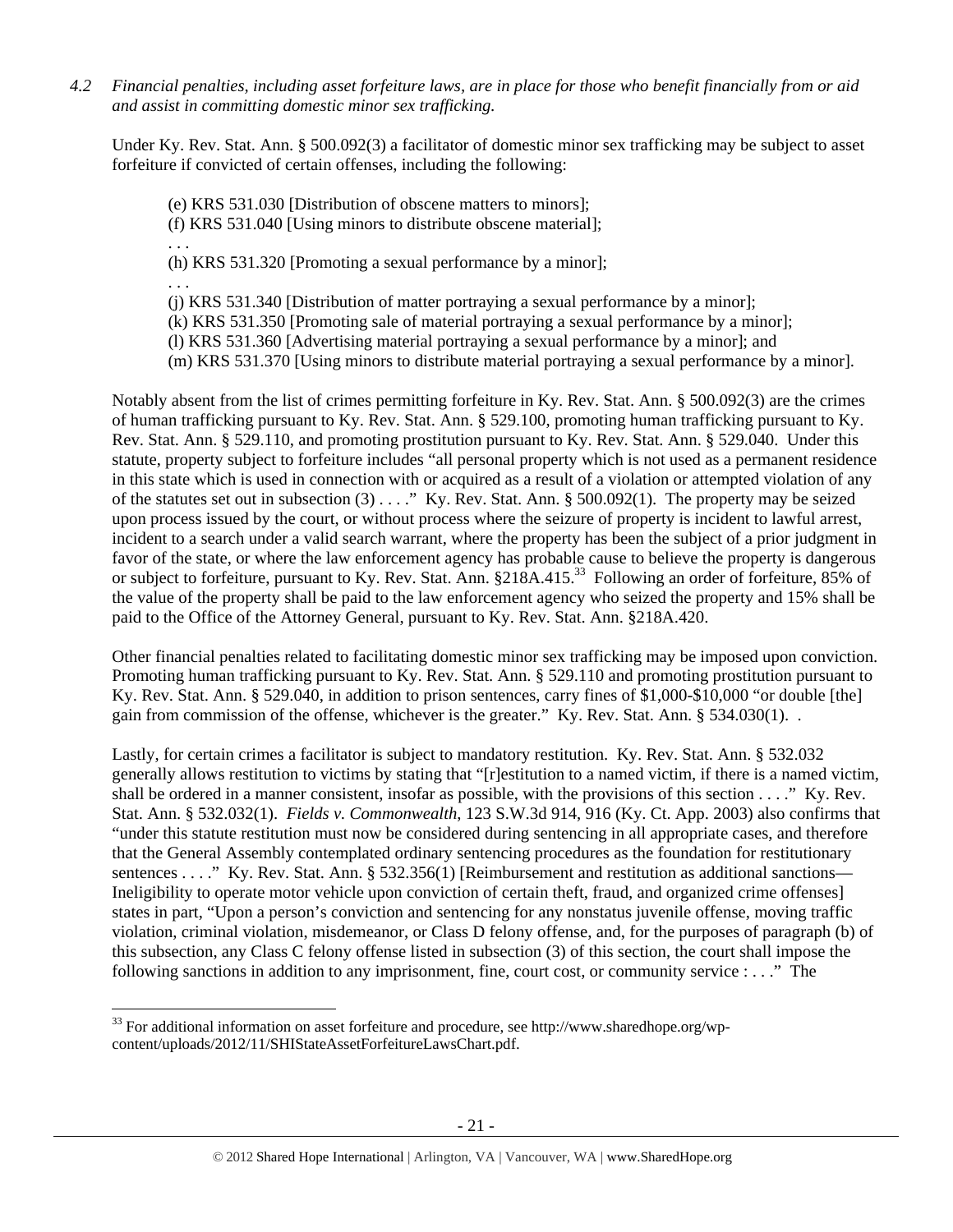*4.2 Financial penalties, including asset forfeiture laws, are in place for those who benefit financially from or aid and assist in committing domestic minor sex trafficking.*

Under Ky. Rev. Stat. Ann. § 500.092(3) a facilitator of domestic minor sex trafficking may be subject to asset forfeiture if convicted of certain offenses, including the following:

> (e) KRS 531.030 [Distribution of obscene matters to minors];
> (f) KRS 531.040 [Using minors to distribute obscene material];
> . . .
> (h) KRS 531.320 [Promoting a sexual performance by a minor];
> . . .
> (j) KRS 531.340 [Distribution of matter portraying a sexual performance by a minor];
> (k) KRS 531.350 [Promoting sale of material portraying a sexual performance by a minor];
> (l) KRS 531.360 [Advertising material portraying a sexual performance by a minor]; and
> (m) KRS 531.370 [Using minors to distribute material portraying a sexual performance by a minor].

Notably absent from the list of crimes permitting forfeiture in Ky. Rev. Stat. Ann. § 500.092(3) are the crimes of human trafficking pursuant to Ky. Rev. Stat. Ann. § 529.100, promoting human trafficking pursuant to Ky. Rev. Stat. Ann. § 529.110, and promoting prostitution pursuant to Ky. Rev. Stat. Ann. § 529.040. Under this statute, property subject to forfeiture includes "all personal property which is not used as a permanent residence in this state which is used in connection with or acquired as a result of a violation or attempted violation of any of the statutes set out in subsection (3) . . . ." Ky. Rev. Stat. Ann. § 500.092(1). The property may be seized upon process issued by the court, or without process where the seizure of property is incident to lawful arrest, incident to a search under a valid search warrant, where the property has been the subject of a prior judgment in favor of the state, or where the law enforcement agency has probable cause to believe the property is dangerous or subject to forfeiture, pursuant to Ky. Rev. Stat. Ann. §218A.415.[33] Following an order of forfeiture, 85% of the value of the property shall be paid to the law enforcement agency who seized the property and 15% shall be paid to the Office of the Attorney General, pursuant to Ky. Rev. Stat. Ann. §218A.420.

Other financial penalties related to facilitating domestic minor sex trafficking may be imposed upon conviction. Promoting human trafficking pursuant to Ky. Rev. Stat. Ann. § 529.110 and promoting prostitution pursuant to Ky. Rev. Stat. Ann. § 529.040, in addition to prison sentences, carry fines of $1,000-$10,000 "or double [the] gain from commission of the offense, whichever is the greater." Ky. Rev. Stat. Ann. § 534.030(1). .

Lastly, for certain crimes a facilitator is subject to mandatory restitution. Ky. Rev. Stat. Ann. § 532.032 generally allows restitution to victims by stating that "[r]estitution to a named victim, if there is a named victim, shall be ordered in a manner consistent, insofar as possible, with the provisions of this section . . . ." Ky. Rev. Stat. Ann. § 532.032(1). *Fields v. Commonwealth*, 123 S.W.3d 914, 916 (Ky. Ct. App. 2003) also confirms that "under this statute restitution must now be considered during sentencing in all appropriate cases, and therefore that the General Assembly contemplated ordinary sentencing procedures as the foundation for restitutionary sentences . . . ." Ky. Rev. Stat. Ann. § 532.356(1) [Reimbursement and restitution as additional sanctions—Ineligibility to operate motor vehicle upon conviction of certain theft, fraud, and organized crime offenses] states in part, "Upon a person's conviction and sentencing for any nonstatus juvenile offense, moving traffic violation, criminal violation, misdemeanor, or Class D felony offense, and, for the purposes of paragraph (b) of this subsection, any Class C felony offense listed in subsection (3) of this section, the court shall impose the following sanctions in addition to any imprisonment, fine, court cost, or community service : . . ." The

[33] For additional information on asset forfeiture and procedure, see http://www.sharedhope.org/wp-content/uploads/2012/11/SHIStateAssetForfeitureLawsChart.pdf.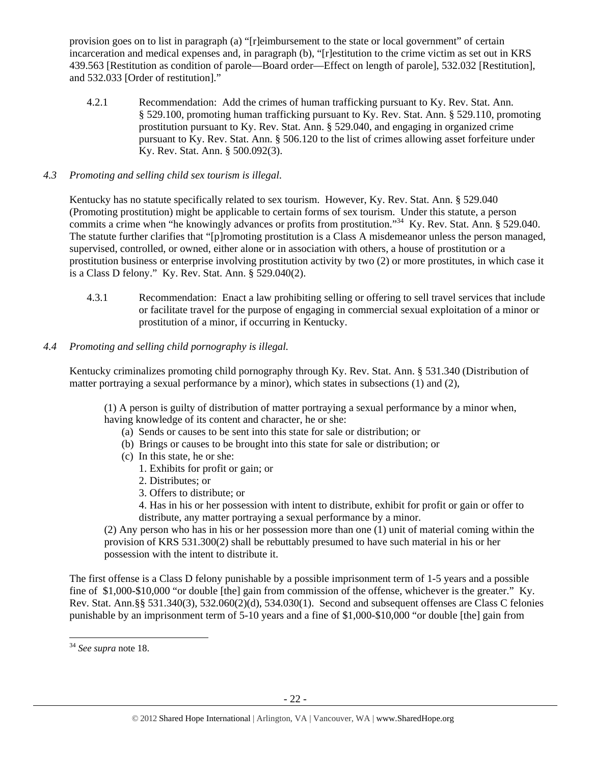provision goes on to list in paragraph (a) "[r]eimbursement to the state or local government" of certain incarceration and medical expenses and, in paragraph (b), "[r]estitution to the crime victim as set out in KRS 439.563 [Restitution as condition of parole—Board order—Effect on length of parole], 532.032 [Restitution], and 532.033 [Order of restitution]."

4.2.1 Recommendation: Add the crimes of human trafficking pursuant to Ky. Rev. Stat. Ann. § 529.100, promoting human trafficking pursuant to Ky. Rev. Stat. Ann. § 529.110, promoting prostitution pursuant to Ky. Rev. Stat. Ann. § 529.040, and engaging in organized crime pursuant to Ky. Rev. Stat. Ann. § 506.120 to the list of crimes allowing asset forfeiture under Ky. Rev. Stat. Ann. § 500.092(3).

*4.3 Promoting and selling child sex tourism is illegal.*

Kentucky has no statute specifically related to sex tourism. However, Ky. Rev. Stat. Ann. § 529.040 (Promoting prostitution) might be applicable to certain forms of sex tourism. Under this statute, a person commits a crime when "he knowingly advances or profits from prostitution."[34] Ky. Rev. Stat. Ann. § 529.040. The statute further clarifies that "[p]romoting prostitution is a Class A misdemeanor unless the person managed, supervised, controlled, or owned, either alone or in association with others, a house of prostitution or a prostitution business or enterprise involving prostitution activity by two (2) or more prostitutes, in which case it is a Class D felony." Ky. Rev. Stat. Ann. § 529.040(2).

4.3.1 Recommendation: Enact a law prohibiting selling or offering to sell travel services that include or facilitate travel for the purpose of engaging in commercial sexual exploitation of a minor or prostitution of a minor, if occurring in Kentucky.

*4.4 Promoting and selling child pornography is illegal.*

Kentucky criminalizes promoting child pornography through Ky. Rev. Stat. Ann. § 531.340 (Distribution of matter portraying a sexual performance by a minor), which states in subsections (1) and (2),

> (1) A person is guilty of distribution of matter portraying a sexual performance by a minor when, having knowledge of its content and character, he or she:
> (a) Sends or causes to be sent into this state for sale or distribution; or
> (b) Brings or causes to be brought into this state for sale or distribution; or
> (c) In this state, he or she:
> 1. Exhibits for profit or gain; or
> 2. Distributes; or
> 3. Offers to distribute; or
> 4. Has in his or her possession with intent to distribute, exhibit for profit or gain or offer to distribute, any matter portraying a sexual performance by a minor.
>
> (2) Any person who has in his or her possession more than one (1) unit of material coming within the provision of KRS 531.300(2) shall be rebuttably presumed to have such material in his or her possession with the intent to distribute it.

The first offense is a Class D felony punishable by a possible imprisonment term of 1-5 years and a possible fine of $1,000-$10,000 "or double [the] gain from commission of the offense, whichever is the greater." Ky. Rev. Stat. Ann.§§ 531.340(3), 532.060(2)(d), 534.030(1). Second and subsequent offenses are Class C felonies punishable by an imprisonment term of 5-10 years and a fine of $1,000-$10,000 "or double [the] gain from

[34] *See supra* note 18.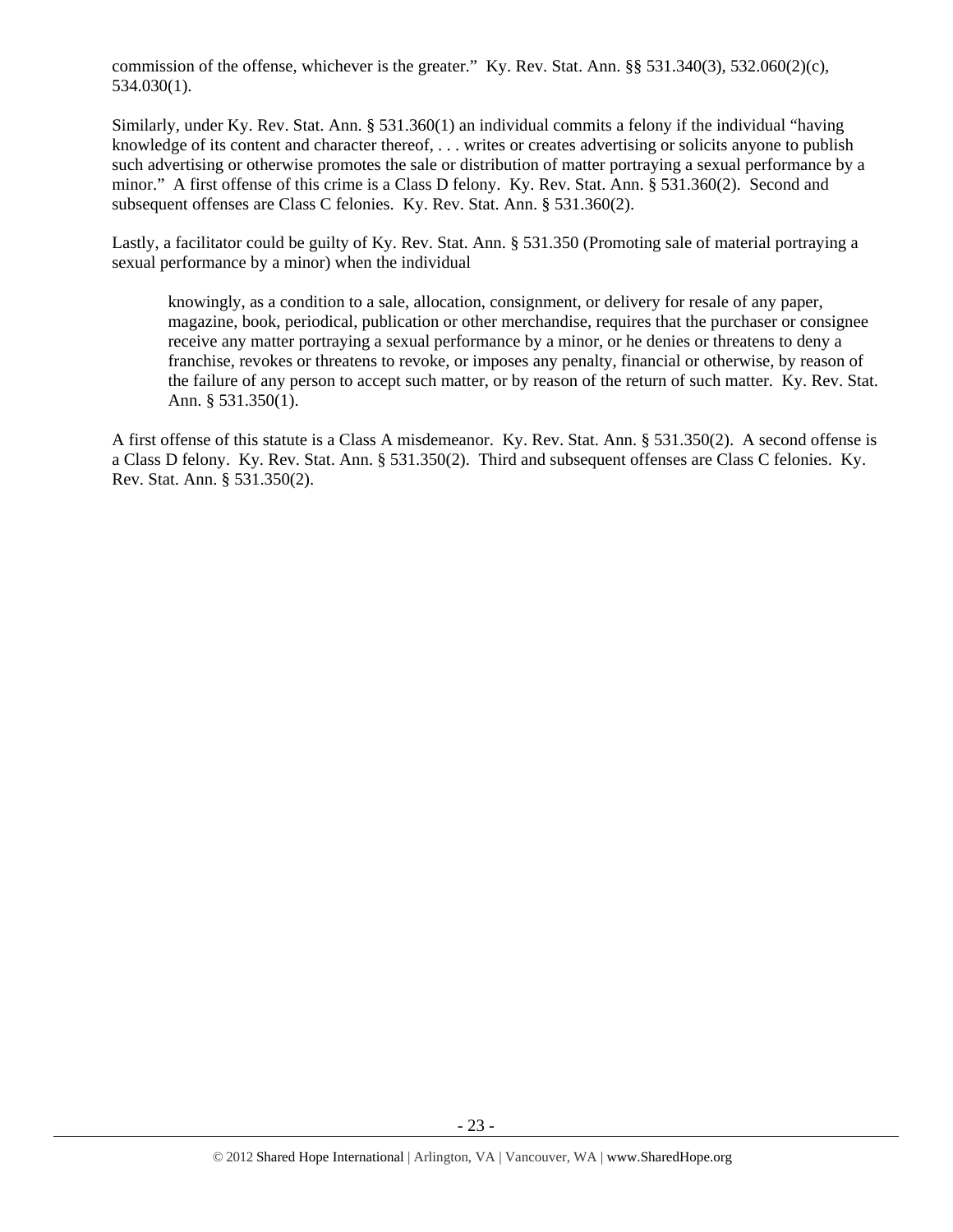commission of the offense, whichever is the greater." Ky. Rev. Stat. Ann. §§ 531.340(3), 532.060(2)(c), 534.030(1).

Similarly, under Ky. Rev. Stat. Ann. § 531.360(1) an individual commits a felony if the individual "having knowledge of its content and character thereof, . . . writes or creates advertising or solicits anyone to publish such advertising or otherwise promotes the sale or distribution of matter portraying a sexual performance by a minor." A first offense of this crime is a Class D felony. Ky. Rev. Stat. Ann. § 531.360(2). Second and subsequent offenses are Class C felonies. Ky. Rev. Stat. Ann. § 531.360(2).

Lastly, a facilitator could be guilty of Ky. Rev. Stat. Ann. § 531.350 (Promoting sale of material portraying a sexual performance by a minor) when the individual

> knowingly, as a condition to a sale, allocation, consignment, or delivery for resale of any paper, magazine, book, periodical, publication or other merchandise, requires that the purchaser or consignee receive any matter portraying a sexual performance by a minor, or he denies or threatens to deny a franchise, revokes or threatens to revoke, or imposes any penalty, financial or otherwise, by reason of the failure of any person to accept such matter, or by reason of the return of such matter. Ky. Rev. Stat. Ann. § 531.350(1).

A first offense of this statute is a Class A misdemeanor. Ky. Rev. Stat. Ann. § 531.350(2). A second offense is a Class D felony. Ky. Rev. Stat. Ann. § 531.350(2). Third and subsequent offenses are Class C felonies. Ky. Rev. Stat. Ann. § 531.350(2).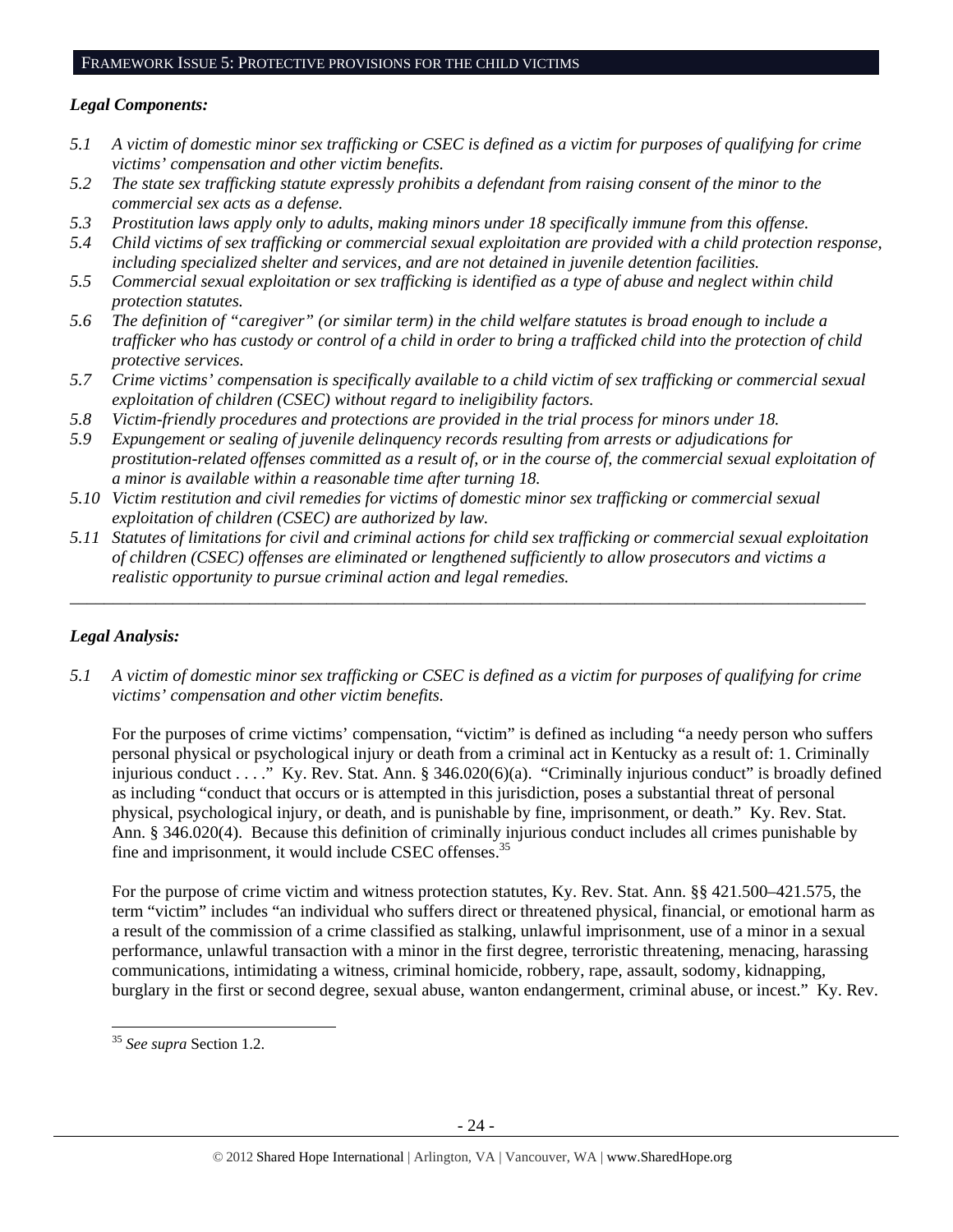## Framework Issue 5: Protective provisions for the child victims

### *Legal Components:*

*5.1 A victim of domestic minor sex trafficking or CSEC is defined as a victim for purposes of qualifying for crime victims' compensation and other victim benefits.*

*5.2 The state sex trafficking statute expressly prohibits a defendant from raising consent of the minor to the commercial sex acts as a defense.*

*5.3 Prostitution laws apply only to adults, making minors under 18 specifically immune from this offense.*

*5.4 Child victims of sex trafficking or commercial sexual exploitation are provided with a child protection response, including specialized shelter and services, and are not detained in juvenile detention facilities.*

*5.5 Commercial sexual exploitation or sex trafficking is identified as a type of abuse and neglect within child protection statutes.*

*5.6 The definition of "caregiver" (or similar term) in the child welfare statutes is broad enough to include a trafficker who has custody or control of a child in order to bring a trafficked child into the protection of child protective services.*

*5.7 Crime victims' compensation is specifically available to a child victim of sex trafficking or commercial sexual exploitation of children (CSEC) without regard to ineligibility factors.*

*5.8 Victim-friendly procedures and protections are provided in the trial process for minors under 18.*

*5.9 Expungement or sealing of juvenile delinquency records resulting from arrests or adjudications for prostitution-related offenses committed as a result of, or in the course of, the commercial sexual exploitation of a minor is available within a reasonable time after turning 18.*

*5.10 Victim restitution and civil remedies for victims of domestic minor sex trafficking or commercial sexual exploitation of children (CSEC) are authorized by law.*

*5.11 Statutes of limitations for civil and criminal actions for child sex trafficking or commercial sexual exploitation of children (CSEC) offenses are eliminated or lengthened sufficiently to allow prosecutors and victims a realistic opportunity to pursue criminal action and legal remedies.*

---

### *Legal Analysis:*

*5.1 A victim of domestic minor sex trafficking or CSEC is defined as a victim for purposes of qualifying for crime victims' compensation and other victim benefits.*

For the purposes of crime victims' compensation, "victim" is defined as including "a needy person who suffers personal physical or psychological injury or death from a criminal act in Kentucky as a result of: 1. Criminally injurious conduct . . . ." Ky. Rev. Stat. Ann. § 346.020(6)(a). "Criminally injurious conduct" is broadly defined as including "conduct that occurs or is attempted in this jurisdiction, poses a substantial threat of personal physical, psychological injury, or death, and is punishable by fine, imprisonment, or death." Ky. Rev. Stat. Ann. § 346.020(4). Because this definition of criminally injurious conduct includes all crimes punishable by fine and imprisonment, it would include CSEC offenses.[35]

For the purpose of crime victim and witness protection statutes, Ky. Rev. Stat. Ann. §§ 421.500–421.575, the term "victim" includes "an individual who suffers direct or threatened physical, financial, or emotional harm as a result of the commission of a crime classified as stalking, unlawful imprisonment, use of a minor in a sexual performance, unlawful transaction with a minor in the first degree, terroristic threatening, menacing, harassing communications, intimidating a witness, criminal homicide, robbery, rape, assault, sodomy, kidnapping, burglary in the first or second degree, sexual abuse, wanton endangerment, criminal abuse, or incest." Ky. Rev.

[35] *See supra* Section 1.2.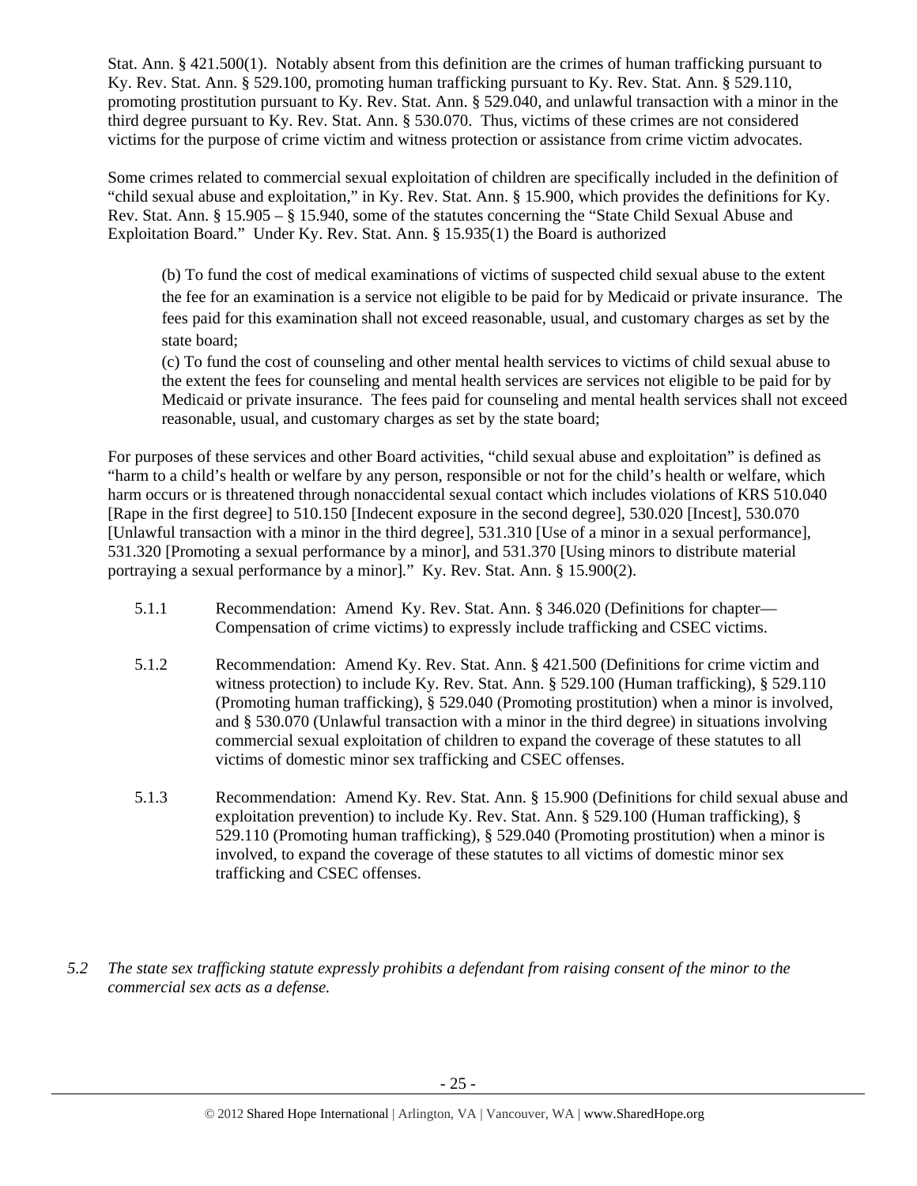Stat. Ann. § 421.500(1). Notably absent from this definition are the crimes of human trafficking pursuant to Ky. Rev. Stat. Ann. § 529.100, promoting human trafficking pursuant to Ky. Rev. Stat. Ann. § 529.110, promoting prostitution pursuant to Ky. Rev. Stat. Ann. § 529.040, and unlawful transaction with a minor in the third degree pursuant to Ky. Rev. Stat. Ann. § 530.070. Thus, victims of these crimes are not considered victims for the purpose of crime victim and witness protection or assistance from crime victim advocates.

Some crimes related to commercial sexual exploitation of children are specifically included in the definition of "child sexual abuse and exploitation," in Ky. Rev. Stat. Ann. § 15.900, which provides the definitions for Ky. Rev. Stat. Ann. § 15.905 – § 15.940, some of the statutes concerning the "State Child Sexual Abuse and Exploitation Board." Under Ky. Rev. Stat. Ann. § 15.935(1) the Board is authorized

> (b) To fund the cost of medical examinations of victims of suspected child sexual abuse to the extent the fee for an examination is a service not eligible to be paid for by Medicaid or private insurance. The fees paid for this examination shall not exceed reasonable, usual, and customary charges as set by the state board;
>
> (c) To fund the cost of counseling and other mental health services to victims of child sexual abuse to the extent the fees for counseling and mental health services are services not eligible to be paid for by Medicaid or private insurance. The fees paid for counseling and mental health services shall not exceed reasonable, usual, and customary charges as set by the state board;

For purposes of these services and other Board activities, "child sexual abuse and exploitation" is defined as "harm to a child's health or welfare by any person, responsible or not for the child's health or welfare, which harm occurs or is threatened through nonaccidental sexual contact which includes violations of KRS 510.040 [Rape in the first degree] to 510.150 [Indecent exposure in the second degree], 530.020 [Incest], 530.070 [Unlawful transaction with a minor in the third degree], 531.310 [Use of a minor in a sexual performance], 531.320 [Promoting a sexual performance by a minor], and 531.370 [Using minors to distribute material portraying a sexual performance by a minor]." Ky. Rev. Stat. Ann. § 15.900(2).

5.1.1 Recommendation: Amend Ky. Rev. Stat. Ann. § 346.020 (Definitions for chapter—Compensation of crime victims) to expressly include trafficking and CSEC victims.

5.1.2 Recommendation: Amend Ky. Rev. Stat. Ann. § 421.500 (Definitions for crime victim and witness protection) to include Ky. Rev. Stat. Ann. § 529.100 (Human trafficking), § 529.110 (Promoting human trafficking), § 529.040 (Promoting prostitution) when a minor is involved, and § 530.070 (Unlawful transaction with a minor in the third degree) in situations involving commercial sexual exploitation of children to expand the coverage of these statutes to all victims of domestic minor sex trafficking and CSEC offenses.

5.1.3 Recommendation: Amend Ky. Rev. Stat. Ann. § 15.900 (Definitions for child sexual abuse and exploitation prevention) to include Ky. Rev. Stat. Ann. § 529.100 (Human trafficking), § 529.110 (Promoting human trafficking), § 529.040 (Promoting prostitution) when a minor is involved, to expand the coverage of these statutes to all victims of domestic minor sex trafficking and CSEC offenses.

*5.2 The state sex trafficking statute expressly prohibits a defendant from raising consent of the minor to the commercial sex acts as a defense.*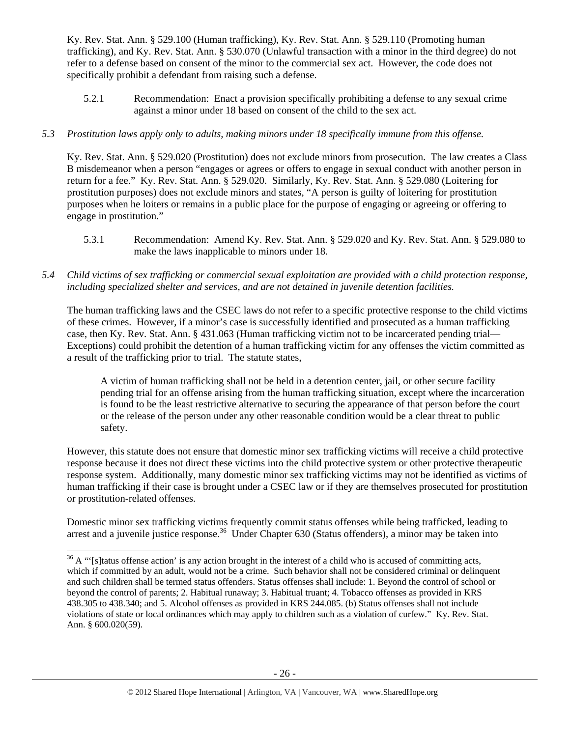Ky. Rev. Stat. Ann. § 529.100 (Human trafficking), Ky. Rev. Stat. Ann. § 529.110 (Promoting human trafficking), and Ky. Rev. Stat. Ann. § 530.070 (Unlawful transaction with a minor in the third degree) do not refer to a defense based on consent of the minor to the commercial sex act. However, the code does not specifically prohibit a defendant from raising such a defense.

5.2.1 Recommendation: Enact a provision specifically prohibiting a defense to any sexual crime against a minor under 18 based on consent of the child to the sex act.

*5.3 Prostitution laws apply only to adults, making minors under 18 specifically immune from this offense.*

Ky. Rev. Stat. Ann. § 529.020 (Prostitution) does not exclude minors from prosecution. The law creates a Class B misdemeanor when a person "engages or agrees or offers to engage in sexual conduct with another person in return for a fee." Ky. Rev. Stat. Ann. § 529.020. Similarly, Ky. Rev. Stat. Ann. § 529.080 (Loitering for prostitution purposes) does not exclude minors and states, "A person is guilty of loitering for prostitution purposes when he loiters or remains in a public place for the purpose of engaging or agreeing or offering to engage in prostitution."

5.3.1 Recommendation: Amend Ky. Rev. Stat. Ann. § 529.020 and Ky. Rev. Stat. Ann. § 529.080 to make the laws inapplicable to minors under 18.

*5.4 Child victims of sex trafficking or commercial sexual exploitation are provided with a child protection response, including specialized shelter and services, and are not detained in juvenile detention facilities.*

The human trafficking laws and the CSEC laws do not refer to a specific protective response to the child victims of these crimes. However, if a minor's case is successfully identified and prosecuted as a human trafficking case, then Ky. Rev. Stat. Ann. § 431.063 (Human trafficking victim not to be incarcerated pending trial—Exceptions) could prohibit the detention of a human trafficking victim for any offenses the victim committed as a result of the trafficking prior to trial. The statute states,

> A victim of human trafficking shall not be held in a detention center, jail, or other secure facility pending trial for an offense arising from the human trafficking situation, except where the incarceration is found to be the least restrictive alternative to securing the appearance of that person before the court or the release of the person under any other reasonable condition would be a clear threat to public safety.

However, this statute does not ensure that domestic minor sex trafficking victims will receive a child protective response because it does not direct these victims into the child protective system or other protective therapeutic response system. Additionally, many domestic minor sex trafficking victims may not be identified as victims of human trafficking if their case is brought under a CSEC law or if they are themselves prosecuted for prostitution or prostitution-related offenses.

Domestic minor sex trafficking victims frequently commit status offenses while being trafficked, leading to arrest and a juvenile justice response.[36] Under Chapter 630 (Status offenders), a minor may be taken into

[36] A "'[s]tatus offense action' is any action brought in the interest of a child who is accused of committing acts, which if committed by an adult, would not be a crime. Such behavior shall not be considered criminal or delinquent and such children shall be termed status offenders. Status offenses shall include: 1. Beyond the control of school or beyond the control of parents; 2. Habitual runaway; 3. Habitual truant; 4. Tobacco offenses as provided in KRS 438.305 to 438.340; and 5. Alcohol offenses as provided in KRS 244.085. (b) Status offenses shall not include violations of state or local ordinances which may apply to children such as a violation of curfew." Ky. Rev. Stat. Ann. § 600.020(59).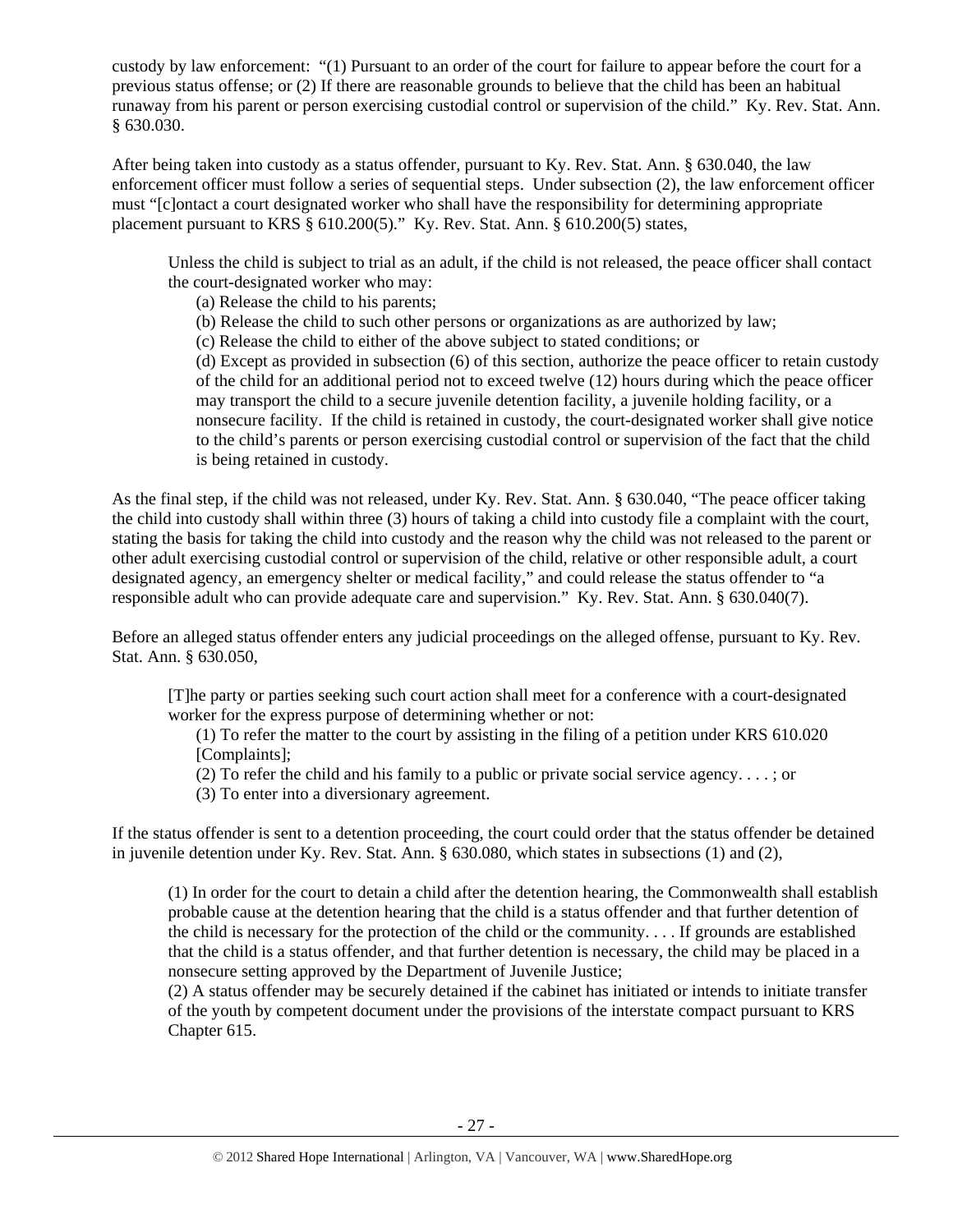custody by law enforcement: "(1) Pursuant to an order of the court for failure to appear before the court for a previous status offense; or (2) If there are reasonable grounds to believe that the child has been an habitual runaway from his parent or person exercising custodial control or supervision of the child." Ky. Rev. Stat. Ann. § 630.030.

After being taken into custody as a status offender, pursuant to Ky. Rev. Stat. Ann. § 630.040, the law enforcement officer must follow a series of sequential steps. Under subsection (2), the law enforcement officer must "[c]ontact a court designated worker who shall have the responsibility for determining appropriate placement pursuant to KRS § 610.200(5)." Ky. Rev. Stat. Ann. § 610.200(5) states,

> Unless the child is subject to trial as an adult, if the child is not released, the peace officer shall contact the court-designated worker who may:
>
> (a) Release the child to his parents;
>
> (b) Release the child to such other persons or organizations as are authorized by law;
>
> (c) Release the child to either of the above subject to stated conditions; or
>
> (d) Except as provided in subsection (6) of this section, authorize the peace officer to retain custody of the child for an additional period not to exceed twelve (12) hours during which the peace officer may transport the child to a secure juvenile detention facility, a juvenile holding facility, or a nonsecure facility. If the child is retained in custody, the court-designated worker shall give notice to the child's parents or person exercising custodial control or supervision of the fact that the child is being retained in custody.

As the final step, if the child was not released, under Ky. Rev. Stat. Ann. § 630.040, "The peace officer taking the child into custody shall within three (3) hours of taking a child into custody file a complaint with the court, stating the basis for taking the child into custody and the reason why the child was not released to the parent or other adult exercising custodial control or supervision of the child, relative or other responsible adult, a court designated agency, an emergency shelter or medical facility," and could release the status offender to "a responsible adult who can provide adequate care and supervision." Ky. Rev. Stat. Ann. § 630.040(7).

Before an alleged status offender enters any judicial proceedings on the alleged offense, pursuant to Ky. Rev. Stat. Ann. § 630.050,

> [T]he party or parties seeking such court action shall meet for a conference with a court-designated worker for the express purpose of determining whether or not:
>
> (1) To refer the matter to the court by assisting in the filing of a petition under KRS 610.020 [Complaints];
>
> (2) To refer the child and his family to a public or private social service agency. . . . ; or
>
> (3) To enter into a diversionary agreement.

If the status offender is sent to a detention proceeding, the court could order that the status offender be detained in juvenile detention under Ky. Rev. Stat. Ann. § 630.080, which states in subsections (1) and (2),

> (1) In order for the court to detain a child after the detention hearing, the Commonwealth shall establish probable cause at the detention hearing that the child is a status offender and that further detention of the child is necessary for the protection of the child or the community. . . . If grounds are established that the child is a status offender, and that further detention is necessary, the child may be placed in a nonsecure setting approved by the Department of Juvenile Justice;
>
> (2) A status offender may be securely detained if the cabinet has initiated or intends to initiate transfer of the youth by competent document under the provisions of the interstate compact pursuant to KRS Chapter 615.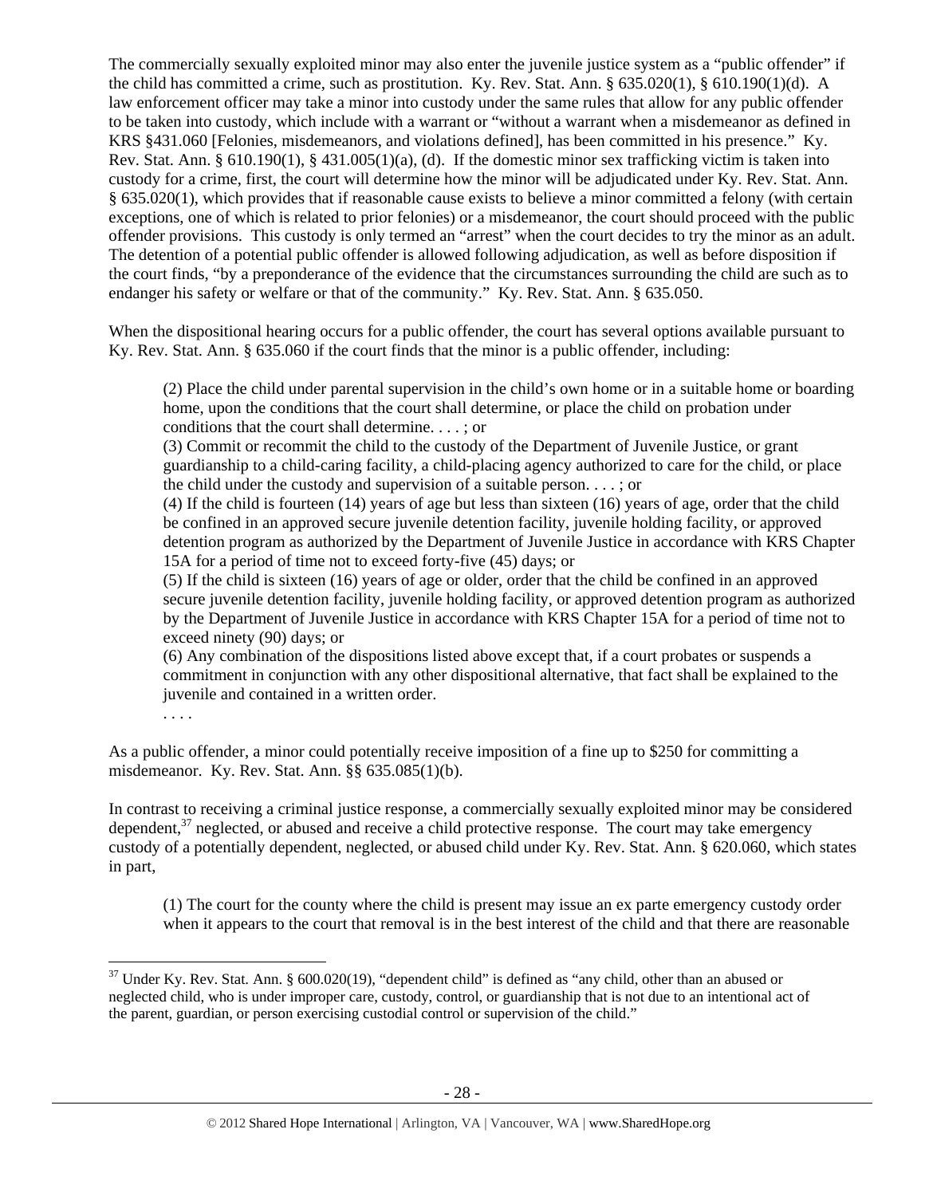The commercially sexually exploited minor may also enter the juvenile justice system as a "public offender" if the child has committed a crime, such as prostitution. Ky. Rev. Stat. Ann. § 635.020(1), § 610.190(1)(d). A law enforcement officer may take a minor into custody under the same rules that allow for any public offender to be taken into custody, which include with a warrant or "without a warrant when a misdemeanor as defined in KRS §431.060 [Felonies, misdemeanors, and violations defined], has been committed in his presence." Ky. Rev. Stat. Ann. § 610.190(1), § 431.005(1)(a), (d). If the domestic minor sex trafficking victim is taken into custody for a crime, first, the court will determine how the minor will be adjudicated under Ky. Rev. Stat. Ann. § 635.020(1), which provides that if reasonable cause exists to believe a minor committed a felony (with certain exceptions, one of which is related to prior felonies) or a misdemeanor, the court should proceed with the public offender provisions. This custody is only termed an "arrest" when the court decides to try the minor as an adult. The detention of a potential public offender is allowed following adjudication, as well as before disposition if the court finds, "by a preponderance of the evidence that the circumstances surrounding the child are such as to endanger his safety or welfare or that of the community." Ky. Rev. Stat. Ann. § 635.050.

When the dispositional hearing occurs for a public offender, the court has several options available pursuant to Ky. Rev. Stat. Ann. § 635.060 if the court finds that the minor is a public offender, including:

> (2) Place the child under parental supervision in the child's own home or in a suitable home or boarding home, upon the conditions that the court shall determine, or place the child on probation under conditions that the court shall determine. . . . ; or
> (3) Commit or recommit the child to the custody of the Department of Juvenile Justice, or grant guardianship to a child-caring facility, a child-placing agency authorized to care for the child, or place the child under the custody and supervision of a suitable person. . . . ; or
> (4) If the child is fourteen (14) years of age but less than sixteen (16) years of age, order that the child be confined in an approved secure juvenile detention facility, juvenile holding facility, or approved detention program as authorized by the Department of Juvenile Justice in accordance with KRS Chapter 15A for a period of time not to exceed forty-five (45) days; or
> (5) If the child is sixteen (16) years of age or older, order that the child be confined in an approved secure juvenile detention facility, juvenile holding facility, or approved detention program as authorized by the Department of Juvenile Justice in accordance with KRS Chapter 15A for a period of time not to exceed ninety (90) days; or
> (6) Any combination of the dispositions listed above except that, if a court probates or suspends a commitment in conjunction with any other dispositional alternative, that fact shall be explained to the juvenile and contained in a written order.
> . . . .

As a public offender, a minor could potentially receive imposition of a fine up to $250 for committing a misdemeanor. Ky. Rev. Stat. Ann. §§ 635.085(1)(b).

In contrast to receiving a criminal justice response, a commercially sexually exploited minor may be considered dependent,[37] neglected, or abused and receive a child protective response. The court may take emergency custody of a potentially dependent, neglected, or abused child under Ky. Rev. Stat. Ann. § 620.060, which states in part,

> (1) The court for the county where the child is present may issue an ex parte emergency custody order when it appears to the court that removal is in the best interest of the child and that there are reasonable

[37] Under Ky. Rev. Stat. Ann. § 600.020(19), "dependent child" is defined as "any child, other than an abused or neglected child, who is under improper care, custody, control, or guardianship that is not due to an intentional act of the parent, guardian, or person exercising custodial control or supervision of the child."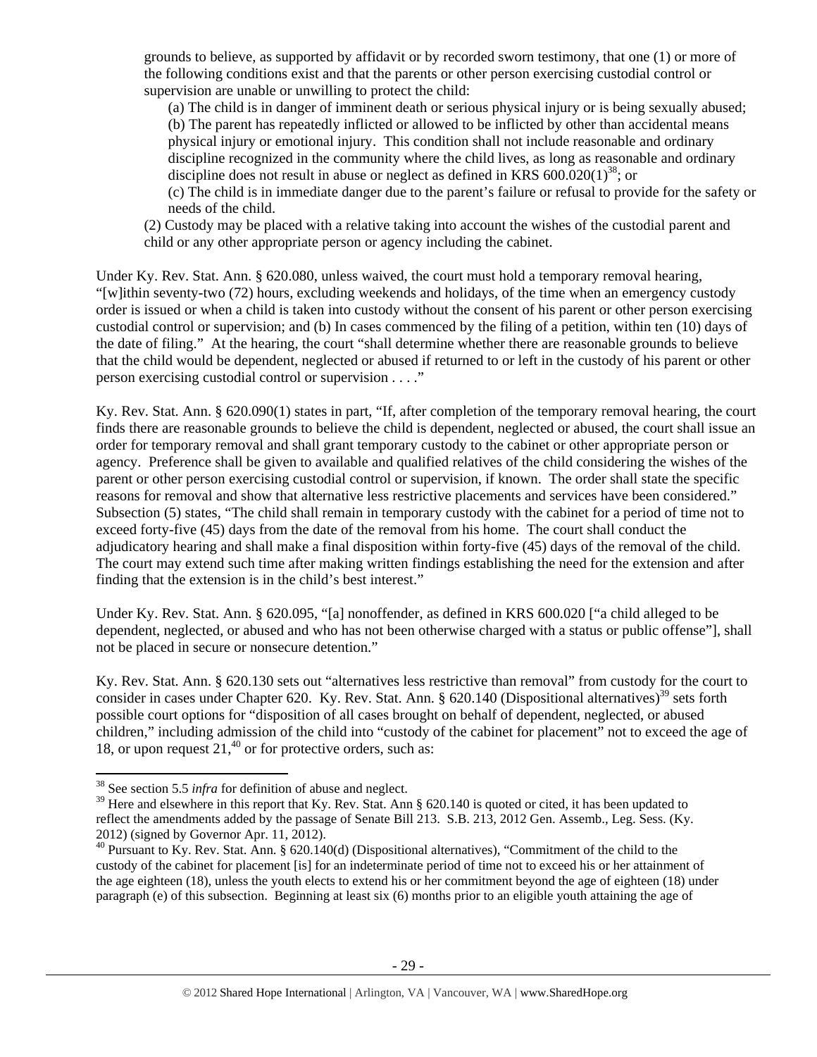grounds to believe, as supported by affidavit or by recorded sworn testimony, that one (1) or more of the following conditions exist and that the parents or other person exercising custodial control or supervision are unable or unwilling to protect the child:

(a) The child is in danger of imminent death or serious physical injury or is being sexually abused;
(b) The parent has repeatedly inflicted or allowed to be inflicted by other than accidental means physical injury or emotional injury. This condition shall not include reasonable and ordinary discipline recognized in the community where the child lives, as long as reasonable and ordinary discipline does not result in abuse or neglect as defined in KRS 600.020(1)[38]; or
(c) The child is in immediate danger due to the parent's failure or refusal to provide for the safety or needs of the child.

(2) Custody may be placed with a relative taking into account the wishes of the custodial parent and child or any other appropriate person or agency including the cabinet.

Under Ky. Rev. Stat. Ann. § 620.080, unless waived, the court must hold a temporary removal hearing, "[w]ithin seventy-two (72) hours, excluding weekends and holidays, of the time when an emergency custody order is issued or when a child is taken into custody without the consent of his parent or other person exercising custodial control or supervision; and (b) In cases commenced by the filing of a petition, within ten (10) days of the date of filing." At the hearing, the court "shall determine whether there are reasonable grounds to believe that the child would be dependent, neglected or abused if returned to or left in the custody of his parent or other person exercising custodial control or supervision . . . ."

Ky. Rev. Stat. Ann. § 620.090(1) states in part, "If, after completion of the temporary removal hearing, the court finds there are reasonable grounds to believe the child is dependent, neglected or abused, the court shall issue an order for temporary removal and shall grant temporary custody to the cabinet or other appropriate person or agency. Preference shall be given to available and qualified relatives of the child considering the wishes of the parent or other person exercising custodial control or supervision, if known. The order shall state the specific reasons for removal and show that alternative less restrictive placements and services have been considered." Subsection (5) states, "The child shall remain in temporary custody with the cabinet for a period of time not to exceed forty-five (45) days from the date of the removal from his home. The court shall conduct the adjudicatory hearing and shall make a final disposition within forty-five (45) days of the removal of the child. The court may extend such time after making written findings establishing the need for the extension and after finding that the extension is in the child's best interest."

Under Ky. Rev. Stat. Ann. § 620.095, "[a] nonoffender, as defined in KRS 600.020 ["a child alleged to be dependent, neglected, or abused and who has not been otherwise charged with a status or public offense"], shall not be placed in secure or nonsecure detention."

Ky. Rev. Stat. Ann. § 620.130 sets out "alternatives less restrictive than removal" from custody for the court to consider in cases under Chapter 620. Ky. Rev. Stat. Ann. § 620.140 (Dispositional alternatives)[39] sets forth possible court options for "disposition of all cases brought on behalf of dependent, neglected, or abused children," including admission of the child into "custody of the cabinet for placement" not to exceed the age of 18, or upon request 21,[40] or for protective orders, such as:

---

[38] See section 5.5 *infra* for definition of abuse and neglect.

[39] Here and elsewhere in this report that Ky. Rev. Stat. Ann § 620.140 is quoted or cited, it has been updated to reflect the amendments added by the passage of Senate Bill 213. S.B. 213, 2012 Gen. Assemb., Leg. Sess. (Ky. 2012) (signed by Governor Apr. 11, 2012).

[40] Pursuant to Ky. Rev. Stat. Ann. § 620.140(d) (Dispositional alternatives), "Commitment of the child to the custody of the cabinet for placement [is] for an indeterminate period of time not to exceed his or her attainment of the age eighteen (18), unless the youth elects to extend his or her commitment beyond the age of eighteen (18) under paragraph (e) of this subsection. Beginning at least six (6) months prior to an eligible youth attaining the age of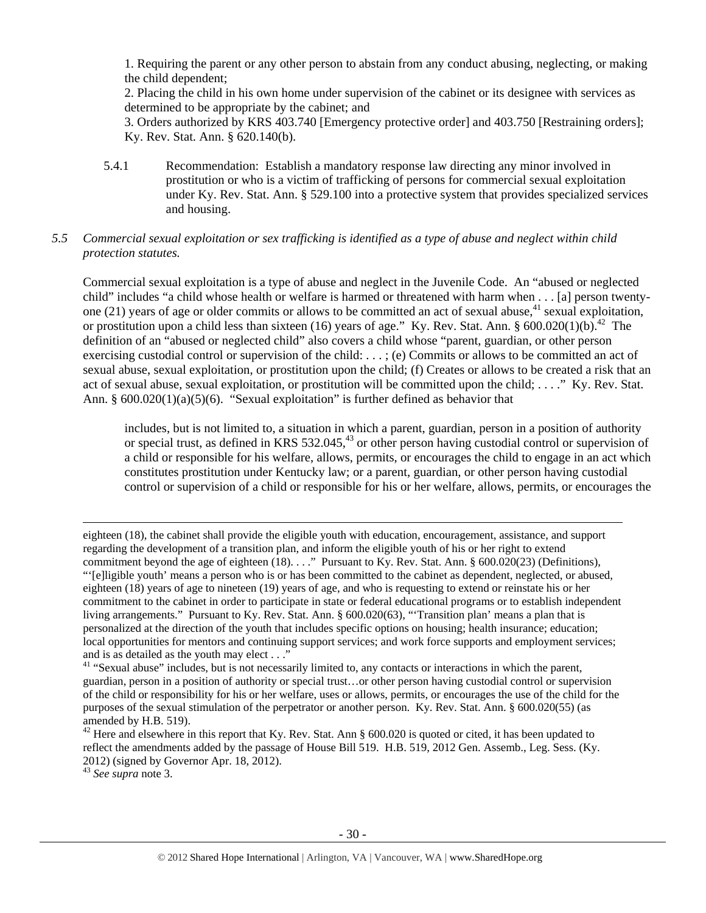1. Requiring the parent or any other person to abstain from any conduct abusing, neglecting, or making the child dependent;

2. Placing the child in his own home under supervision of the cabinet or its designee with services as determined to be appropriate by the cabinet; and

3. Orders authorized by KRS 403.740 [Emergency protective order] and 403.750 [Restraining orders]; Ky. Rev. Stat. Ann. § 620.140(b).

5.4.1 Recommendation: Establish a mandatory response law directing any minor involved in prostitution or who is a victim of trafficking of persons for commercial sexual exploitation under Ky. Rev. Stat. Ann. § 529.100 into a protective system that provides specialized services and housing.

*5.5 Commercial sexual exploitation or sex trafficking is identified as a type of abuse and neglect within child protection statutes.*

Commercial sexual exploitation is a type of abuse and neglect in the Juvenile Code. An "abused or neglected child" includes "a child whose health or welfare is harmed or threatened with harm when . . . [a] person twenty-one (21) years of age or older commits or allows to be committed an act of sexual abuse,[41] sexual exploitation, or prostitution upon a child less than sixteen (16) years of age." Ky. Rev. Stat. Ann. § 600.020(1)(b).[42] The definition of an "abused or neglected child" also covers a child whose "parent, guardian, or other person exercising custodial control or supervision of the child: . . . ; (e) Commits or allows to be committed an act of sexual abuse, sexual exploitation, or prostitution upon the child; (f) Creates or allows to be created a risk that an act of sexual abuse, sexual exploitation, or prostitution will be committed upon the child; . . . ." Ky. Rev. Stat. Ann. § 600.020(1)(a)(5)(6). "Sexual exploitation" is further defined as behavior that

> includes, but is not limited to, a situation in which a parent, guardian, person in a position of authority or special trust, as defined in KRS 532.045,[43] or other person having custodial control or supervision of a child or responsible for his welfare, allows, permits, or encourages the child to engage in an act which constitutes prostitution under Kentucky law; or a parent, guardian, or other person having custodial control or supervision of a child or responsible for his or her welfare, allows, permits, or encourages the

---

eighteen (18), the cabinet shall provide the eligible youth with education, encouragement, assistance, and support regarding the development of a transition plan, and inform the eligible youth of his or her right to extend commitment beyond the age of eighteen (18). . . ." Pursuant to Ky. Rev. Stat. Ann. § 600.020(23) (Definitions), "'[e]ligible youth' means a person who is or has been committed to the cabinet as dependent, neglected, or abused, eighteen (18) years of age to nineteen (19) years of age, and who is requesting to extend or reinstate his or her commitment to the cabinet in order to participate in state or federal educational programs or to establish independent living arrangements." Pursuant to Ky. Rev. Stat. Ann. § 600.020(63), "'Transition plan' means a plan that is personalized at the direction of the youth that includes specific options on housing; health insurance; education; local opportunities for mentors and continuing support services; and work force supports and employment services; and is as detailed as the youth may elect . . ."

[41] "Sexual abuse" includes, but is not necessarily limited to, any contacts or interactions in which the parent, guardian, person in a position of authority or special trust…or other person having custodial control or supervision of the child or responsibility for his or her welfare, uses or allows, permits, or encourages the use of the child for the purposes of the sexual stimulation of the perpetrator or another person. Ky. Rev. Stat. Ann. § 600.020(55) (as amended by H.B. 519).

[42] Here and elsewhere in this report that Ky. Rev. Stat. Ann § 600.020 is quoted or cited, it has been updated to reflect the amendments added by the passage of House Bill 519. H.B. 519, 2012 Gen. Assemb., Leg. Sess. (Ky. 2012) (signed by Governor Apr. 18, 2012).

[43] *See supra* note 3.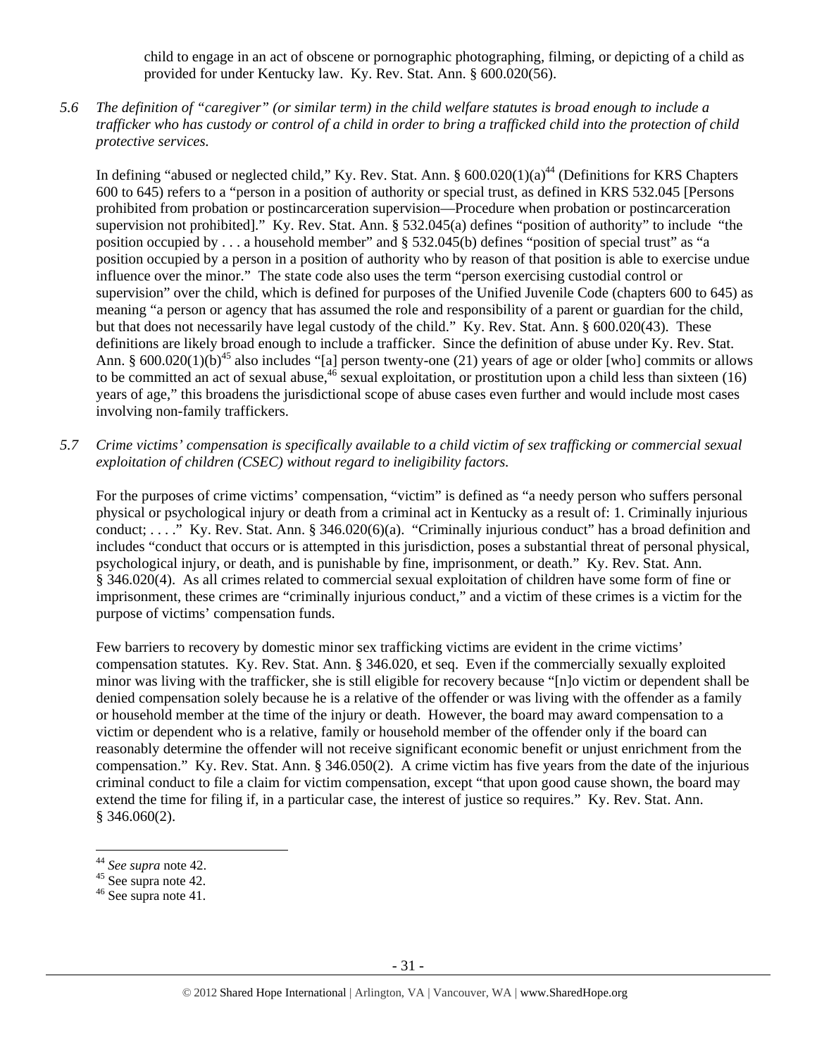child to engage in an act of obscene or pornographic photographing, filming, or depicting of a child as provided for under Kentucky law. Ky. Rev. Stat. Ann. § 600.020(56).

*5.6 The definition of "caregiver" (or similar term) in the child welfare statutes is broad enough to include a trafficker who has custody or control of a child in order to bring a trafficked child into the protection of child protective services.*

In defining "abused or neglected child," Ky. Rev. Stat. Ann. § 600.020(1)(a)[44] (Definitions for KRS Chapters 600 to 645) refers to a "person in a position of authority or special trust, as defined in KRS 532.045 [Persons prohibited from probation or postincarceration supervision—Procedure when probation or postincarceration supervision not prohibited]." Ky. Rev. Stat. Ann. § 532.045(a) defines "position of authority" to include "the position occupied by . . . a household member" and § 532.045(b) defines "position of special trust" as "a position occupied by a person in a position of authority who by reason of that position is able to exercise undue influence over the minor." The state code also uses the term "person exercising custodial control or supervision" over the child, which is defined for purposes of the Unified Juvenile Code (chapters 600 to 645) as meaning "a person or agency that has assumed the role and responsibility of a parent or guardian for the child, but that does not necessarily have legal custody of the child." Ky. Rev. Stat. Ann. § 600.020(43). These definitions are likely broad enough to include a trafficker. Since the definition of abuse under Ky. Rev. Stat. Ann. § 600.020(1)(b)[45] also includes "[a] person twenty-one (21) years of age or older [who] commits or allows to be committed an act of sexual abuse,[46] sexual exploitation, or prostitution upon a child less than sixteen (16) years of age," this broadens the jurisdictional scope of abuse cases even further and would include most cases involving non-family traffickers.

*5.7 Crime victims' compensation is specifically available to a child victim of sex trafficking or commercial sexual exploitation of children (CSEC) without regard to ineligibility factors.*

For the purposes of crime victims' compensation, "victim" is defined as "a needy person who suffers personal physical or psychological injury or death from a criminal act in Kentucky as a result of: 1. Criminally injurious conduct; . . . ." Ky. Rev. Stat. Ann. § 346.020(6)(a). "Criminally injurious conduct" has a broad definition and includes "conduct that occurs or is attempted in this jurisdiction, poses a substantial threat of personal physical, psychological injury, or death, and is punishable by fine, imprisonment, or death." Ky. Rev. Stat. Ann. § 346.020(4). As all crimes related to commercial sexual exploitation of children have some form of fine or imprisonment, these crimes are "criminally injurious conduct," and a victim of these crimes is a victim for the purpose of victims' compensation funds.

Few barriers to recovery by domestic minor sex trafficking victims are evident in the crime victims' compensation statutes. Ky. Rev. Stat. Ann. § 346.020, et seq. Even if the commercially sexually exploited minor was living with the trafficker, she is still eligible for recovery because "[n]o victim or dependent shall be denied compensation solely because he is a relative of the offender or was living with the offender as a family or household member at the time of the injury or death. However, the board may award compensation to a victim or dependent who is a relative, family or household member of the offender only if the board can reasonably determine the offender will not receive significant economic benefit or unjust enrichment from the compensation." Ky. Rev. Stat. Ann. § 346.050(2). A crime victim has five years from the date of the injurious criminal conduct to file a claim for victim compensation, except "that upon good cause shown, the board may extend the time for filing if, in a particular case, the interest of justice so requires." Ky. Rev. Stat. Ann. § 346.060(2).

---

[44] *See supra* note 42.
[45] See supra note 42.
[46] See supra note 41.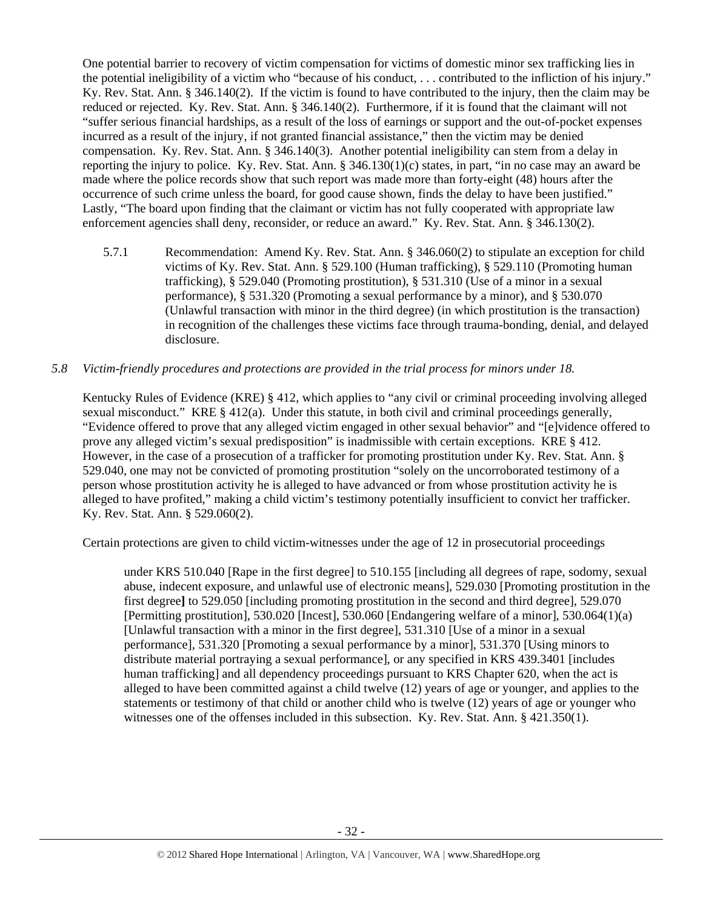One potential barrier to recovery of victim compensation for victims of domestic minor sex trafficking lies in the potential ineligibility of a victim who "because of his conduct, . . . contributed to the infliction of his injury." Ky. Rev. Stat. Ann. § 346.140(2). If the victim is found to have contributed to the injury, then the claim may be reduced or rejected. Ky. Rev. Stat. Ann. § 346.140(2). Furthermore, if it is found that the claimant will not "suffer serious financial hardships, as a result of the loss of earnings or support and the out-of-pocket expenses incurred as a result of the injury, if not granted financial assistance," then the victim may be denied compensation. Ky. Rev. Stat. Ann. § 346.140(3). Another potential ineligibility can stem from a delay in reporting the injury to police. Ky. Rev. Stat. Ann. § 346.130(1)(c) states, in part, "in no case may an award be made where the police records show that such report was made more than forty-eight (48) hours after the occurrence of such crime unless the board, for good cause shown, finds the delay to have been justified." Lastly, "The board upon finding that the claimant or victim has not fully cooperated with appropriate law enforcement agencies shall deny, reconsider, or reduce an award." Ky. Rev. Stat. Ann. § 346.130(2).

5.7.1 Recommendation: Amend Ky. Rev. Stat. Ann. § 346.060(2) to stipulate an exception for child victims of Ky. Rev. Stat. Ann. § 529.100 (Human trafficking), § 529.110 (Promoting human trafficking), § 529.040 (Promoting prostitution), § 531.310 (Use of a minor in a sexual performance), § 531.320 (Promoting a sexual performance by a minor), and § 530.070 (Unlawful transaction with minor in the third degree) (in which prostitution is the transaction) in recognition of the challenges these victims face through trauma-bonding, denial, and delayed disclosure.

*5.8 Victim-friendly procedures and protections are provided in the trial process for minors under 18.*

Kentucky Rules of Evidence (KRE) § 412, which applies to "any civil or criminal proceeding involving alleged sexual misconduct." KRE § 412(a). Under this statute, in both civil and criminal proceedings generally, "Evidence offered to prove that any alleged victim engaged in other sexual behavior" and "[e]vidence offered to prove any alleged victim's sexual predisposition" is inadmissible with certain exceptions. KRE § 412. However, in the case of a prosecution of a trafficker for promoting prostitution under Ky. Rev. Stat. Ann. § 529.040, one may not be convicted of promoting prostitution "solely on the uncorroborated testimony of a person whose prostitution activity he is alleged to have advanced or from whose prostitution activity he is alleged to have profited," making a child victim's testimony potentially insufficient to convict her trafficker. Ky. Rev. Stat. Ann. § 529.060(2).

Certain protections are given to child victim-witnesses under the age of 12 in prosecutorial proceedings

> under KRS 510.040 [Rape in the first degree] to 510.155 [including all degrees of rape, sodomy, sexual abuse, indecent exposure, and unlawful use of electronic means], 529.030 [Promoting prostitution in the first degree] to 529.050 [including promoting prostitution in the second and third degree], 529.070 [Permitting prostitution], 530.020 [Incest], 530.060 [Endangering welfare of a minor], 530.064(1)(a) [Unlawful transaction with a minor in the first degree], 531.310 [Use of a minor in a sexual performance], 531.320 [Promoting a sexual performance by a minor], 531.370 [Using minors to distribute material portraying a sexual performance], or any specified in KRS 439.3401 [includes human trafficking] and all dependency proceedings pursuant to KRS Chapter 620, when the act is alleged to have been committed against a child twelve (12) years of age or younger, and applies to the statements or testimony of that child or another child who is twelve (12) years of age or younger who witnesses one of the offenses included in this subsection. Ky. Rev. Stat. Ann. § 421.350(1).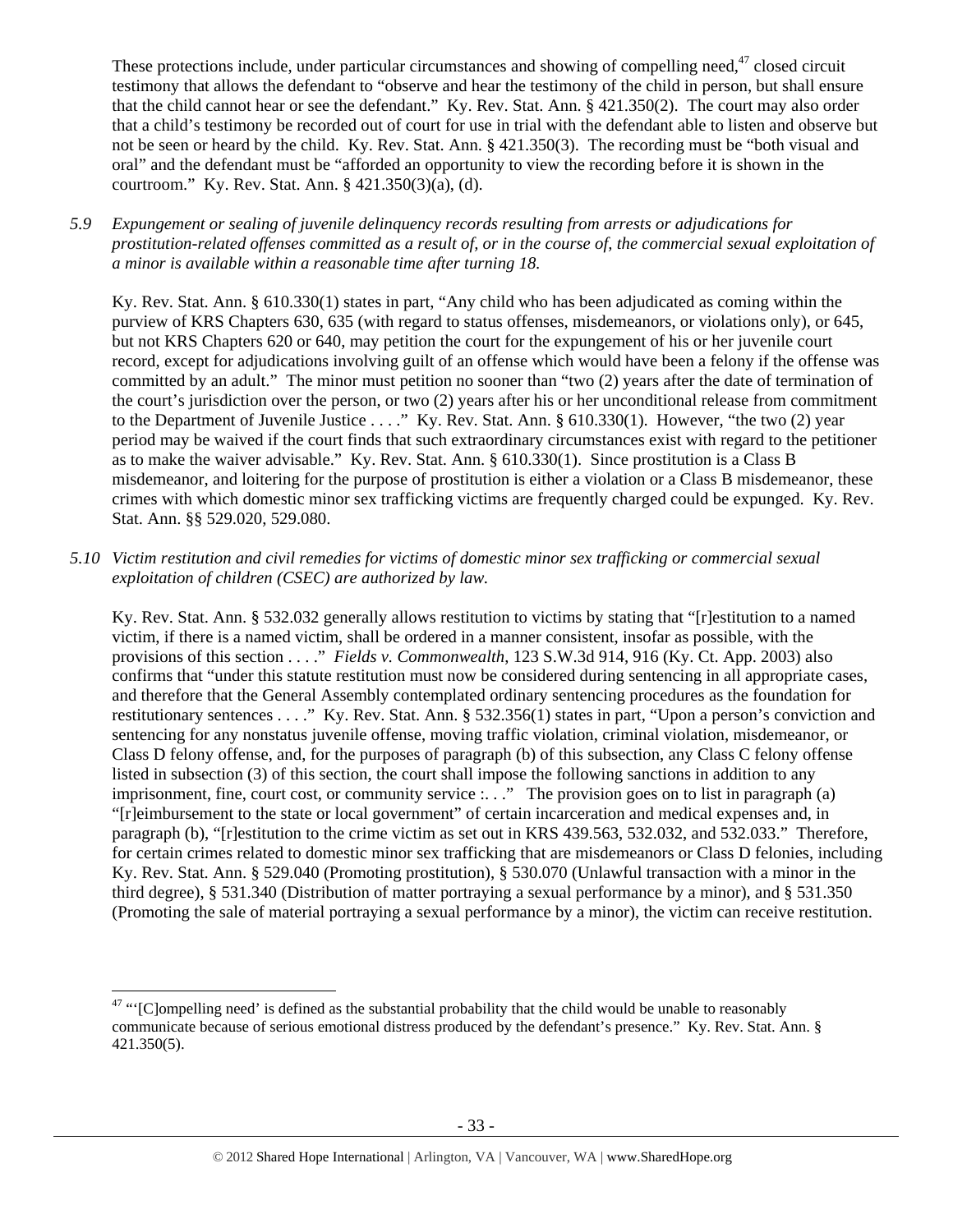These protections include, under particular circumstances and showing of compelling need,[47] closed circuit testimony that allows the defendant to "observe and hear the testimony of the child in person, but shall ensure that the child cannot hear or see the defendant." Ky. Rev. Stat. Ann. § 421.350(2). The court may also order that a child's testimony be recorded out of court for use in trial with the defendant able to listen and observe but not be seen or heard by the child. Ky. Rev. Stat. Ann. § 421.350(3). The recording must be "both visual and oral" and the defendant must be "afforded an opportunity to view the recording before it is shown in the courtroom." Ky. Rev. Stat. Ann. § 421.350(3)(a), (d).

*5.9 Expungement or sealing of juvenile delinquency records resulting from arrests or adjudications for prostitution-related offenses committed as a result of, or in the course of, the commercial sexual exploitation of a minor is available within a reasonable time after turning 18.*

Ky. Rev. Stat. Ann. § 610.330(1) states in part, "Any child who has been adjudicated as coming within the purview of KRS Chapters 630, 635 (with regard to status offenses, misdemeanors, or violations only), or 645, but not KRS Chapters 620 or 640, may petition the court for the expungement of his or her juvenile court record, except for adjudications involving guilt of an offense which would have been a felony if the offense was committed by an adult." The minor must petition no sooner than "two (2) years after the date of termination of the court's jurisdiction over the person, or two (2) years after his or her unconditional release from commitment to the Department of Juvenile Justice . . . ." Ky. Rev. Stat. Ann. § 610.330(1). However, "the two (2) year period may be waived if the court finds that such extraordinary circumstances exist with regard to the petitioner as to make the waiver advisable." Ky. Rev. Stat. Ann. § 610.330(1). Since prostitution is a Class B misdemeanor, and loitering for the purpose of prostitution is either a violation or a Class B misdemeanor, these crimes with which domestic minor sex trafficking victims are frequently charged could be expunged. Ky. Rev. Stat. Ann. §§ 529.020, 529.080.

*5.10 Victim restitution and civil remedies for victims of domestic minor sex trafficking or commercial sexual exploitation of children (CSEC) are authorized by law.*

Ky. Rev. Stat. Ann. § 532.032 generally allows restitution to victims by stating that "[r]estitution to a named victim, if there is a named victim, shall be ordered in a manner consistent, insofar as possible, with the provisions of this section . . . ." *Fields v. Commonwealth*, 123 S.W.3d 914, 916 (Ky. Ct. App. 2003) also confirms that "under this statute restitution must now be considered during sentencing in all appropriate cases, and therefore that the General Assembly contemplated ordinary sentencing procedures as the foundation for restitutionary sentences . . . ." Ky. Rev. Stat. Ann. § 532.356(1) states in part, "Upon a person's conviction and sentencing for any nonstatus juvenile offense, moving traffic violation, criminal violation, misdemeanor, or Class D felony offense, and, for the purposes of paragraph (b) of this subsection, any Class C felony offense listed in subsection (3) of this section, the court shall impose the following sanctions in addition to any imprisonment, fine, court cost, or community service :. . ." The provision goes on to list in paragraph (a) "[r]eimbursement to the state or local government" of certain incarceration and medical expenses and, in paragraph (b), "[r]estitution to the crime victim as set out in KRS 439.563, 532.032, and 532.033." Therefore, for certain crimes related to domestic minor sex trafficking that are misdemeanors or Class D felonies, including Ky. Rev. Stat. Ann. § 529.040 (Promoting prostitution), § 530.070 (Unlawful transaction with a minor in the third degree), § 531.340 (Distribution of matter portraying a sexual performance by a minor), and § 531.350 (Promoting the sale of material portraying a sexual performance by a minor), the victim can receive restitution.

[47] "'[C]ompelling need' is defined as the substantial probability that the child would be unable to reasonably communicate because of serious emotional distress produced by the defendant's presence." Ky. Rev. Stat. Ann. § 421.350(5).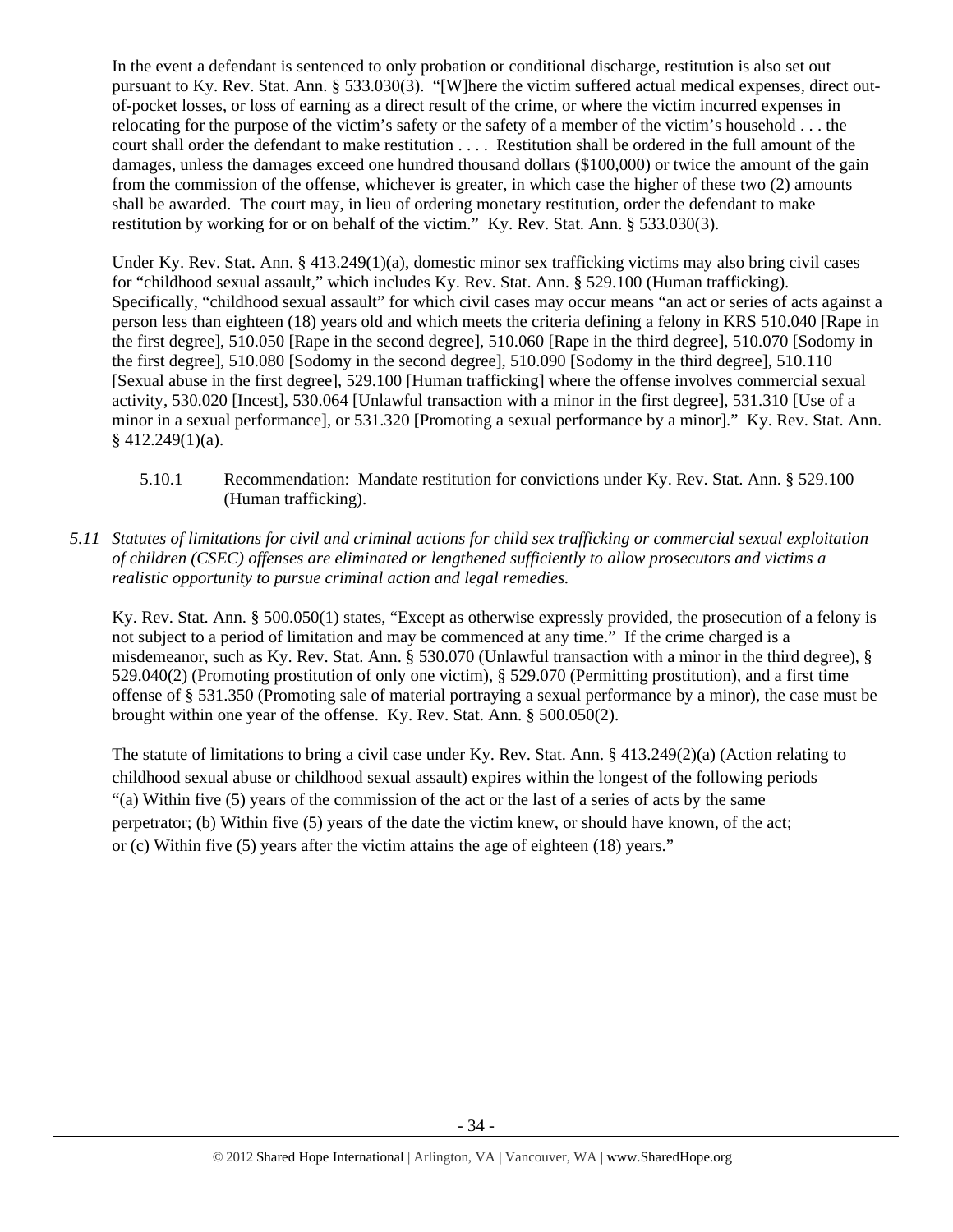In the event a defendant is sentenced to only probation or conditional discharge, restitution is also set out pursuant to Ky. Rev. Stat. Ann. § 533.030(3). "[W]here the victim suffered actual medical expenses, direct out-of-pocket losses, or loss of earning as a direct result of the crime, or where the victim incurred expenses in relocating for the purpose of the victim's safety or the safety of a member of the victim's household . . . the court shall order the defendant to make restitution . . . . Restitution shall be ordered in the full amount of the damages, unless the damages exceed one hundred thousand dollars ($100,000) or twice the amount of the gain from the commission of the offense, whichever is greater, in which case the higher of these two (2) amounts shall be awarded. The court may, in lieu of ordering monetary restitution, order the defendant to make restitution by working for or on behalf of the victim." Ky. Rev. Stat. Ann. § 533.030(3).

Under Ky. Rev. Stat. Ann. § 413.249(1)(a), domestic minor sex trafficking victims may also bring civil cases for "childhood sexual assault," which includes Ky. Rev. Stat. Ann. § 529.100 (Human trafficking). Specifically, "childhood sexual assault" for which civil cases may occur means "an act or series of acts against a person less than eighteen (18) years old and which meets the criteria defining a felony in KRS 510.040 [Rape in the first degree], 510.050 [Rape in the second degree], 510.060 [Rape in the third degree], 510.070 [Sodomy in the first degree], 510.080 [Sodomy in the second degree], 510.090 [Sodomy in the third degree], 510.110 [Sexual abuse in the first degree], 529.100 [Human trafficking] where the offense involves commercial sexual activity, 530.020 [Incest], 530.064 [Unlawful transaction with a minor in the first degree], 531.310 [Use of a minor in a sexual performance], or 531.320 [Promoting a sexual performance by a minor]." Ky. Rev. Stat. Ann. § 412.249(1)(a).

5.10.1 Recommendation: Mandate restitution for convictions under Ky. Rev. Stat. Ann. § 529.100 (Human trafficking).

*5.11 Statutes of limitations for civil and criminal actions for child sex trafficking or commercial sexual exploitation of children (CSEC) offenses are eliminated or lengthened sufficiently to allow prosecutors and victims a realistic opportunity to pursue criminal action and legal remedies.*

Ky. Rev. Stat. Ann. § 500.050(1) states, "Except as otherwise expressly provided, the prosecution of a felony is not subject to a period of limitation and may be commenced at any time." If the crime charged is a misdemeanor, such as Ky. Rev. Stat. Ann. § 530.070 (Unlawful transaction with a minor in the third degree), § 529.040(2) (Promoting prostitution of only one victim), § 529.070 (Permitting prostitution), and a first time offense of § 531.350 (Promoting sale of material portraying a sexual performance by a minor), the case must be brought within one year of the offense. Ky. Rev. Stat. Ann. § 500.050(2).

The statute of limitations to bring a civil case under Ky. Rev. Stat. Ann. § 413.249(2)(a) (Action relating to childhood sexual abuse or childhood sexual assault) expires within the longest of the following periods "(a) Within five (5) years of the commission of the act or the last of a series of acts by the same perpetrator; (b) Within five (5) years of the date the victim knew, or should have known, of the act; or (c) Within five (5) years after the victim attains the age of eighteen (18) years."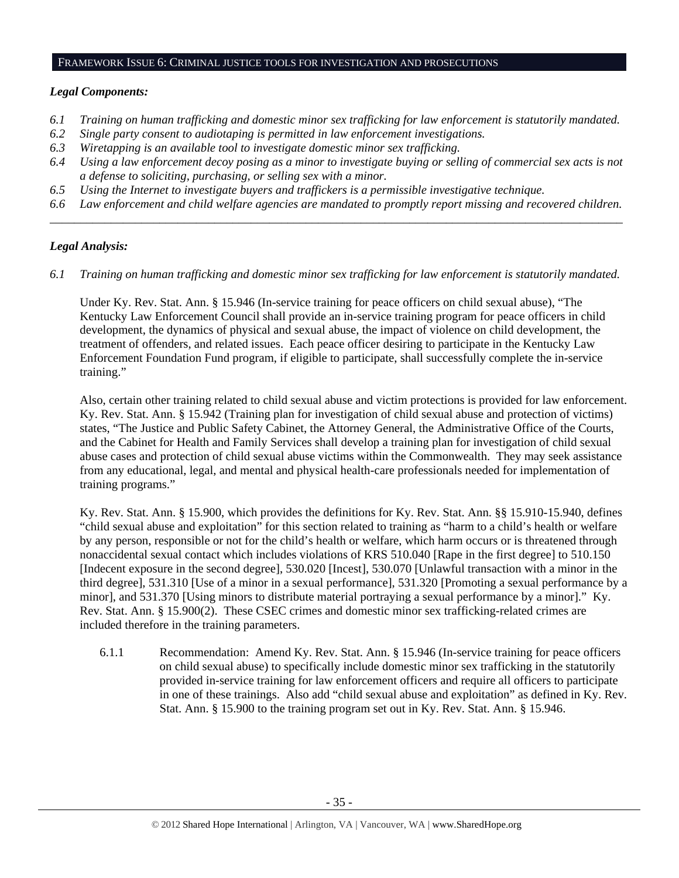## FRAMEWORK ISSUE 6: CRIMINAL JUSTICE TOOLS FOR INVESTIGATION AND PROSECUTIONS

***Legal Components:***

*6.1 Training on human trafficking and domestic minor sex trafficking for law enforcement is statutorily mandated.*
*6.2 Single party consent to audiotaping is permitted in law enforcement investigations.*
*6.3 Wiretapping is an available tool to investigate domestic minor sex trafficking.*
*6.4 Using a law enforcement decoy posing as a minor to investigate buying or selling of commercial sex acts is not a defense to soliciting, purchasing, or selling sex with a minor.*
*6.5 Using the Internet to investigate buyers and traffickers is a permissible investigative technique.*
*6.6 Law enforcement and child welfare agencies are mandated to promptly report missing and recovered children.*

---

***Legal Analysis:***

*6.1 Training on human trafficking and domestic minor sex trafficking for law enforcement is statutorily mandated.*

Under Ky. Rev. Stat. Ann. § 15.946 (In-service training for peace officers on child sexual abuse), "The Kentucky Law Enforcement Council shall provide an in-service training program for peace officers in child development, the dynamics of physical and sexual abuse, the impact of violence on child development, the treatment of offenders, and related issues. Each peace officer desiring to participate in the Kentucky Law Enforcement Foundation Fund program, if eligible to participate, shall successfully complete the in-service training."

Also, certain other training related to child sexual abuse and victim protections is provided for law enforcement. Ky. Rev. Stat. Ann. § 15.942 (Training plan for investigation of child sexual abuse and protection of victims) states, "The Justice and Public Safety Cabinet, the Attorney General, the Administrative Office of the Courts, and the Cabinet for Health and Family Services shall develop a training plan for investigation of child sexual abuse cases and protection of child sexual abuse victims within the Commonwealth. They may seek assistance from any educational, legal, and mental and physical health-care professionals needed for implementation of training programs."

Ky. Rev. Stat. Ann. § 15.900, which provides the definitions for Ky. Rev. Stat. Ann. §§ 15.910-15.940, defines "child sexual abuse and exploitation" for this section related to training as "harm to a child's health or welfare by any person, responsible or not for the child's health or welfare, which harm occurs or is threatened through nonaccidental sexual contact which includes violations of KRS 510.040 [Rape in the first degree] to 510.150 [Indecent exposure in the second degree], 530.020 [Incest], 530.070 [Unlawful transaction with a minor in the third degree], 531.310 [Use of a minor in a sexual performance], 531.320 [Promoting a sexual performance by a minor], and 531.370 [Using minors to distribute material portraying a sexual performance by a minor]." Ky. Rev. Stat. Ann. § 15.900(2). These CSEC crimes and domestic minor sex trafficking-related crimes are included therefore in the training parameters.

6.1.1 Recommendation: Amend Ky. Rev. Stat. Ann. § 15.946 (In-service training for peace officers on child sexual abuse) to specifically include domestic minor sex trafficking in the statutorily provided in-service training for law enforcement officers and require all officers to participate in one of these trainings. Also add "child sexual abuse and exploitation" as defined in Ky. Rev. Stat. Ann. § 15.900 to the training program set out in Ky. Rev. Stat. Ann. § 15.946.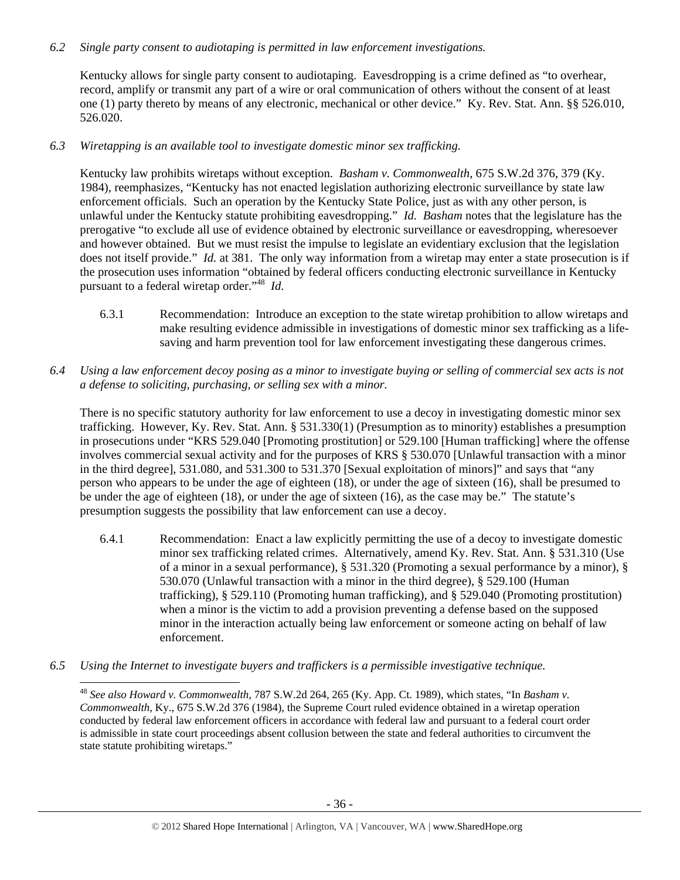*6.2 Single party consent to audiotaping is permitted in law enforcement investigations.*

Kentucky allows for single party consent to audiotaping. Eavesdropping is a crime defined as "to overhear, record, amplify or transmit any part of a wire or oral communication of others without the consent of at least one (1) party thereto by means of any electronic, mechanical or other device." Ky. Rev. Stat. Ann. §§ 526.010, 526.020.

*6.3 Wiretapping is an available tool to investigate domestic minor sex trafficking.*

Kentucky law prohibits wiretaps without exception. *Basham v. Commonwealth*, 675 S.W.2d 376, 379 (Ky. 1984), reemphasizes, "Kentucky has not enacted legislation authorizing electronic surveillance by state law enforcement officials. Such an operation by the Kentucky State Police, just as with any other person, is unlawful under the Kentucky statute prohibiting eavesdropping." *Id. Basham* notes that the legislature has the prerogative "to exclude all use of evidence obtained by electronic surveillance or eavesdropping, wheresoever and however obtained. But we must resist the impulse to legislate an evidentiary exclusion that the legislation does not itself provide." *Id.* at 381. The only way information from a wiretap may enter a state prosecution is if the prosecution uses information "obtained by federal officers conducting electronic surveillance in Kentucky pursuant to a federal wiretap order."[48] *Id.*

6.3.1 Recommendation: Introduce an exception to the state wiretap prohibition to allow wiretaps and make resulting evidence admissible in investigations of domestic minor sex trafficking as a life-saving and harm prevention tool for law enforcement investigating these dangerous crimes.

*6.4 Using a law enforcement decoy posing as a minor to investigate buying or selling of commercial sex acts is not a defense to soliciting, purchasing, or selling sex with a minor.*

There is no specific statutory authority for law enforcement to use a decoy in investigating domestic minor sex trafficking. However, Ky. Rev. Stat. Ann. § 531.330(1) (Presumption as to minority) establishes a presumption in prosecutions under "KRS 529.040 [Promoting prostitution] or 529.100 [Human trafficking] where the offense involves commercial sexual activity and for the purposes of KRS § 530.070 [Unlawful transaction with a minor in the third degree], 531.080, and 531.300 to 531.370 [Sexual exploitation of minors]" and says that "any person who appears to be under the age of eighteen (18), or under the age of sixteen (16), shall be presumed to be under the age of eighteen (18), or under the age of sixteen (16), as the case may be." The statute's presumption suggests the possibility that law enforcement can use a decoy.

6.4.1 Recommendation: Enact a law explicitly permitting the use of a decoy to investigate domestic minor sex trafficking related crimes. Alternatively, amend Ky. Rev. Stat. Ann. § 531.310 (Use of a minor in a sexual performance), § 531.320 (Promoting a sexual performance by a minor), § 530.070 (Unlawful transaction with a minor in the third degree), § 529.100 (Human trafficking), § 529.110 (Promoting human trafficking), and § 529.040 (Promoting prostitution) when a minor is the victim to add a provision preventing a defense based on the supposed minor in the interaction actually being law enforcement or someone acting on behalf of law enforcement.

*6.5 Using the Internet to investigate buyers and traffickers is a permissible investigative technique.*

[48] *See also Howard v. Commonwealth*, 787 S.W.2d 264, 265 (Ky. App. Ct. 1989), which states, "In *Basham v. Commonwealth*, Ky., 675 S.W.2d 376 (1984), the Supreme Court ruled evidence obtained in a wiretap operation conducted by federal law enforcement officers in accordance with federal law and pursuant to a federal court order is admissible in state court proceedings absent collusion between the state and federal authorities to circumvent the state statute prohibiting wiretaps."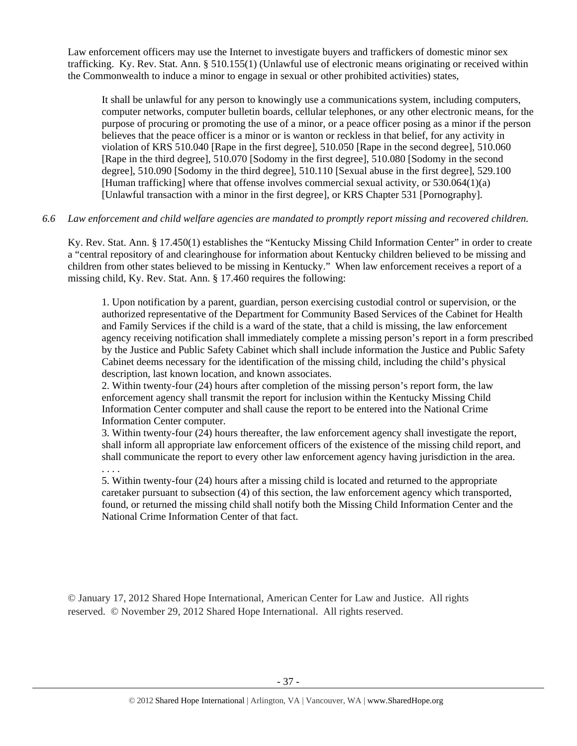Law enforcement officers may use the Internet to investigate buyers and traffickers of domestic minor sex trafficking. Ky. Rev. Stat. Ann. § 510.155(1) (Unlawful use of electronic means originating or received within the Commonwealth to induce a minor to engage in sexual or other prohibited activities) states,

> It shall be unlawful for any person to knowingly use a communications system, including computers, computer networks, computer bulletin boards, cellular telephones, or any other electronic means, for the purpose of procuring or promoting the use of a minor, or a peace officer posing as a minor if the person believes that the peace officer is a minor or is wanton or reckless in that belief, for any activity in violation of KRS 510.040 [Rape in the first degree], 510.050 [Rape in the second degree], 510.060 [Rape in the third degree], 510.070 [Sodomy in the first degree], 510.080 [Sodomy in the second degree], 510.090 [Sodomy in the third degree], 510.110 [Sexual abuse in the first degree], 529.100 [Human trafficking] where that offense involves commercial sexual activity, or 530.064(1)(a) [Unlawful transaction with a minor in the first degree], or KRS Chapter 531 [Pornography].

*6.6 Law enforcement and child welfare agencies are mandated to promptly report missing and recovered children.*

Ky. Rev. Stat. Ann. § 17.450(1) establishes the "Kentucky Missing Child Information Center" in order to create a "central repository of and clearinghouse for information about Kentucky children believed to be missing and children from other states believed to be missing in Kentucky." When law enforcement receives a report of a missing child, Ky. Rev. Stat. Ann. § 17.460 requires the following:

> 1. Upon notification by a parent, guardian, person exercising custodial control or supervision, or the authorized representative of the Department for Community Based Services of the Cabinet for Health and Family Services if the child is a ward of the state, that a child is missing, the law enforcement agency receiving notification shall immediately complete a missing person's report in a form prescribed by the Justice and Public Safety Cabinet which shall include information the Justice and Public Safety Cabinet deems necessary for the identification of the missing child, including the child's physical description, last known location, and known associates.
> 2. Within twenty-four (24) hours after completion of the missing person's report form, the law enforcement agency shall transmit the report for inclusion within the Kentucky Missing Child Information Center computer and shall cause the report to be entered into the National Crime Information Center computer.
> 3. Within twenty-four (24) hours thereafter, the law enforcement agency shall investigate the report, shall inform all appropriate law enforcement officers of the existence of the missing child report, and shall communicate the report to every other law enforcement agency having jurisdiction in the area.
> . . . .
> 5. Within twenty-four (24) hours after a missing child is located and returned to the appropriate caretaker pursuant to subsection (4) of this section, the law enforcement agency which transported, found, or returned the missing child shall notify both the Missing Child Information Center and the National Crime Information Center of that fact.

© January 17, 2012 Shared Hope International, American Center for Law and Justice. All rights reserved. © November 29, 2012 Shared Hope International. All rights reserved.